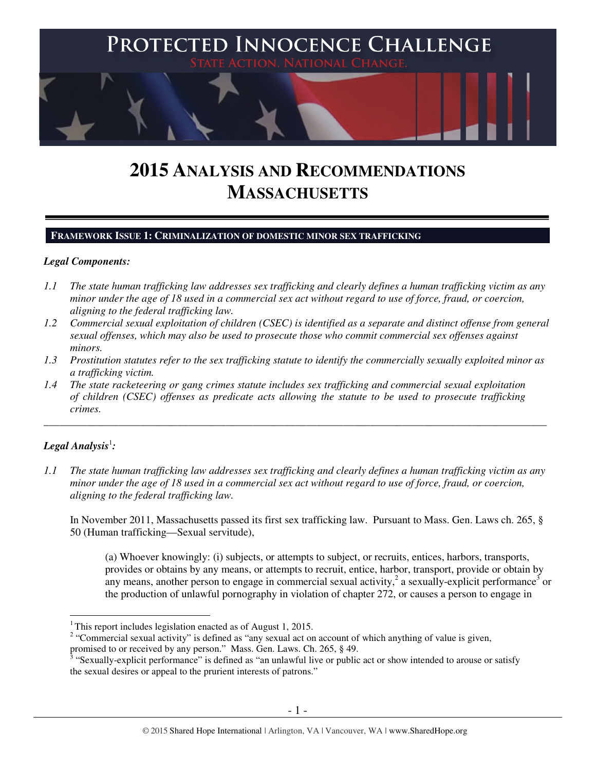# PROTECTED INNOCENCE CHALLENGE

STATE ACTION. NATIONAL CHANGE.

# 2015 ANALYSIS AND RECOMMENDATIONS MASSACHUSETTS

## FRAMEWORK ISSUE 1: CRIMINALIZATION OF DOMESTIC MINOR SEX TRAFFICKING

***Legal Components:***

*1.1 The state human trafficking law addresses sex trafficking and clearly defines a human trafficking victim as any minor under the age of 18 used in a commercial sex act without regard to use of force, fraud, or coercion, aligning to the federal trafficking law.*

*1.2 Commercial sexual exploitation of children (CSEC) is identified as a separate and distinct offense from general sexual offenses, which may also be used to prosecute those who commit commercial sex offenses against minors.*

*1.3 Prostitution statutes refer to the sex trafficking statute to identify the commercially sexually exploited minor as a trafficking victim.*

*1.4 The state racketeering or gang crimes statute includes sex trafficking and commercial sexual exploitation of children (CSEC) offenses as predicate acts allowing the statute to be used to prosecute trafficking crimes.*

---

***Legal Analysis***[1]***:***

*1.1 The state human trafficking law addresses sex trafficking and clearly defines a human trafficking victim as any minor under the age of 18 used in a commercial sex act without regard to use of force, fraud, or coercion, aligning to the federal trafficking law.*

In November 2011, Massachusetts passed its first sex trafficking law. Pursuant to Mass. Gen. Laws ch. 265, § 50 (Human trafficking—Sexual servitude),

> (a) Whoever knowingly: (i) subjects, or attempts to subject, or recruits, entices, harbors, transports, provides or obtains by any means, or attempts to recruit, entice, harbor, transport, provide or obtain by any means, another person to engage in commercial sexual activity,[2] a sexually-explicit performance[3] or the production of unlawful pornography in violation of chapter 272, or causes a person to engage in

---

[1] This report includes legislation enacted as of August 1, 2015.

[2] "Commercial sexual activity" is defined as "any sexual act on account of which anything of value is given, promised to or received by any person." Mass. Gen. Laws. Ch. 265, § 49.

[3] "Sexually-explicit performance" is defined as "an unlawful live or public act or show intended to arouse or satisfy the sexual desires or appeal to the prurient interests of patrons."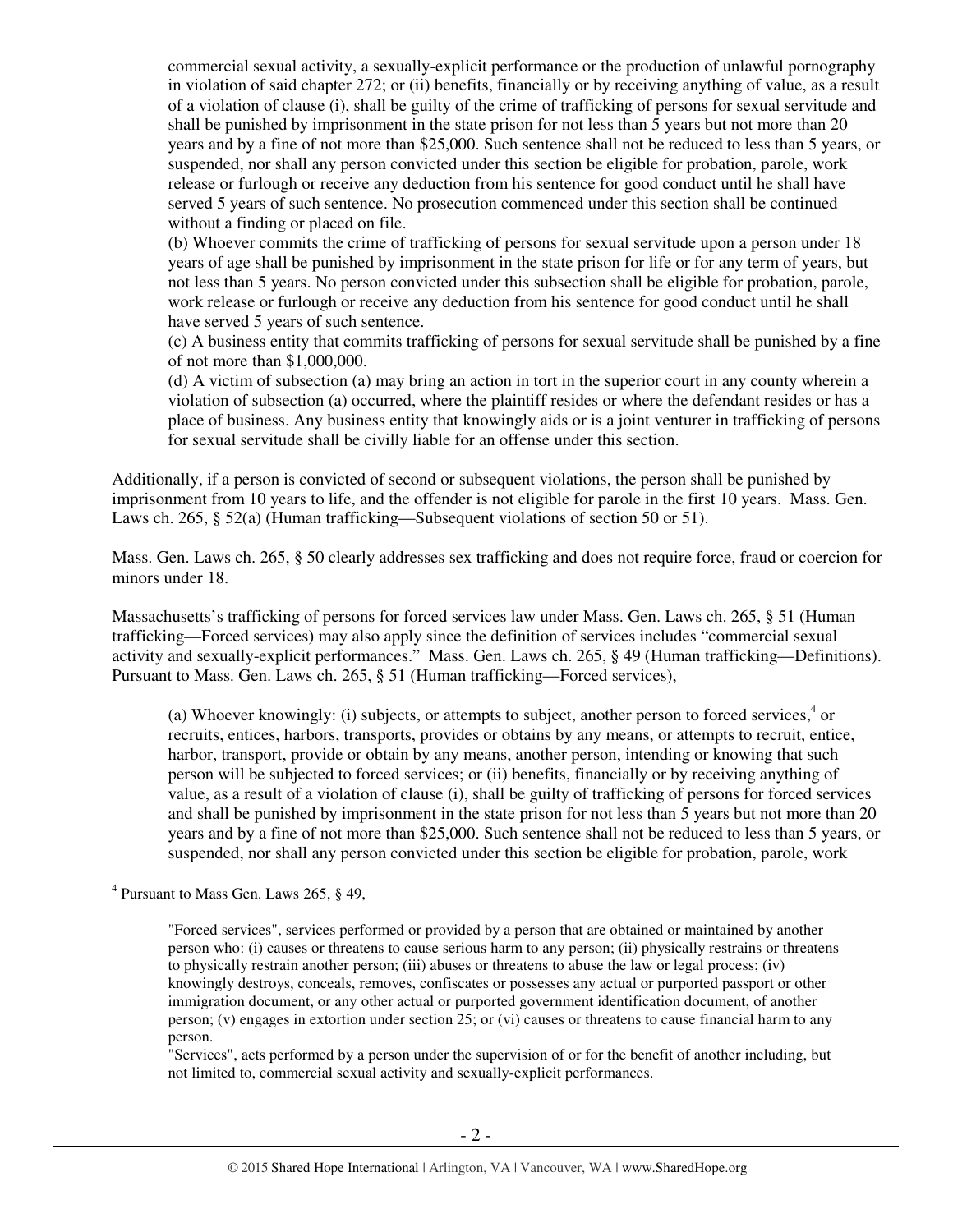commercial sexual activity, a sexually-explicit performance or the production of unlawful pornography in violation of said chapter 272; or (ii) benefits, financially or by receiving anything of value, as a result of a violation of clause (i), shall be guilty of the crime of trafficking of persons for sexual servitude and shall be punished by imprisonment in the state prison for not less than 5 years but not more than 20 years and by a fine of not more than $25,000. Such sentence shall not be reduced to less than 5 years, or suspended, nor shall any person convicted under this section be eligible for probation, parole, work release or furlough or receive any deduction from his sentence for good conduct until he shall have served 5 years of such sentence. No prosecution commenced under this section shall be continued without a finding or placed on file.

> (b) Whoever commits the crime of trafficking of persons for sexual servitude upon a person under 18 years of age shall be punished by imprisonment in the state prison for life or for any term of years, but not less than 5 years. No person convicted under this subsection shall be eligible for probation, parole, work release or furlough or receive any deduction from his sentence for good conduct until he shall have served 5 years of such sentence.
>
> (c) A business entity that commits trafficking of persons for sexual servitude shall be punished by a fine of not more than $1,000,000.
>
> (d) A victim of subsection (a) may bring an action in tort in the superior court in any county wherein a violation of subsection (a) occurred, where the plaintiff resides or where the defendant resides or has a place of business. Any business entity that knowingly aids or is a joint venturer in trafficking of persons for sexual servitude shall be civilly liable for an offense under this section.

Additionally, if a person is convicted of second or subsequent violations, the person shall be punished by imprisonment from 10 years to life, and the offender is not eligible for parole in the first 10 years. Mass. Gen. Laws ch. 265, § 52(a) (Human trafficking—Subsequent violations of section 50 or 51).

Mass. Gen. Laws ch. 265, § 50 clearly addresses sex trafficking and does not require force, fraud or coercion for minors under 18.

Massachusetts's trafficking of persons for forced services law under Mass. Gen. Laws ch. 265, § 51 (Human trafficking—Forced services) may also apply since the definition of services includes "commercial sexual activity and sexually-explicit performances." Mass. Gen. Laws ch. 265, § 49 (Human trafficking—Definitions). Pursuant to Mass. Gen. Laws ch. 265, § 51 (Human trafficking—Forced services),

> (a) Whoever knowingly: (i) subjects, or attempts to subject, another person to forced services,[4] or recruits, entices, harbors, transports, provides or obtains by any means, or attempts to recruit, entice, harbor, transport, provide or obtain by any means, another person, intending or knowing that such person will be subjected to forced services; or (ii) benefits, financially or by receiving anything of value, as a result of a violation of clause (i), shall be guilty of trafficking of persons for forced services and shall be punished by imprisonment in the state prison for not less than 5 years but not more than 20 years and by a fine of not more than $25,000. Such sentence shall not be reduced to less than 5 years, or suspended, nor shall any person convicted under this section be eligible for probation, parole, work

---

[4] Pursuant to Mass Gen. Laws 265, § 49,

> "Forced services", services performed or provided by a person that are obtained or maintained by another person who: (i) causes or threatens to cause serious harm to any person; (ii) physically restrains or threatens to physically restrain another person; (iii) abuses or threatens to abuse the law or legal process; (iv) knowingly destroys, conceals, removes, confiscates or possesses any actual or purported passport or other immigration document, or any other actual or purported government identification document, of another person; (v) engages in extortion under section 25; or (vi) causes or threatens to cause financial harm to any person.
>
> "Services", acts performed by a person under the supervision of or for the benefit of another including, but not limited to, commercial sexual activity and sexually-explicit performances.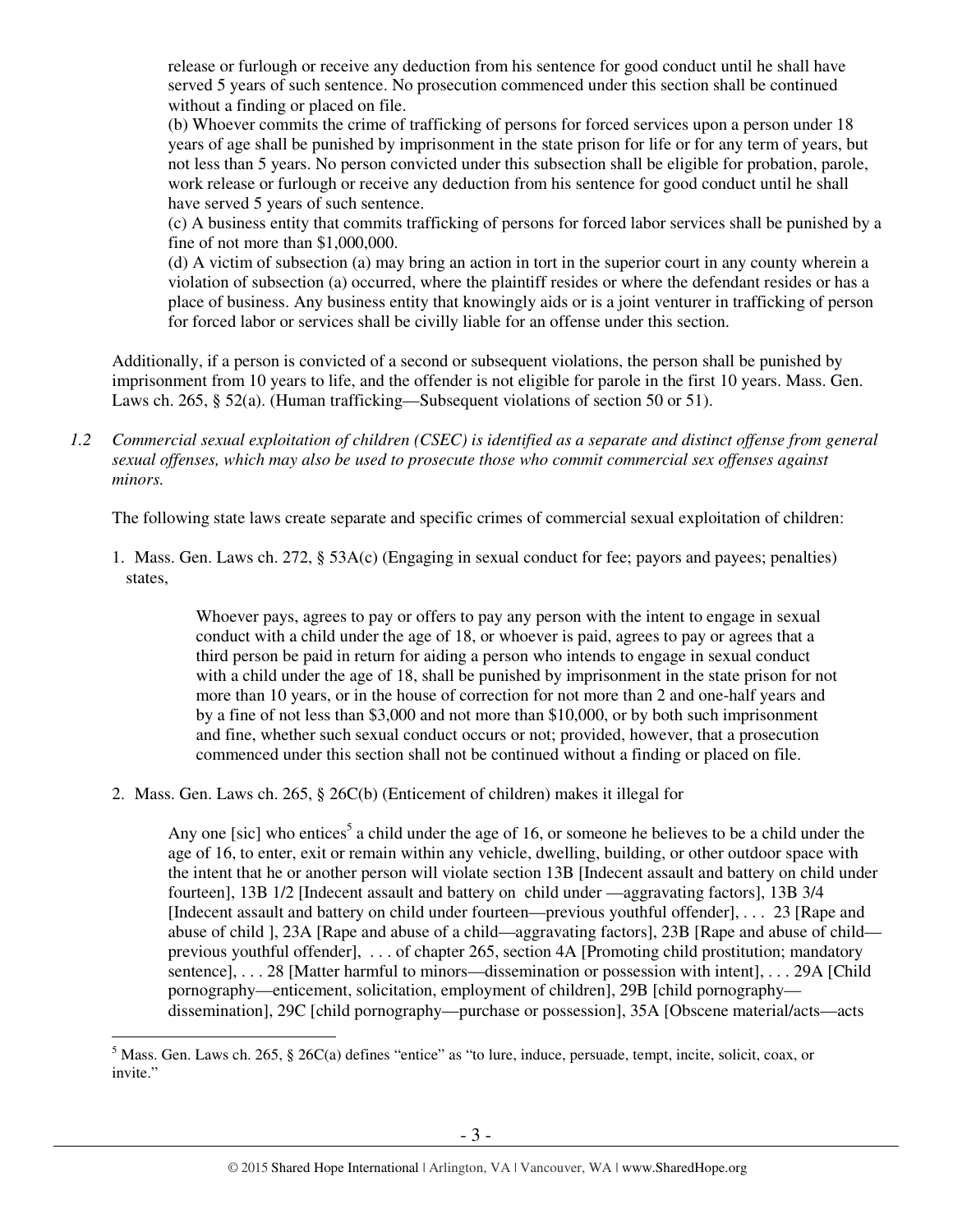release or furlough or receive any deduction from his sentence for good conduct until he shall have served 5 years of such sentence. No prosecution commenced under this section shall be continued without a finding or placed on file.

(b) Whoever commits the crime of trafficking of persons for forced services upon a person under 18 years of age shall be punished by imprisonment in the state prison for life or for any term of years, but not less than 5 years. No person convicted under this subsection shall be eligible for probation, parole, work release or furlough or receive any deduction from his sentence for good conduct until he shall have served 5 years of such sentence.

(c) A business entity that commits trafficking of persons for forced labor services shall be punished by a fine of not more than $1,000,000.

(d) A victim of subsection (a) may bring an action in tort in the superior court in any county wherein a violation of subsection (a) occurred, where the plaintiff resides or where the defendant resides or has a place of business. Any business entity that knowingly aids or is a joint venturer in trafficking of person for forced labor or services shall be civilly liable for an offense under this section.

Additionally, if a person is convicted of a second or subsequent violations, the person shall be punished by imprisonment from 10 years to life, and the offender is not eligible for parole in the first 10 years. Mass. Gen. Laws ch. 265, § 52(a). (Human trafficking—Subsequent violations of section 50 or 51).

*1.2 Commercial sexual exploitation of children (CSEC) is identified as a separate and distinct offense from general sexual offenses, which may also be used to prosecute those who commit commercial sex offenses against minors.*

The following state laws create separate and specific crimes of commercial sexual exploitation of children:

1. Mass. Gen. Laws ch. 272, § 53A(c) (Engaging in sexual conduct for fee; payors and payees; penalties) states,

> Whoever pays, agrees to pay or offers to pay any person with the intent to engage in sexual conduct with a child under the age of 18, or whoever is paid, agrees to pay or agrees that a third person be paid in return for aiding a person who intends to engage in sexual conduct with a child under the age of 18, shall be punished by imprisonment in the state prison for not more than 10 years, or in the house of correction for not more than 2 and one-half years and by a fine of not less than $3,000 and not more than $10,000, or by both such imprisonment and fine, whether such sexual conduct occurs or not; provided, however, that a prosecution commenced under this section shall not be continued without a finding or placed on file.

2. Mass. Gen. Laws ch. 265, § 26C(b) (Enticement of children) makes it illegal for

> Any one [sic] who entices[5] a child under the age of 16, or someone he believes to be a child under the age of 16, to enter, exit or remain within any vehicle, dwelling, building, or other outdoor space with the intent that he or another person will violate section 13B [Indecent assault and battery on child under fourteen], 13B 1/2 [Indecent assault and battery on child under —aggravating factors], 13B 3/4 [Indecent assault and battery on child under fourteen—previous youthful offender], . . . 23 [Rape and abuse of child ], 23A [Rape and abuse of a child—aggravating factors], 23B [Rape and abuse of child—previous youthful offender], . . . of chapter 265, section 4A [Promoting child prostitution; mandatory sentence], . . . 28 [Matter harmful to minors—dissemination or possession with intent], . . . 29A [Child pornography—enticement, solicitation, employment of children], 29B [child pornography—dissemination], 29C [child pornography—purchase or possession], 35A [Obscene material/acts—acts

[5] Mass. Gen. Laws ch. 265, § 26C(a) defines "entice" as "to lure, induce, persuade, tempt, incite, solicit, coax, or invite."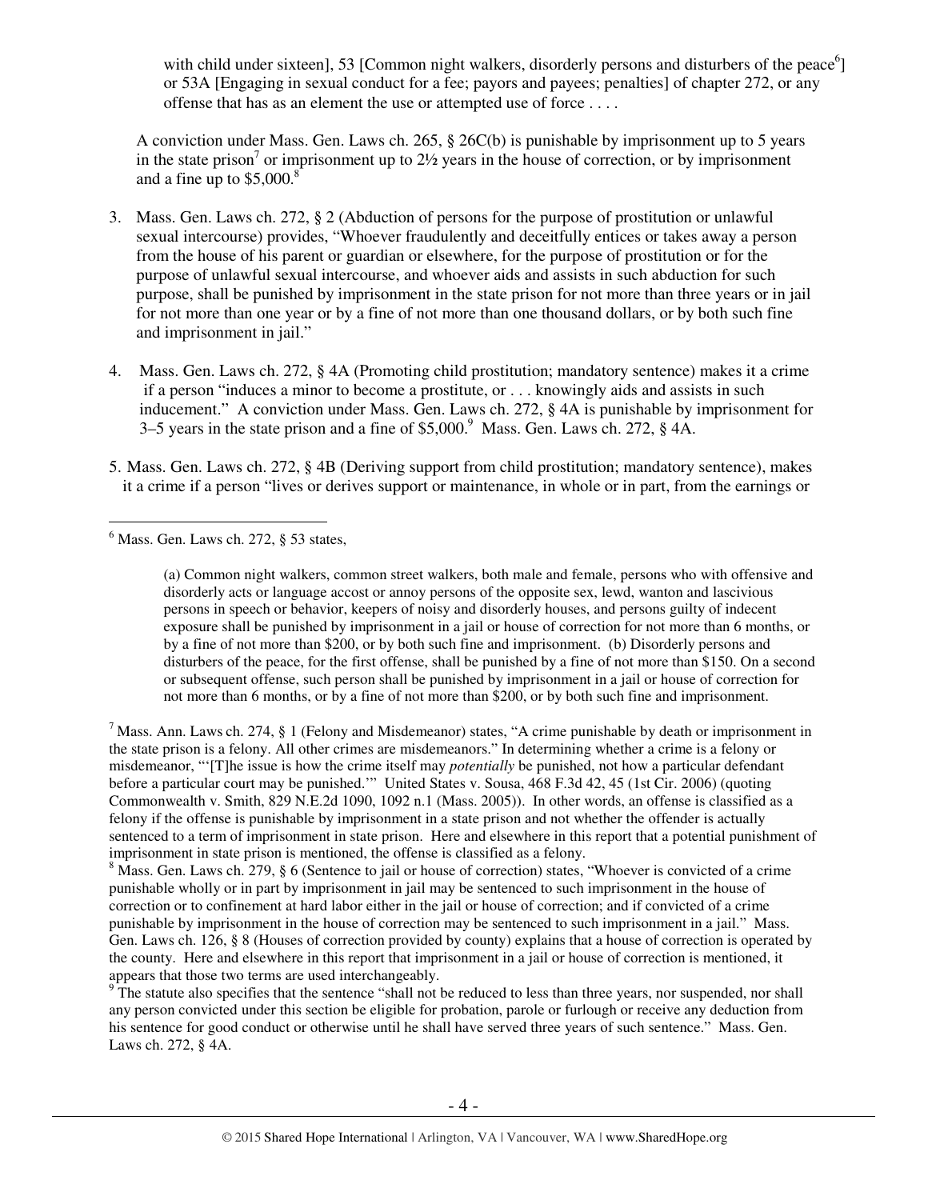with child under sixteen], 53 [Common night walkers, disorderly persons and disturbers of the peace[6]] or 53A [Engaging in sexual conduct for a fee; payors and payees; penalties] of chapter 272, or any offense that has as an element the use or attempted use of force . . . .

A conviction under Mass. Gen. Laws ch. 265, § 26C(b) is punishable by imprisonment up to 5 years in the state prison[7] or imprisonment up to 2½ years in the house of correction, or by imprisonment and a fine up to $5,000.[8]

3. Mass. Gen. Laws ch. 272, § 2 (Abduction of persons for the purpose of prostitution or unlawful sexual intercourse) provides, "Whoever fraudulently and deceitfully entices or takes away a person from the house of his parent or guardian or elsewhere, for the purpose of prostitution or for the purpose of unlawful sexual intercourse, and whoever aids and assists in such abduction for such purpose, shall be punished by imprisonment in the state prison for not more than three years or in jail for not more than one year or by a fine of not more than one thousand dollars, or by both such fine and imprisonment in jail."

4. Mass. Gen. Laws ch. 272, § 4A (Promoting child prostitution; mandatory sentence) makes it a crime if a person "induces a minor to become a prostitute, or . . . knowingly aids and assists in such inducement." A conviction under Mass. Gen. Laws ch. 272, § 4A is punishable by imprisonment for 3–5 years in the state prison and a fine of $5,000.[9] Mass. Gen. Laws ch. 272, § 4A.

5. Mass. Gen. Laws ch. 272, § 4B (Deriving support from child prostitution; mandatory sentence), makes it a crime if a person "lives or derives support or maintenance, in whole or in part, from the earnings or

---

[6] Mass. Gen. Laws ch. 272, § 53 states,

> (a) Common night walkers, common street walkers, both male and female, persons who with offensive and disorderly acts or language accost or annoy persons of the opposite sex, lewd, wanton and lascivious persons in speech or behavior, keepers of noisy and disorderly houses, and persons guilty of indecent exposure shall be punished by imprisonment in a jail or house of correction for not more than 6 months, or by a fine of not more than $200, or by both such fine and imprisonment. (b) Disorderly persons and disturbers of the peace, for the first offense, shall be punished by a fine of not more than $150. On a second or subsequent offense, such person shall be punished by imprisonment in a jail or house of correction for not more than 6 months, or by a fine of not more than $200, or by both such fine and imprisonment.

[7] Mass. Ann. Laws ch. 274, § 1 (Felony and Misdemeanor) states, "A crime punishable by death or imprisonment in the state prison is a felony. All other crimes are misdemeanors." In determining whether a crime is a felony or misdemeanor, "'[T]he issue is how the crime itself may *potentially* be punished, not how a particular defendant before a particular court may be punished.'" United States v. Sousa, 468 F.3d 42, 45 (1st Cir. 2006) (quoting Commonwealth v. Smith, 829 N.E.2d 1090, 1092 n.1 (Mass. 2005)). In other words, an offense is classified as a felony if the offense is punishable by imprisonment in a state prison and not whether the offender is actually sentenced to a term of imprisonment in state prison. Here and elsewhere in this report that a potential punishment of imprisonment in state prison is mentioned, the offense is classified as a felony.

[8] Mass. Gen. Laws ch. 279, § 6 (Sentence to jail or house of correction) states, "Whoever is convicted of a crime punishable wholly or in part by imprisonment in jail may be sentenced to such imprisonment in the house of correction or to confinement at hard labor either in the jail or house of correction; and if convicted of a crime punishable by imprisonment in the house of correction may be sentenced to such imprisonment in a jail." Mass. Gen. Laws ch. 126, § 8 (Houses of correction provided by county) explains that a house of correction is operated by the county. Here and elsewhere in this report that imprisonment in a jail or house of correction is mentioned, it appears that those two terms are used interchangeably.

[9] The statute also specifies that the sentence "shall not be reduced to less than three years, nor suspended, nor shall any person convicted under this section be eligible for probation, parole or furlough or receive any deduction from his sentence for good conduct or otherwise until he shall have served three years of such sentence." Mass. Gen. Laws ch. 272, § 4A.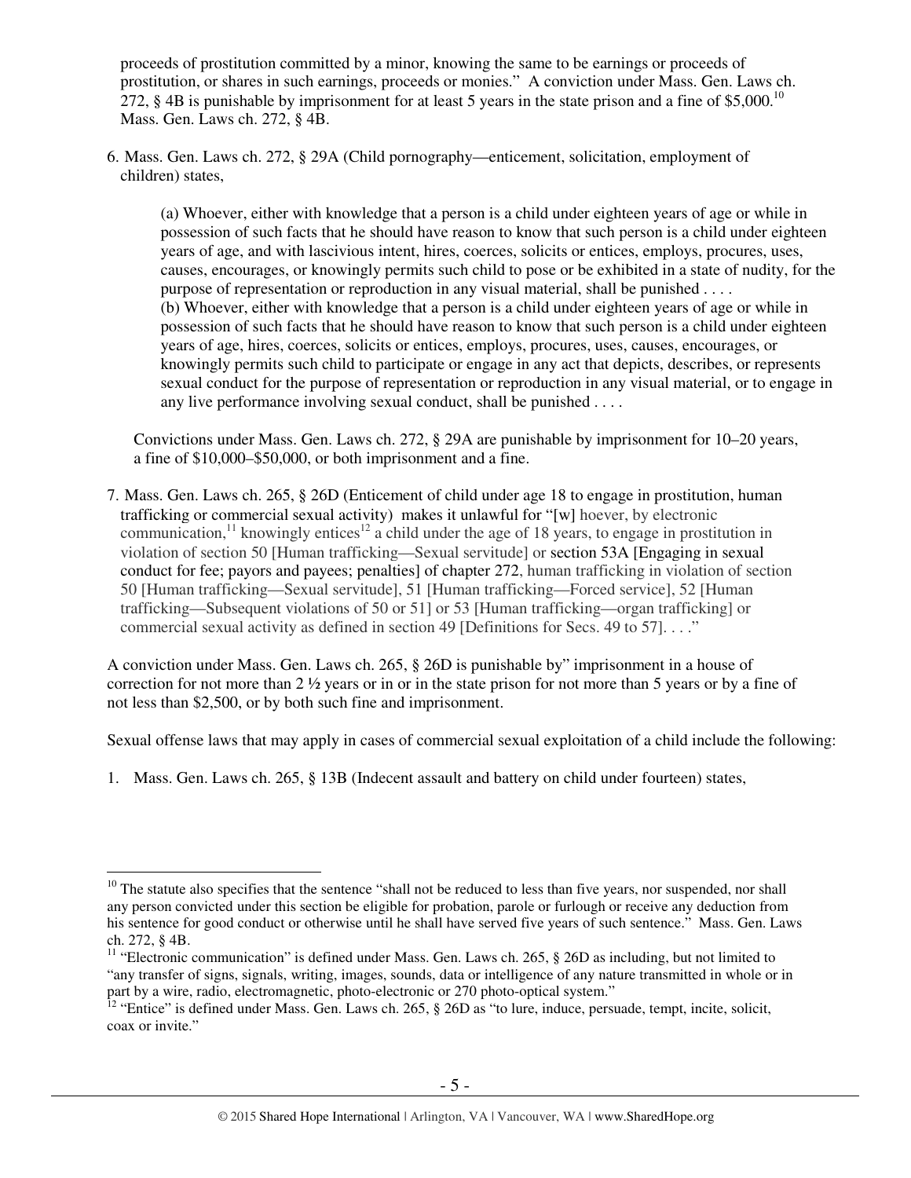proceeds of prostitution committed by a minor, knowing the same to be earnings or proceeds of prostitution, or shares in such earnings, proceeds or monies." A conviction under Mass. Gen. Laws ch. 272, § 4B is punishable by imprisonment for at least 5 years in the state prison and a fine of $5,000.[10] Mass. Gen. Laws ch. 272, § 4B.

6. Mass. Gen. Laws ch. 272, § 29A (Child pornography—enticement, solicitation, employment of children) states,

   > (a) Whoever, either with knowledge that a person is a child under eighteen years of age or while in possession of such facts that he should have reason to know that such person is a child under eighteen years of age, and with lascivious intent, hires, coerces, solicits or entices, employs, procures, uses, causes, encourages, or knowingly permits such child to pose or be exhibited in a state of nudity, for the purpose of representation or reproduction in any visual material, shall be punished . . . .
   > (b) Whoever, either with knowledge that a person is a child under eighteen years of age or while in possession of such facts that he should have reason to know that such person is a child under eighteen years of age, hires, coerces, solicits or entices, employs, procures, uses, causes, encourages, or knowingly permits such child to participate or engage in any act that depicts, describes, or represents sexual conduct for the purpose of representation or reproduction in any visual material, or to engage in any live performance involving sexual conduct, shall be punished . . . .

   Convictions under Mass. Gen. Laws ch. 272, § 29A are punishable by imprisonment for 10–20 years, a fine of $10,000–$50,000, or both imprisonment and a fine.

7. Mass. Gen. Laws ch. 265, § 26D (Enticement of child under age 18 to engage in prostitution, human trafficking or commercial sexual activity) makes it unlawful for "[w] hoever, by electronic communication,[11] knowingly entices[12] a child under the age of 18 years, to engage in prostitution in violation of section 50 [Human trafficking—Sexual servitude] or section 53A [Engaging in sexual conduct for fee; payors and payees; penalties] of chapter 272, human trafficking in violation of section 50 [Human trafficking—Sexual servitude], 51 [Human trafficking—Forced service], 52 [Human trafficking—Subsequent violations of 50 or 51] or 53 [Human trafficking—organ trafficking] or commercial sexual activity as defined in section 49 [Definitions for Secs. 49 to 57]. . . ."

A conviction under Mass. Gen. Laws ch. 265, § 26D is punishable by" imprisonment in a house of correction for not more than 2 ½ years or in or in the state prison for not more than 5 years or by a fine of not less than $2,500, or by both such fine and imprisonment.

Sexual offense laws that may apply in cases of commercial sexual exploitation of a child include the following:

1. Mass. Gen. Laws ch. 265, § 13B (Indecent assault and battery on child under fourteen) states,

---

[10] The statute also specifies that the sentence "shall not be reduced to less than five years, nor suspended, nor shall any person convicted under this section be eligible for probation, parole or furlough or receive any deduction from his sentence for good conduct or otherwise until he shall have served five years of such sentence." Mass. Gen. Laws ch. 272, § 4B.

[11] "Electronic communication" is defined under Mass. Gen. Laws ch. 265, § 26D as including, but not limited to "any transfer of signs, signals, writing, images, sounds, data or intelligence of any nature transmitted in whole or in part by a wire, radio, electromagnetic, photo-electronic or 270 photo-optical system."

[12] "Entice" is defined under Mass. Gen. Laws ch. 265, § 26D as "to lure, induce, persuade, tempt, incite, solicit, coax or invite."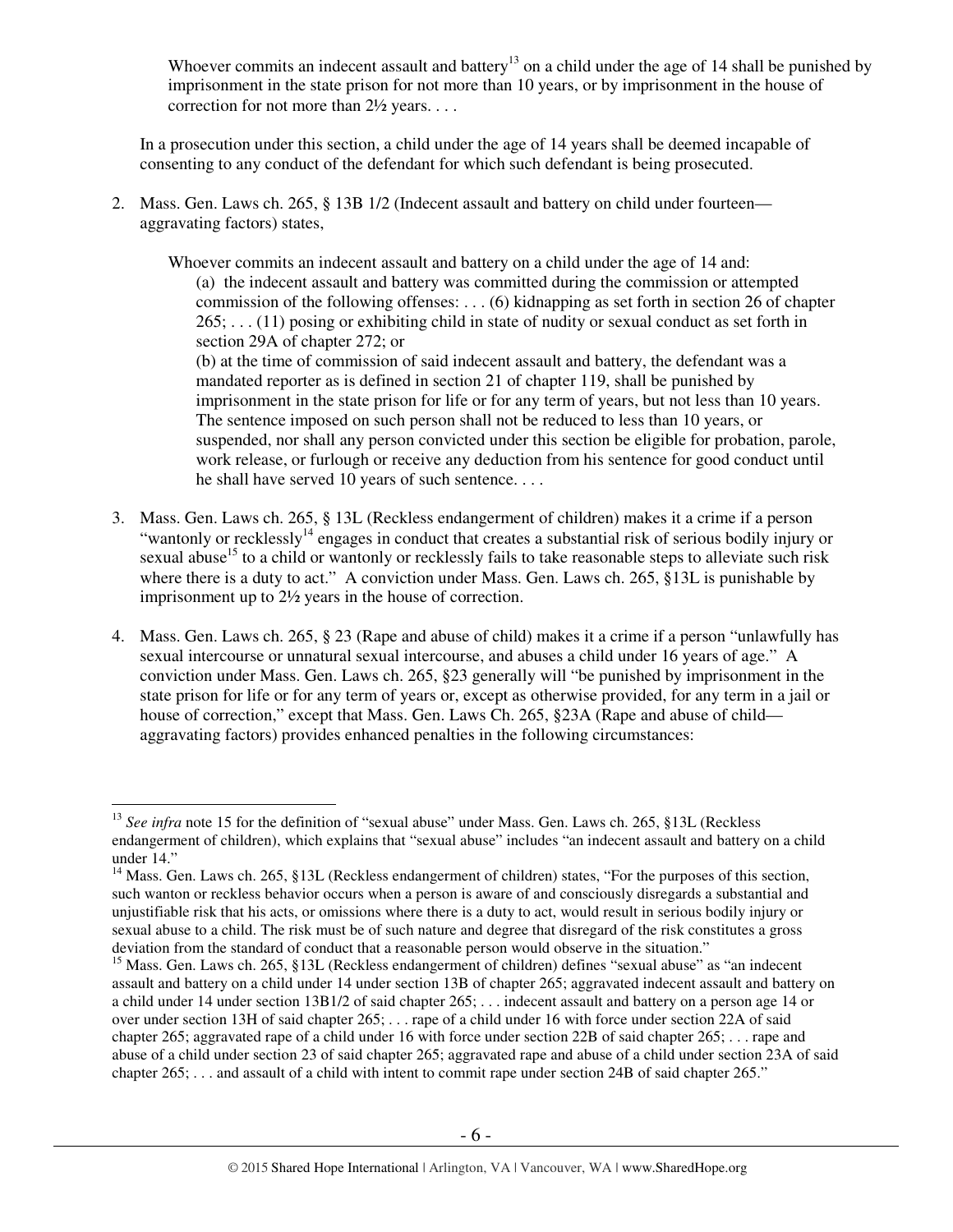> Whoever commits an indecent assault and battery[13] on a child under the age of 14 shall be punished by imprisonment in the state prison for not more than 10 years, or by imprisonment in the house of correction for not more than 2½ years. . . .

In a prosecution under this section, a child under the age of 14 years shall be deemed incapable of consenting to any conduct of the defendant for which such defendant is being prosecuted.

2. Mass. Gen. Laws ch. 265, § 13B 1/2 (Indecent assault and battery on child under fourteen—aggravating factors) states,

> Whoever commits an indecent assault and battery on a child under the age of 14 and:
>
> (a) the indecent assault and battery was committed during the commission or attempted commission of the following offenses: . . . (6) kidnapping as set forth in section 26 of chapter 265; . . . (11) posing or exhibiting child in state of nudity or sexual conduct as set forth in section 29A of chapter 272; or
>
> (b) at the time of commission of said indecent assault and battery, the defendant was a mandated reporter as is defined in section 21 of chapter 119, shall be punished by imprisonment in the state prison for life or for any term of years, but not less than 10 years. The sentence imposed on such person shall not be reduced to less than 10 years, or suspended, nor shall any person convicted under this section be eligible for probation, parole, work release, or furlough or receive any deduction from his sentence for good conduct until he shall have served 10 years of such sentence. . . .

3. Mass. Gen. Laws ch. 265, § 13L (Reckless endangerment of children) makes it a crime if a person "wantonly or recklessly[14] engages in conduct that creates a substantial risk of serious bodily injury or sexual abuse[15] to a child or wantonly or recklessly fails to take reasonable steps to alleviate such risk where there is a duty to act." A conviction under Mass. Gen. Laws ch. 265, §13L is punishable by imprisonment up to 2½ years in the house of correction.

4. Mass. Gen. Laws ch. 265, § 23 (Rape and abuse of child) makes it a crime if a person "unlawfully has sexual intercourse or unnatural sexual intercourse, and abuses a child under 16 years of age." A conviction under Mass. Gen. Laws ch. 265, §23 generally will "be punished by imprisonment in the state prison for life or for any term of years or, except as otherwise provided, for any term in a jail or house of correction," except that Mass. Gen. Laws Ch. 265, §23A (Rape and abuse of child—aggravating factors) provides enhanced penalties in the following circumstances:

---

[13] *See infra* note 15 for the definition of "sexual abuse" under Mass. Gen. Laws ch. 265, §13L (Reckless endangerment of children), which explains that "sexual abuse" includes "an indecent assault and battery on a child under 14."

[14] Mass. Gen. Laws ch. 265, §13L (Reckless endangerment of children) states, "For the purposes of this section, such wanton or reckless behavior occurs when a person is aware of and consciously disregards a substantial and unjustifiable risk that his acts, or omissions where there is a duty to act, would result in serious bodily injury or sexual abuse to a child. The risk must be of such nature and degree that disregard of the risk constitutes a gross deviation from the standard of conduct that a reasonable person would observe in the situation."

[15] Mass. Gen. Laws ch. 265, §13L (Reckless endangerment of children) defines "sexual abuse" as "an indecent assault and battery on a child under 14 under section 13B of chapter 265; aggravated indecent assault and battery on a child under 14 under section 13B1/2 of said chapter 265; . . . indecent assault and battery on a person age 14 or over under section 13H of said chapter 265; . . . rape of a child under 16 with force under section 22A of said chapter 265; aggravated rape of a child under 16 with force under section 22B of said chapter 265; . . . rape and abuse of a child under section 23 of said chapter 265; aggravated rape and abuse of a child under section 23A of said chapter 265; . . . and assault of a child with intent to commit rape under section 24B of said chapter 265."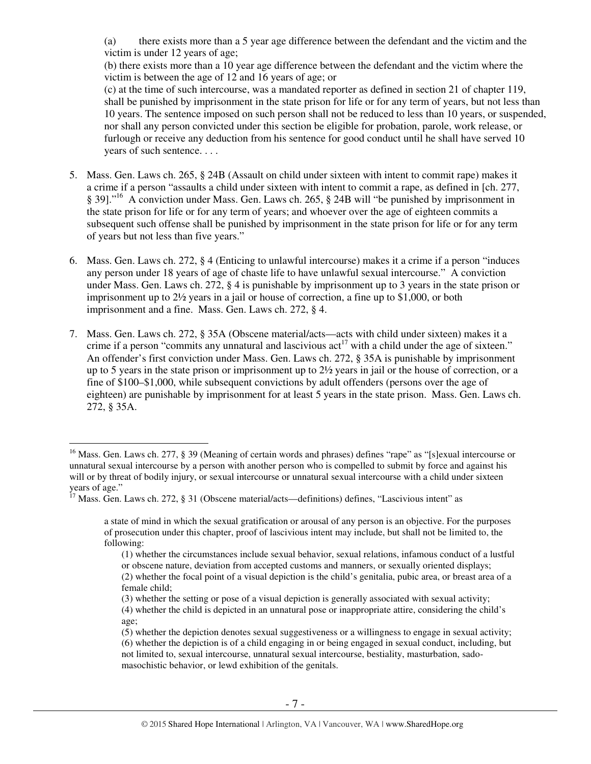(a) there exists more than a 5 year age difference between the defendant and the victim and the victim is under 12 years of age;

(b) there exists more than a 10 year age difference between the defendant and the victim where the victim is between the age of 12 and 16 years of age; or

(c) at the time of such intercourse, was a mandated reporter as defined in section 21 of chapter 119, shall be punished by imprisonment in the state prison for life or for any term of years, but not less than 10 years. The sentence imposed on such person shall not be reduced to less than 10 years, or suspended, nor shall any person convicted under this section be eligible for probation, parole, work release, or furlough or receive any deduction from his sentence for good conduct until he shall have served 10 years of such sentence. . . .

5. Mass. Gen. Laws ch. 265, § 24B (Assault on child under sixteen with intent to commit rape) makes it a crime if a person "assaults a child under sixteen with intent to commit a rape, as defined in [ch. 277, § 39]."[16] A conviction under Mass. Gen. Laws ch. 265, § 24B will "be punished by imprisonment in the state prison for life or for any term of years; and whoever over the age of eighteen commits a subsequent such offense shall be punished by imprisonment in the state prison for life or for any term of years but not less than five years."

6. Mass. Gen. Laws ch. 272, § 4 (Enticing to unlawful intercourse) makes it a crime if a person "induces any person under 18 years of age of chaste life to have unlawful sexual intercourse." A conviction under Mass. Gen. Laws ch. 272, § 4 is punishable by imprisonment up to 3 years in the state prison or imprisonment up to 2½ years in a jail or house of correction, a fine up to $1,000, or both imprisonment and a fine. Mass. Gen. Laws ch. 272, § 4.

7. Mass. Gen. Laws ch. 272, § 35A (Obscene material/acts—acts with child under sixteen) makes it a crime if a person "commits any unnatural and lascivious act[17] with a child under the age of sixteen." An offender's first conviction under Mass. Gen. Laws ch. 272, § 35A is punishable by imprisonment up to 5 years in the state prison or imprisonment up to 2½ years in jail or the house of correction, or a fine of $100–$1,000, while subsequent convictions by adult offenders (persons over the age of eighteen) are punishable by imprisonment for at least 5 years in the state prison. Mass. Gen. Laws ch. 272, § 35A.

---

[16] Mass. Gen. Laws ch. 277, § 39 (Meaning of certain words and phrases) defines "rape" as "[s]exual intercourse or unnatural sexual intercourse by a person with another person who is compelled to submit by force and against his will or by threat of bodily injury, or sexual intercourse or unnatural sexual intercourse with a child under sixteen years of age."

[17] Mass. Gen. Laws ch. 272, § 31 (Obscene material/acts—definitions) defines, "Lascivious intent" as

> a state of mind in which the sexual gratification or arousal of any person is an objective. For the purposes of prosecution under this chapter, proof of lascivious intent may include, but shall not be limited to, the following:
>
> (1) whether the circumstances include sexual behavior, sexual relations, infamous conduct of a lustful or obscene nature, deviation from accepted customs and manners, or sexually oriented displays;
> (2) whether the focal point of a visual depiction is the child's genitalia, pubic area, or breast area of a female child;
> (3) whether the setting or pose of a visual depiction is generally associated with sexual activity;
> (4) whether the child is depicted in an unnatural pose or inappropriate attire, considering the child's age;
> (5) whether the depiction denotes sexual suggestiveness or a willingness to engage in sexual activity;
> (6) whether the depiction is of a child engaging in or being engaged in sexual conduct, including, but not limited to, sexual intercourse, unnatural sexual intercourse, bestiality, masturbation, sado-masochistic behavior, or lewd exhibition of the genitals.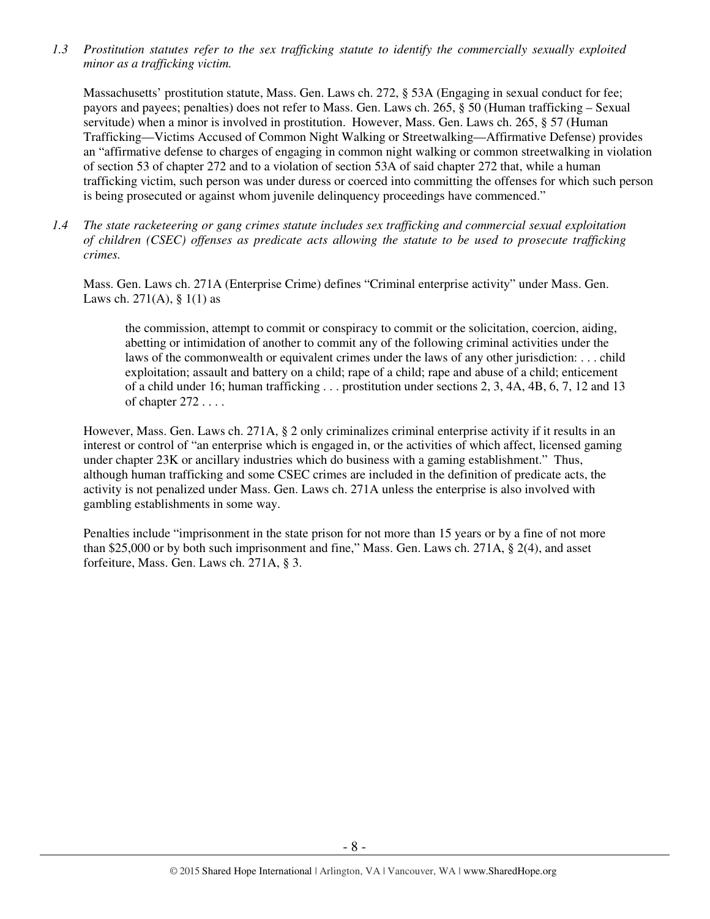*1.3 Prostitution statutes refer to the sex trafficking statute to identify the commercially sexually exploited minor as a trafficking victim.*

Massachusetts' prostitution statute, Mass. Gen. Laws ch. 272, § 53A (Engaging in sexual conduct for fee; payors and payees; penalties) does not refer to Mass. Gen. Laws ch. 265, § 50 (Human trafficking – Sexual servitude) when a minor is involved in prostitution. However, Mass. Gen. Laws ch. 265, § 57 (Human Trafficking—Victims Accused of Common Night Walking or Streetwalking—Affirmative Defense) provides an "affirmative defense to charges of engaging in common night walking or common streetwalking in violation of section 53 of chapter 272 and to a violation of section 53A of said chapter 272 that, while a human trafficking victim, such person was under duress or coerced into committing the offenses for which such person is being prosecuted or against whom juvenile delinquency proceedings have commenced."

*1.4 The state racketeering or gang crimes statute includes sex trafficking and commercial sexual exploitation of children (CSEC) offenses as predicate acts allowing the statute to be used to prosecute trafficking crimes.*

Mass. Gen. Laws ch. 271A (Enterprise Crime) defines "Criminal enterprise activity" under Mass. Gen. Laws ch. 271(A), § 1(1) as

> the commission, attempt to commit or conspiracy to commit or the solicitation, coercion, aiding, abetting or intimidation of another to commit any of the following criminal activities under the laws of the commonwealth or equivalent crimes under the laws of any other jurisdiction: . . . child exploitation; assault and battery on a child; rape of a child; rape and abuse of a child; enticement of a child under 16; human trafficking . . . prostitution under sections 2, 3, 4A, 4B, 6, 7, 12 and 13 of chapter 272 . . . .

However, Mass. Gen. Laws ch. 271A, § 2 only criminalizes criminal enterprise activity if it results in an interest or control of "an enterprise which is engaged in, or the activities of which affect, licensed gaming under chapter 23K or ancillary industries which do business with a gaming establishment." Thus, although human trafficking and some CSEC crimes are included in the definition of predicate acts, the activity is not penalized under Mass. Gen. Laws ch. 271A unless the enterprise is also involved with gambling establishments in some way.

Penalties include "imprisonment in the state prison for not more than 15 years or by a fine of not more than $25,000 or by both such imprisonment and fine," Mass. Gen. Laws ch. 271A, § 2(4), and asset forfeiture, Mass. Gen. Laws ch. 271A, § 3.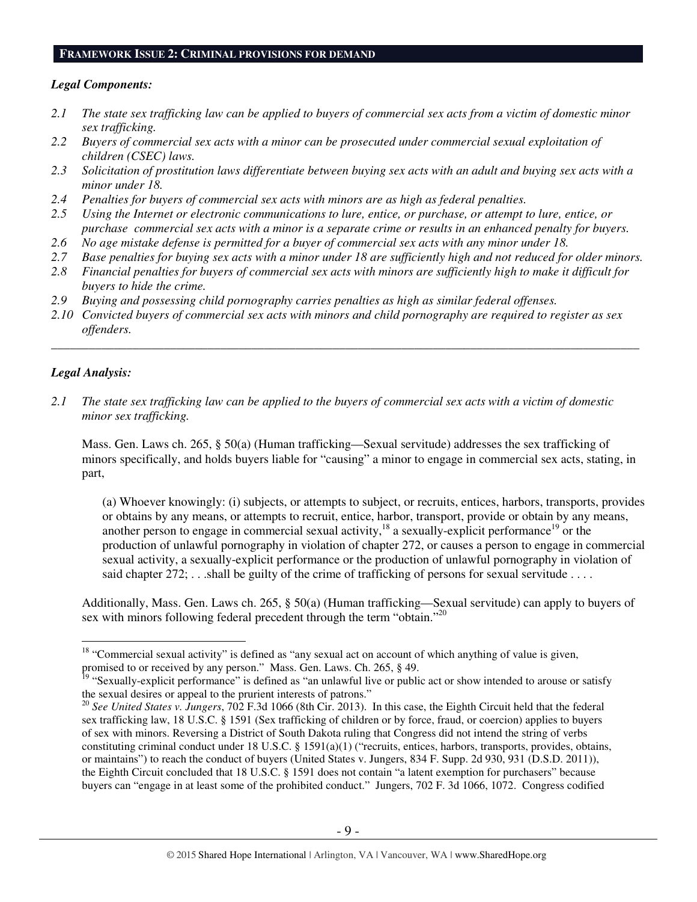## FRAMEWORK ISSUE 2: CRIMINAL PROVISIONS FOR DEMAND

***Legal Components:***

*2.1 The state sex trafficking law can be applied to buyers of commercial sex acts from a victim of domestic minor sex trafficking.*

*2.2 Buyers of commercial sex acts with a minor can be prosecuted under commercial sexual exploitation of children (CSEC) laws.*

*2.3 Solicitation of prostitution laws differentiate between buying sex acts with an adult and buying sex acts with a minor under 18.*

*2.4 Penalties for buyers of commercial sex acts with minors are as high as federal penalties.*

*2.5 Using the Internet or electronic communications to lure, entice, or purchase, or attempt to lure, entice, or purchase commercial sex acts with a minor is a separate crime or results in an enhanced penalty for buyers.*

*2.6 No age mistake defense is permitted for a buyer of commercial sex acts with any minor under 18.*

*2.7 Base penalties for buying sex acts with a minor under 18 are sufficiently high and not reduced for older minors.*

*2.8 Financial penalties for buyers of commercial sex acts with minors are sufficiently high to make it difficult for buyers to hide the crime.*

*2.9 Buying and possessing child pornography carries penalties as high as similar federal offenses.*

*2.10 Convicted buyers of commercial sex acts with minors and child pornography are required to register as sex offenders.*

---

***Legal Analysis:***

*2.1 The state sex trafficking law can be applied to the buyers of commercial sex acts with a victim of domestic minor sex trafficking.*

Mass. Gen. Laws ch. 265, § 50(a) (Human trafficking—Sexual servitude) addresses the sex trafficking of minors specifically, and holds buyers liable for "causing" a minor to engage in commercial sex acts, stating, in part,

> (a) Whoever knowingly: (i) subjects, or attempts to subject, or recruits, entices, harbors, transports, provides or obtains by any means, or attempts to recruit, entice, harbor, transport, provide or obtain by any means, another person to engage in commercial sexual activity,[18] a sexually-explicit performance[19] or the production of unlawful pornography in violation of chapter 272, or causes a person to engage in commercial sexual activity, a sexually-explicit performance or the production of unlawful pornography in violation of said chapter 272; . . .shall be guilty of the crime of trafficking of persons for sexual servitude . . . .

Additionally, Mass. Gen. Laws ch. 265, § 50(a) (Human trafficking—Sexual servitude) can apply to buyers of sex with minors following federal precedent through the term "obtain."[20]

---

[18] "Commercial sexual activity" is defined as "any sexual act on account of which anything of value is given, promised to or received by any person." Mass. Gen. Laws. Ch. 265, § 49.

[19] "Sexually-explicit performance" is defined as "an unlawful live or public act or show intended to arouse or satisfy the sexual desires or appeal to the prurient interests of patrons."

[20] *See United States v. Jungers*, 702 F.3d 1066 (8th Cir. 2013). In this case, the Eighth Circuit held that the federal sex trafficking law, 18 U.S.C. § 1591 (Sex trafficking of children or by force, fraud, or coercion) applies to buyers of sex with minors. Reversing a District of South Dakota ruling that Congress did not intend the string of verbs constituting criminal conduct under 18 U.S.C. § 1591(a)(1) ("recruits, entices, harbors, transports, provides, obtains, or maintains") to reach the conduct of buyers (United States v. Jungers, 834 F. Supp. 2d 930, 931 (D.S.D. 2011)), the Eighth Circuit concluded that 18 U.S.C. § 1591 does not contain "a latent exemption for purchasers" because buyers can "engage in at least some of the prohibited conduct." Jungers, 702 F. 3d 1066, 1072. Congress codified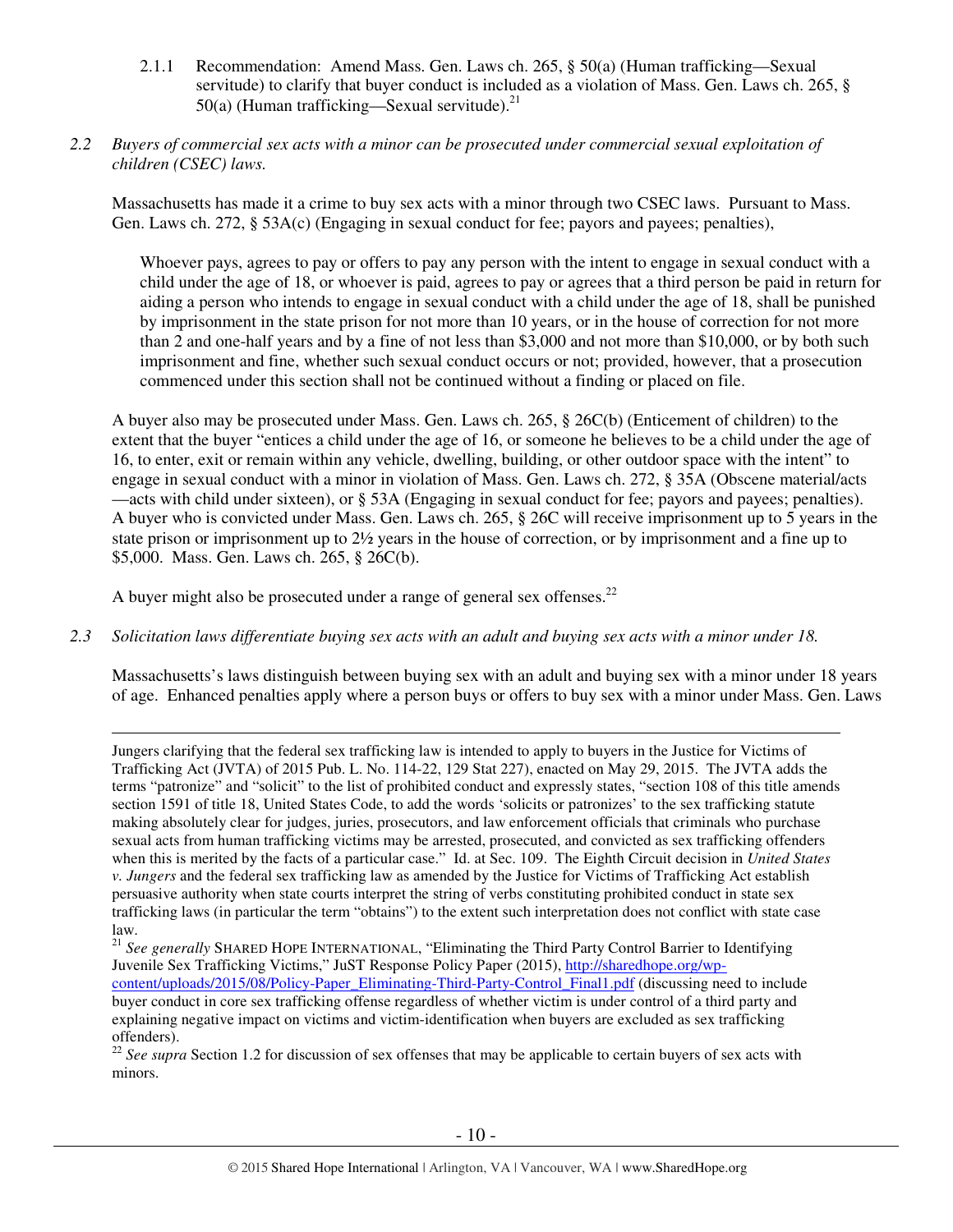2.1.1 Recommendation: Amend Mass. Gen. Laws ch. 265, § 50(a) (Human trafficking—Sexual servitude) to clarify that buyer conduct is included as a violation of Mass. Gen. Laws ch. 265, § 50(a) (Human trafficking—Sexual servitude).[21]

*2.2 Buyers of commercial sex acts with a minor can be prosecuted under commercial sexual exploitation of children (CSEC) laws.*

Massachusetts has made it a crime to buy sex acts with a minor through two CSEC laws. Pursuant to Mass. Gen. Laws ch. 272, § 53A(c) (Engaging in sexual conduct for fee; payors and payees; penalties),

> Whoever pays, agrees to pay or offers to pay any person with the intent to engage in sexual conduct with a child under the age of 18, or whoever is paid, agrees to pay or agrees that a third person be paid in return for aiding a person who intends to engage in sexual conduct with a child under the age of 18, shall be punished by imprisonment in the state prison for not more than 10 years, or in the house of correction for not more than 2 and one-half years and by a fine of not less than $3,000 and not more than $10,000, or by both such imprisonment and fine, whether such sexual conduct occurs or not; provided, however, that a prosecution commenced under this section shall not be continued without a finding or placed on file.

A buyer also may be prosecuted under Mass. Gen. Laws ch. 265, § 26C(b) (Enticement of children) to the extent that the buyer "entices a child under the age of 16, or someone he believes to be a child under the age of 16, to enter, exit or remain within any vehicle, dwelling, building, or other outdoor space with the intent" to engage in sexual conduct with a minor in violation of Mass. Gen. Laws ch. 272, § 35A (Obscene material/acts—acts with child under sixteen), or § 53A (Engaging in sexual conduct for fee; payors and payees; penalties). A buyer who is convicted under Mass. Gen. Laws ch. 265, § 26C will receive imprisonment up to 5 years in the state prison or imprisonment up to 2½ years in the house of correction, or by imprisonment and a fine up to $5,000. Mass. Gen. Laws ch. 265, § 26C(b).

A buyer might also be prosecuted under a range of general sex offenses.[22]

*2.3 Solicitation laws differentiate buying sex acts with an adult and buying sex acts with a minor under 18.*

Massachusetts's laws distinguish between buying sex with an adult and buying sex with a minor under 18 years of age. Enhanced penalties apply where a person buys or offers to buy sex with a minor under Mass. Gen. Laws

---

Jungers clarifying that the federal sex trafficking law is intended to apply to buyers in the Justice for Victims of Trafficking Act (JVTA) of 2015 Pub. L. No. 114-22, 129 Stat 227), enacted on May 29, 2015. The JVTA adds the terms "patronize" and "solicit" to the list of prohibited conduct and expressly states, "section 108 of this title amends section 1591 of title 18, United States Code, to add the words 'solicits or patronizes' to the sex trafficking statute making absolutely clear for judges, juries, prosecutors, and law enforcement officials that criminals who purchase sexual acts from human trafficking victims may be arrested, prosecuted, and convicted as sex trafficking offenders when this is merited by the facts of a particular case." Id. at Sec. 109. The Eighth Circuit decision in *United States v. Jungers* and the federal sex trafficking law as amended by the Justice for Victims of Trafficking Act establish persuasive authority when state courts interpret the string of verbs constituting prohibited conduct in state sex trafficking laws (in particular the term "obtains") to the extent such interpretation does not conflict with state case law.

[21] *See generally* SHARED HOPE INTERNATIONAL, "Eliminating the Third Party Control Barrier to Identifying Juvenile Sex Trafficking Victims," JuST Response Policy Paper (2015), http://sharedhope.org/wp-content/uploads/2015/08/Policy-Paper_Eliminating-Third-Party-Control_Final1.pdf (discussing need to include buyer conduct in core sex trafficking offense regardless of whether victim is under control of a third party and explaining negative impact on victims and victim-identification when buyers are excluded as sex trafficking offenders).

[22] *See supra* Section 1.2 for discussion of sex offenses that may be applicable to certain buyers of sex acts with minors.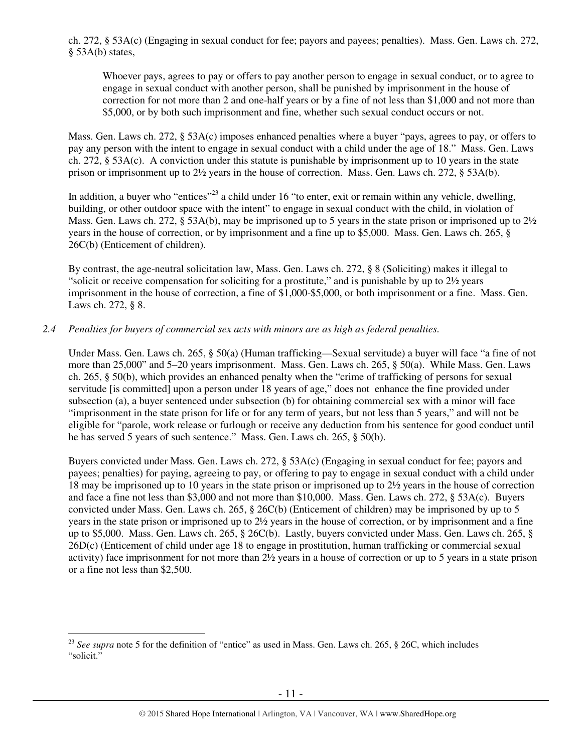ch. 272, § 53A(c) (Engaging in sexual conduct for fee; payors and payees; penalties). Mass. Gen. Laws ch. 272, § 53A(b) states,

> Whoever pays, agrees to pay or offers to pay another person to engage in sexual conduct, or to agree to engage in sexual conduct with another person, shall be punished by imprisonment in the house of correction for not more than 2 and one-half years or by a fine of not less than $1,000 and not more than $5,000, or by both such imprisonment and fine, whether such sexual conduct occurs or not.

Mass. Gen. Laws ch. 272, § 53A(c) imposes enhanced penalties where a buyer "pays, agrees to pay, or offers to pay any person with the intent to engage in sexual conduct with a child under the age of 18." Mass. Gen. Laws ch. 272, § 53A(c). A conviction under this statute is punishable by imprisonment up to 10 years in the state prison or imprisonment up to 2½ years in the house of correction. Mass. Gen. Laws ch. 272, § 53A(b).

In addition, a buyer who "entices"[23] a child under 16 "to enter, exit or remain within any vehicle, dwelling, building, or other outdoor space with the intent" to engage in sexual conduct with the child, in violation of Mass. Gen. Laws ch. 272, § 53A(b), may be imprisoned up to 5 years in the state prison or imprisoned up to 2½ years in the house of correction, or by imprisonment and a fine up to $5,000. Mass. Gen. Laws ch. 265, § 26C(b) (Enticement of children).

By contrast, the age-neutral solicitation law, Mass. Gen. Laws ch. 272, § 8 (Soliciting) makes it illegal to "solicit or receive compensation for soliciting for a prostitute," and is punishable by up to 2½ years imprisonment in the house of correction, a fine of $1,000-$5,000, or both imprisonment or a fine. Mass. Gen. Laws ch. 272, § 8.

*2.4 Penalties for buyers of commercial sex acts with minors are as high as federal penalties.*

Under Mass. Gen. Laws ch. 265, § 50(a) (Human trafficking—Sexual servitude) a buyer will face "a fine of not more than 25,000" and 5–20 years imprisonment. Mass. Gen. Laws ch. 265, § 50(a). While Mass. Gen. Laws ch. 265, § 50(b), which provides an enhanced penalty when the "crime of trafficking of persons for sexual servitude [is committed] upon a person under 18 years of age," does not enhance the fine provided under subsection (a), a buyer sentenced under subsection (b) for obtaining commercial sex with a minor will face "imprisonment in the state prison for life or for any term of years, but not less than 5 years," and will not be eligible for "parole, work release or furlough or receive any deduction from his sentence for good conduct until he has served 5 years of such sentence." Mass. Gen. Laws ch. 265, § 50(b).

Buyers convicted under Mass. Gen. Laws ch. 272, § 53A(c) (Engaging in sexual conduct for fee; payors and payees; penalties) for paying, agreeing to pay, or offering to pay to engage in sexual conduct with a child under 18 may be imprisoned up to 10 years in the state prison or imprisoned up to 2½ years in the house of correction and face a fine not less than $3,000 and not more than $10,000. Mass. Gen. Laws ch. 272, § 53A(c). Buyers convicted under Mass. Gen. Laws ch. 265, § 26C(b) (Enticement of children) may be imprisoned by up to 5 years in the state prison or imprisoned up to 2½ years in the house of correction, or by imprisonment and a fine up to $5,000. Mass. Gen. Laws ch. 265, § 26C(b). Lastly, buyers convicted under Mass. Gen. Laws ch. 265, § 26D(c) (Enticement of child under age 18 to engage in prostitution, human trafficking or commercial sexual activity) face imprisonment for not more than 2½ years in a house of correction or up to 5 years in a state prison or a fine not less than $2,500.

---

[23] *See supra* note 5 for the definition of "entice" as used in Mass. Gen. Laws ch. 265, § 26C, which includes "solicit."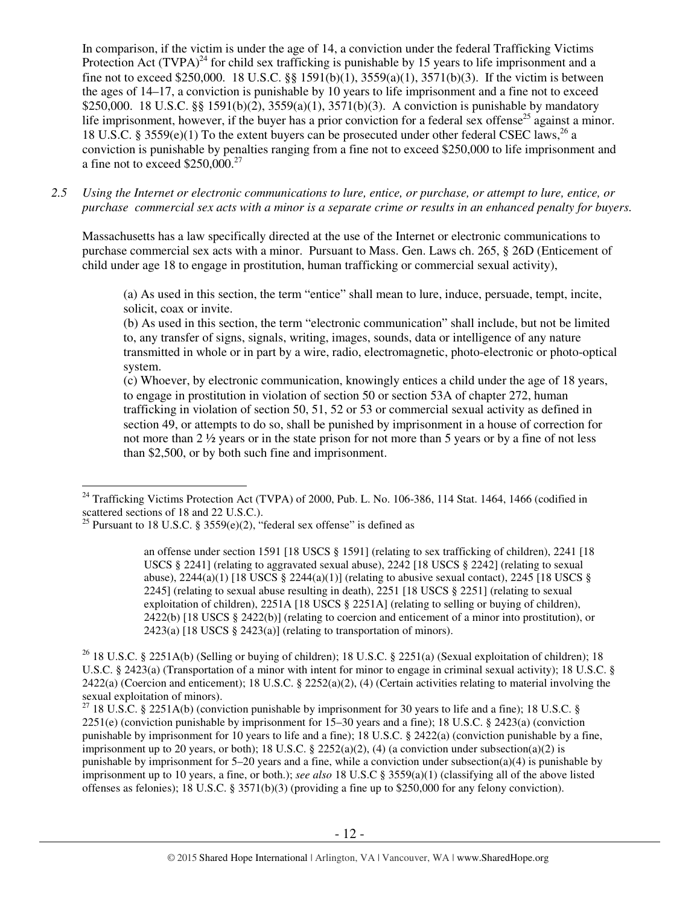In comparison, if the victim is under the age of 14, a conviction under the federal Trafficking Victims Protection Act (TVPA)[24] for child sex trafficking is punishable by 15 years to life imprisonment and a fine not to exceed $250,000. 18 U.S.C. §§ 1591(b)(1), 3559(a)(1), 3571(b)(3). If the victim is between the ages of 14–17, a conviction is punishable by 10 years to life imprisonment and a fine not to exceed $250,000. 18 U.S.C. §§ 1591(b)(2), 3559(a)(1), 3571(b)(3). A conviction is punishable by mandatory life imprisonment, however, if the buyer has a prior conviction for a federal sex offense[25] against a minor. 18 U.S.C. § 3559(e)(1) To the extent buyers can be prosecuted under other federal CSEC laws,[26] a conviction is punishable by penalties ranging from a fine not to exceed $250,000 to life imprisonment and a fine not to exceed $250,000.[27]

*2.5 Using the Internet or electronic communications to lure, entice, or purchase, or attempt to lure, entice, or purchase commercial sex acts with a minor is a separate crime or results in an enhanced penalty for buyers.*

Massachusetts has a law specifically directed at the use of the Internet or electronic communications to purchase commercial sex acts with a minor. Pursuant to Mass. Gen. Laws ch. 265, § 26D (Enticement of child under age 18 to engage in prostitution, human trafficking or commercial sexual activity),

> (a) As used in this section, the term "entice" shall mean to lure, induce, persuade, tempt, incite, solicit, coax or invite.
> (b) As used in this section, the term "electronic communication" shall include, but not be limited to, any transfer of signs, signals, writing, images, sounds, data or intelligence of any nature transmitted in whole or in part by a wire, radio, electromagnetic, photo-electronic or photo-optical system.
> (c) Whoever, by electronic communication, knowingly entices a child under the age of 18 years, to engage in prostitution in violation of section 50 or section 53A of chapter 272, human trafficking in violation of section 50, 51, 52 or 53 or commercial sexual activity as defined in section 49, or attempts to do so, shall be punished by imprisonment in a house of correction for not more than 2 ½ years or in the state prison for not more than 5 years or by a fine of not less than $2,500, or by both such fine and imprisonment.

---

[24] Trafficking Victims Protection Act (TVPA) of 2000, Pub. L. No. 106-386, 114 Stat. 1464, 1466 (codified in scattered sections of 18 and 22 U.S.C.).

[25] Pursuant to 18 U.S.C. § 3559(e)(2), "federal sex offense" is defined as

> an offense under section 1591 [18 USCS § 1591] (relating to sex trafficking of children), 2241 [18 USCS § 2241] (relating to aggravated sexual abuse), 2242 [18 USCS § 2242] (relating to sexual abuse), 2244(a)(1) [18 USCS § 2244(a)(1)] (relating to abusive sexual contact), 2245 [18 USCS § 2245] (relating to sexual abuse resulting in death), 2251 [18 USCS § 2251] (relating to sexual exploitation of children), 2251A [18 USCS § 2251A] (relating to selling or buying of children), 2422(b) [18 USCS § 2422(b)] (relating to coercion and enticement of a minor into prostitution), or 2423(a) [18 USCS § 2423(a)] (relating to transportation of minors).

[26] 18 U.S.C. § 2251A(b) (Selling or buying of children); 18 U.S.C. § 2251(a) (Sexual exploitation of children); 18 U.S.C. § 2423(a) (Transportation of a minor with intent for minor to engage in criminal sexual activity); 18 U.S.C. § 2422(a) (Coercion and enticement); 18 U.S.C. § 2252(a)(2), (4) (Certain activities relating to material involving the sexual exploitation of minors).

[27] 18 U.S.C. § 2251A(b) (conviction punishable by imprisonment for 30 years to life and a fine); 18 U.S.C. § 2251(e) (conviction punishable by imprisonment for 15–30 years and a fine); 18 U.S.C. § 2423(a) (conviction punishable by imprisonment for 10 years to life and a fine); 18 U.S.C. § 2422(a) (conviction punishable by a fine, imprisonment up to 20 years, or both); 18 U.S.C. § 2252(a)(2), (4) (a conviction under subsection(a)(2) is punishable by imprisonment for 5–20 years and a fine, while a conviction under subsection(a)(4) is punishable by imprisonment up to 10 years, a fine, or both.); *see also* 18 U.S.C § 3559(a)(1) (classifying all of the above listed offenses as felonies); 18 U.S.C. § 3571(b)(3) (providing a fine up to $250,000 for any felony conviction).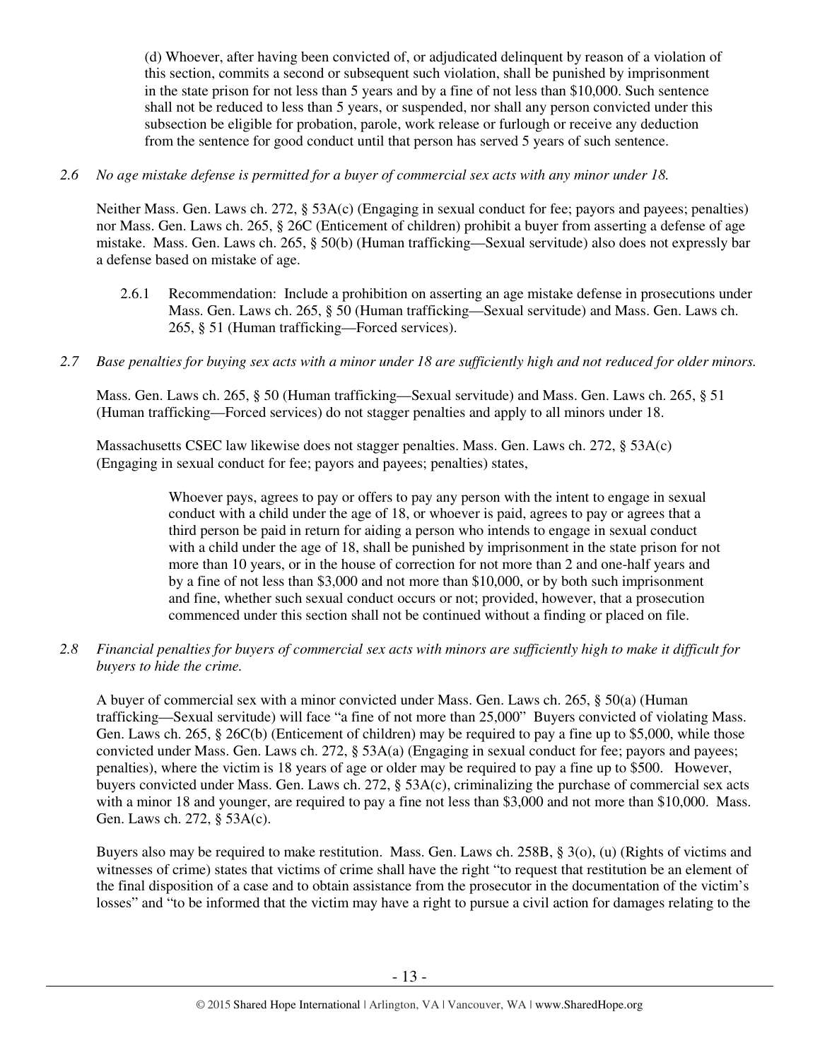> (d) Whoever, after having been convicted of, or adjudicated delinquent by reason of a violation of this section, commits a second or subsequent such violation, shall be punished by imprisonment in the state prison for not less than 5 years and by a fine of not less than $10,000. Such sentence shall not be reduced to less than 5 years, or suspended, nor shall any person convicted under this subsection be eligible for probation, parole, work release or furlough or receive any deduction from the sentence for good conduct until that person has served 5 years of such sentence.

*2.6 No age mistake defense is permitted for a buyer of commercial sex acts with any minor under 18.*

Neither Mass. Gen. Laws ch. 272, § 53A(c) (Engaging in sexual conduct for fee; payors and payees; penalties) nor Mass. Gen. Laws ch. 265, § 26C (Enticement of children) prohibit a buyer from asserting a defense of age mistake. Mass. Gen. Laws ch. 265, § 50(b) (Human trafficking—Sexual servitude) also does not expressly bar a defense based on mistake of age.

2.6.1 Recommendation: Include a prohibition on asserting an age mistake defense in prosecutions under Mass. Gen. Laws ch. 265, § 50 (Human trafficking—Sexual servitude) and Mass. Gen. Laws ch. 265, § 51 (Human trafficking—Forced services).

*2.7 Base penalties for buying sex acts with a minor under 18 are sufficiently high and not reduced for older minors.*

Mass. Gen. Laws ch. 265, § 50 (Human trafficking—Sexual servitude) and Mass. Gen. Laws ch. 265, § 51 (Human trafficking—Forced services) do not stagger penalties and apply to all minors under 18.

Massachusetts CSEC law likewise does not stagger penalties. Mass. Gen. Laws ch. 272, § 53A(c) (Engaging in sexual conduct for fee; payors and payees; penalties) states,

> Whoever pays, agrees to pay or offers to pay any person with the intent to engage in sexual conduct with a child under the age of 18, or whoever is paid, agrees to pay or agrees that a third person be paid in return for aiding a person who intends to engage in sexual conduct with a child under the age of 18, shall be punished by imprisonment in the state prison for not more than 10 years, or in the house of correction for not more than 2 and one-half years and by a fine of not less than $3,000 and not more than $10,000, or by both such imprisonment and fine, whether such sexual conduct occurs or not; provided, however, that a prosecution commenced under this section shall not be continued without a finding or placed on file.

*2.8 Financial penalties for buyers of commercial sex acts with minors are sufficiently high to make it difficult for buyers to hide the crime.*

A buyer of commercial sex with a minor convicted under Mass. Gen. Laws ch. 265, § 50(a) (Human trafficking—Sexual servitude) will face "a fine of not more than 25,000" Buyers convicted of violating Mass. Gen. Laws ch. 265, § 26C(b) (Enticement of children) may be required to pay a fine up to $5,000, while those convicted under Mass. Gen. Laws ch. 272, § 53A(a) (Engaging in sexual conduct for fee; payors and payees; penalties), where the victim is 18 years of age or older may be required to pay a fine up to $500. However, buyers convicted under Mass. Gen. Laws ch. 272, § 53A(c), criminalizing the purchase of commercial sex acts with a minor 18 and younger, are required to pay a fine not less than $3,000 and not more than $10,000. Mass. Gen. Laws ch. 272, § 53A(c).

Buyers also may be required to make restitution. Mass. Gen. Laws ch. 258B, § 3(o), (u) (Rights of victims and witnesses of crime) states that victims of crime shall have the right "to request that restitution be an element of the final disposition of a case and to obtain assistance from the prosecutor in the documentation of the victim's losses" and "to be informed that the victim may have a right to pursue a civil action for damages relating to the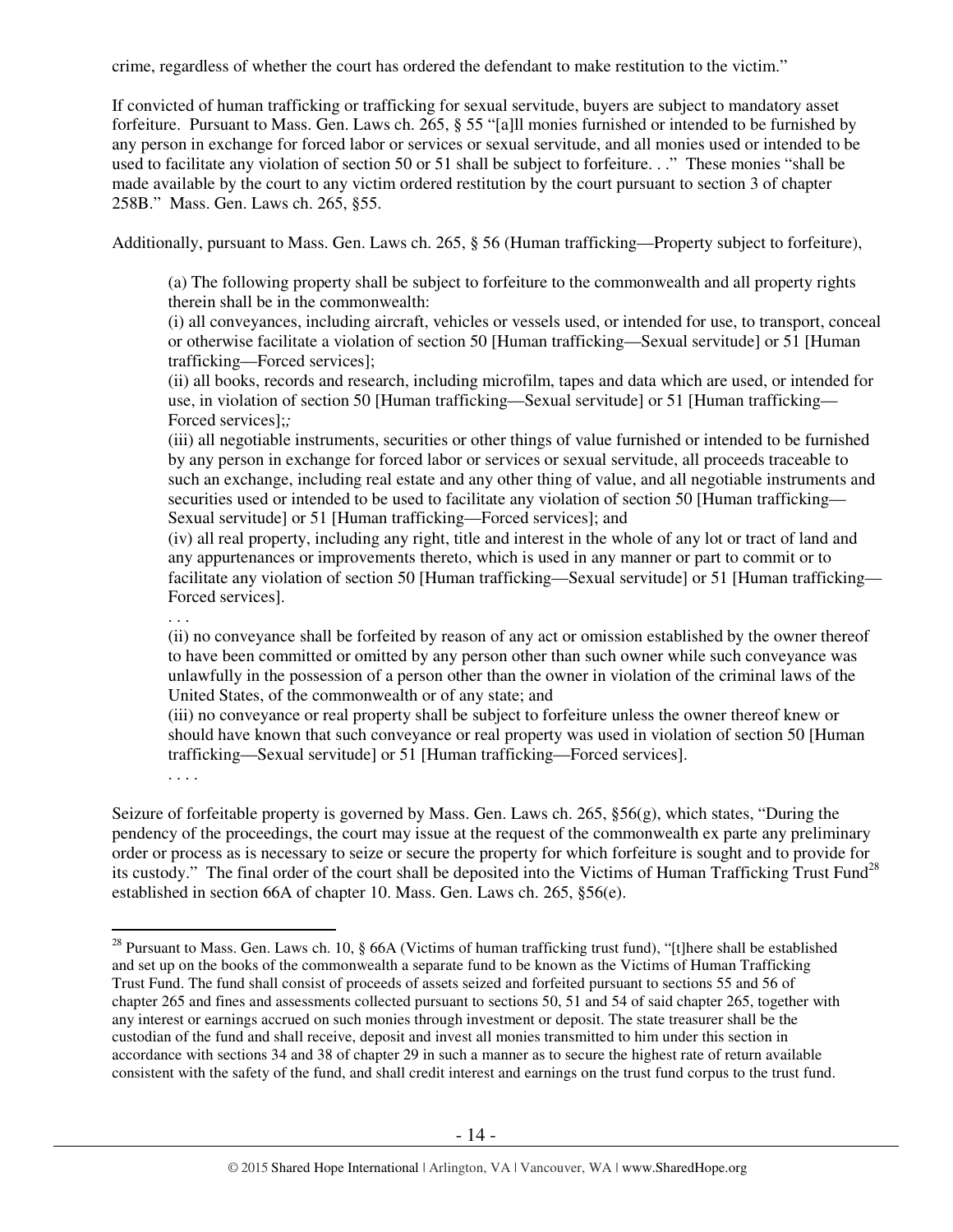crime, regardless of whether the court has ordered the defendant to make restitution to the victim."

If convicted of human trafficking or trafficking for sexual servitude, buyers are subject to mandatory asset forfeiture. Pursuant to Mass. Gen. Laws ch. 265, § 55 "[a]ll monies furnished or intended to be furnished by any person in exchange for forced labor or services or sexual servitude, and all monies used or intended to be used to facilitate any violation of section 50 or 51 shall be subject to forfeiture. . ." These monies "shall be made available by the court to any victim ordered restitution by the court pursuant to section 3 of chapter 258B." Mass. Gen. Laws ch. 265, §55.

Additionally, pursuant to Mass. Gen. Laws ch. 265, § 56 (Human trafficking—Property subject to forfeiture),

> (a) The following property shall be subject to forfeiture to the commonwealth and all property rights therein shall be in the commonwealth:
> (i) all conveyances, including aircraft, vehicles or vessels used, or intended for use, to transport, conceal or otherwise facilitate a violation of section 50 [Human trafficking—Sexual servitude] or 51 [Human trafficking—Forced services];
> (ii) all books, records and research, including microfilm, tapes and data which are used, or intended for use, in violation of section 50 [Human trafficking—Sexual servitude] or 51 [Human trafficking—Forced services];*;*
> (iii) all negotiable instruments, securities or other things of value furnished or intended to be furnished by any person in exchange for forced labor or services or sexual servitude, all proceeds traceable to such an exchange, including real estate and any other thing of value, and all negotiable instruments and securities used or intended to be used to facilitate any violation of section 50 [Human trafficking—Sexual servitude] or 51 [Human trafficking—Forced services]; and
> (iv) all real property, including any right, title and interest in the whole of any lot or tract of land and any appurtenances or improvements thereto, which is used in any manner or part to commit or to facilitate any violation of section 50 [Human trafficking—Sexual servitude] or 51 [Human trafficking—Forced services].
> . . .
> (ii) no conveyance shall be forfeited by reason of any act or omission established by the owner thereof to have been committed or omitted by any person other than such owner while such conveyance was unlawfully in the possession of a person other than the owner in violation of the criminal laws of the United States, of the commonwealth or of any state; and
> (iii) no conveyance or real property shall be subject to forfeiture unless the owner thereof knew or should have known that such conveyance or real property was used in violation of section 50 [Human trafficking—Sexual servitude] or 51 [Human trafficking—Forced services].
> . . . .

Seizure of forfeitable property is governed by Mass. Gen. Laws ch. 265, §56(g), which states, "During the pendency of the proceedings, the court may issue at the request of the commonwealth ex parte any preliminary order or process as is necessary to seize or secure the property for which forfeiture is sought and to provide for its custody." The final order of the court shall be deposited into the Victims of Human Trafficking Trust Fund[28] established in section 66A of chapter 10. Mass. Gen. Laws ch. 265, §56(e).

---

[28] Pursuant to Mass. Gen. Laws ch. 10, § 66A (Victims of human trafficking trust fund), "[t]here shall be established and set up on the books of the commonwealth a separate fund to be known as the Victims of Human Trafficking Trust Fund. The fund shall consist of proceeds of assets seized and forfeited pursuant to sections 55 and 56 of chapter 265 and fines and assessments collected pursuant to sections 50, 51 and 54 of said chapter 265, together with any interest or earnings accrued on such monies through investment or deposit. The state treasurer shall be the custodian of the fund and shall receive, deposit and invest all monies transmitted to him under this section in accordance with sections 34 and 38 of chapter 29 in such a manner as to secure the highest rate of return available consistent with the safety of the fund, and shall credit interest and earnings on the trust fund corpus to the trust fund.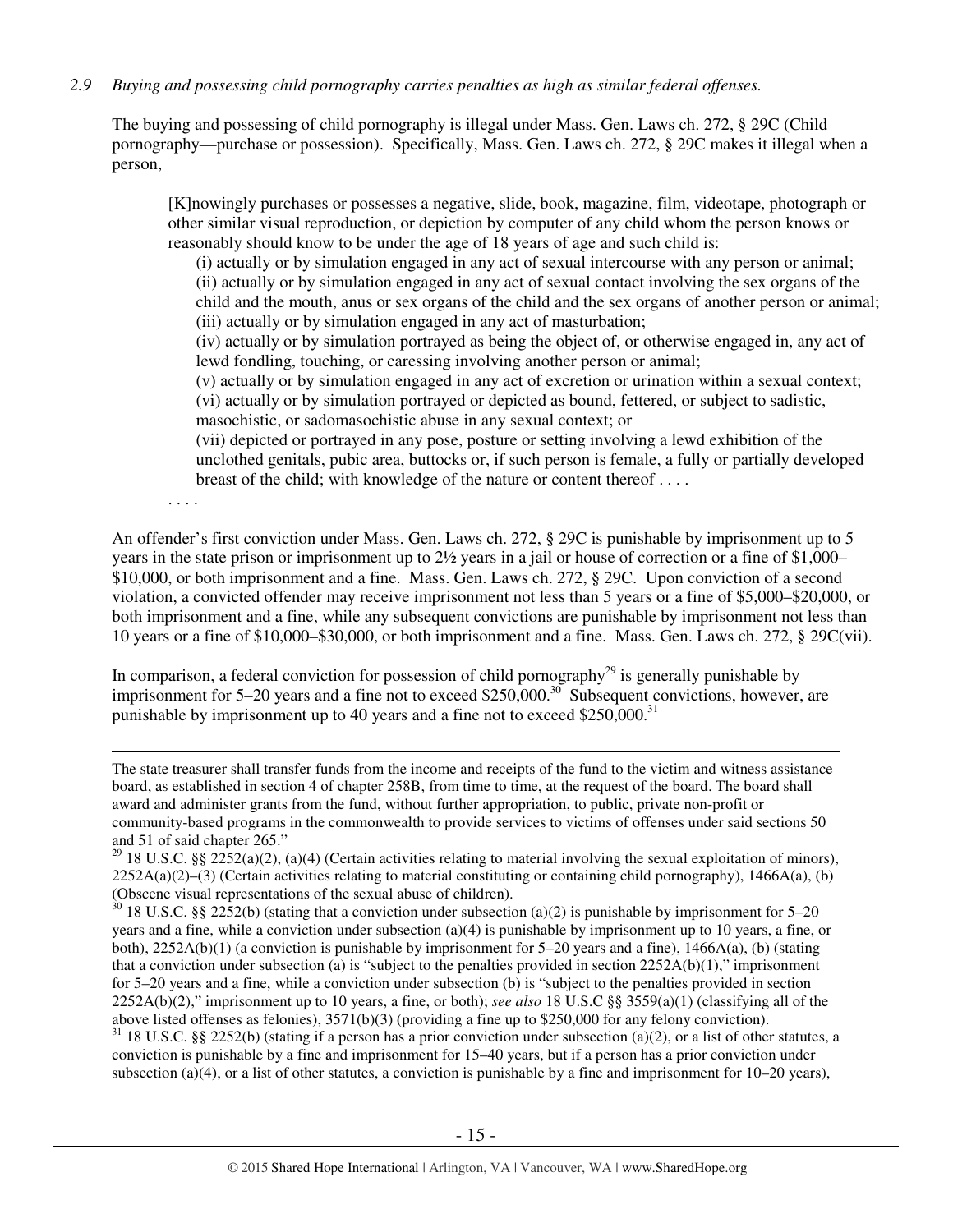*2.9 Buying and possessing child pornography carries penalties as high as similar federal offenses.*

The buying and possessing of child pornography is illegal under Mass. Gen. Laws ch. 272, § 29C (Child pornography—purchase or possession). Specifically, Mass. Gen. Laws ch. 272, § 29C makes it illegal when a person,

> [K]nowingly purchases or possesses a negative, slide, book, magazine, film, videotape, photograph or other similar visual reproduction, or depiction by computer of any child whom the person knows or reasonably should know to be under the age of 18 years of age and such child is:
>
> (i) actually or by simulation engaged in any act of sexual intercourse with any person or animal;
> (ii) actually or by simulation engaged in any act of sexual contact involving the sex organs of the child and the mouth, anus or sex organs of the child and the sex organs of another person or animal;
> (iii) actually or by simulation engaged in any act of masturbation;
> (iv) actually or by simulation portrayed as being the object of, or otherwise engaged in, any act of lewd fondling, touching, or caressing involving another person or animal;
> (v) actually or by simulation engaged in any act of excretion or urination within a sexual context;
> (vi) actually or by simulation portrayed or depicted as bound, fettered, or subject to sadistic, masochistic, or sadomasochistic abuse in any sexual context; or
> (vii) depicted or portrayed in any pose, posture or setting involving a lewd exhibition of the unclothed genitals, pubic area, buttocks or, if such person is female, a fully or partially developed breast of the child; with knowledge of the nature or content thereof . . . .
>
> . . . .

An offender's first conviction under Mass. Gen. Laws ch. 272, § 29C is punishable by imprisonment up to 5 years in the state prison or imprisonment up to 2½ years in a jail or house of correction or a fine of $1,000–$10,000, or both imprisonment and a fine. Mass. Gen. Laws ch. 272, § 29C. Upon conviction of a second violation, a convicted offender may receive imprisonment not less than 5 years or a fine of $5,000–$20,000, or both imprisonment and a fine, while any subsequent convictions are punishable by imprisonment not less than 10 years or a fine of $10,000–$30,000, or both imprisonment and a fine. Mass. Gen. Laws ch. 272, § 29C(vii).

In comparison, a federal conviction for possession of child pornography[29] is generally punishable by imprisonment for 5–20 years and a fine not to exceed $250,000.[30] Subsequent convictions, however, are punishable by imprisonment up to 40 years and a fine not to exceed $250,000.[31]

---

The state treasurer shall transfer funds from the income and receipts of the fund to the victim and witness assistance board, as established in section 4 of chapter 258B, from time to time, at the request of the board. The board shall award and administer grants from the fund, without further appropriation, to public, private non-profit or community-based programs in the commonwealth to provide services to victims of offenses under said sections 50 and 51 of said chapter 265."

[29] 18 U.S.C. §§ 2252(a)(2), (a)(4) (Certain activities relating to material involving the sexual exploitation of minors), 2252A(a)(2)–(3) (Certain activities relating to material constituting or containing child pornography), 1466A(a), (b) (Obscene visual representations of the sexual abuse of children).

[30] 18 U.S.C. §§ 2252(b) (stating that a conviction under subsection (a)(2) is punishable by imprisonment for 5–20 years and a fine, while a conviction under subsection (a)(4) is punishable by imprisonment up to 10 years, a fine, or both), 2252A(b)(1) (a conviction is punishable by imprisonment for 5–20 years and a fine), 1466A(a), (b) (stating that a conviction under subsection (a) is "subject to the penalties provided in section 2252A(b)(1)," imprisonment for 5–20 years and a fine, while a conviction under subsection (b) is "subject to the penalties provided in section 2252A(b)(2)," imprisonment up to 10 years, a fine, or both); *see also* 18 U.S.C §§ 3559(a)(1) (classifying all of the above listed offenses as felonies), 3571(b)(3) (providing a fine up to $250,000 for any felony conviction).

[31] 18 U.S.C. §§ 2252(b) (stating if a person has a prior conviction under subsection (a)(2), or a list of other statutes, a conviction is punishable by a fine and imprisonment for 15–40 years, but if a person has a prior conviction under subsection (a)(4), or a list of other statutes, a conviction is punishable by a fine and imprisonment for 10–20 years),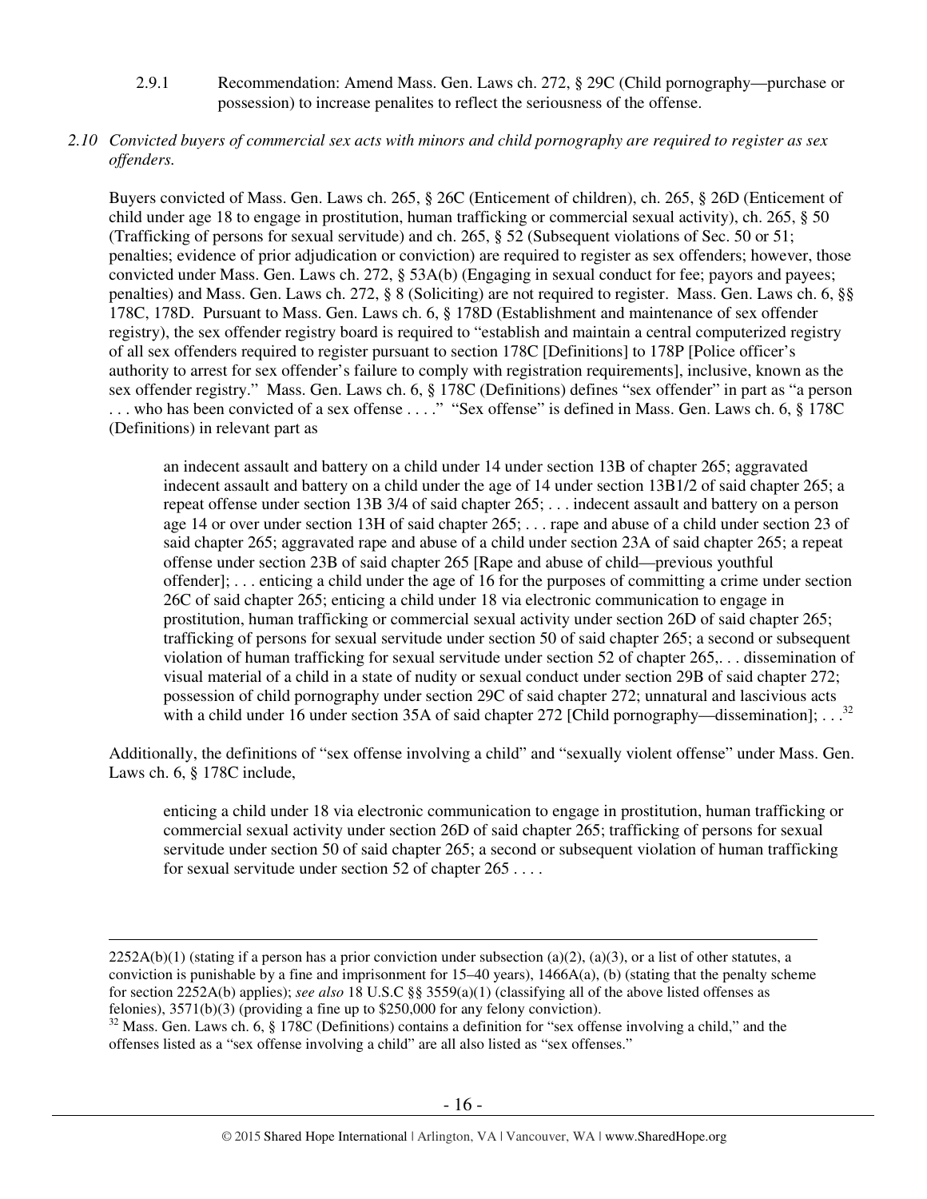2.9.1 Recommendation: Amend Mass. Gen. Laws ch. 272, § 29C (Child pornography—purchase or possession) to increase penalites to reflect the seriousness of the offense.

*2.10 Convicted buyers of commercial sex acts with minors and child pornography are required to register as sex offenders.*

Buyers convicted of Mass. Gen. Laws ch. 265, § 26C (Enticement of children), ch. 265, § 26D (Enticement of child under age 18 to engage in prostitution, human trafficking or commercial sexual activity), ch. 265, § 50 (Trafficking of persons for sexual servitude) and ch. 265, § 52 (Subsequent violations of Sec. 50 or 51; penalties; evidence of prior adjudication or conviction) are required to register as sex offenders; however, those convicted under Mass. Gen. Laws ch. 272, § 53A(b) (Engaging in sexual conduct for fee; payors and payees; penalties) and Mass. Gen. Laws ch. 272, § 8 (Soliciting) are not required to register. Mass. Gen. Laws ch. 6, §§ 178C, 178D. Pursuant to Mass. Gen. Laws ch. 6, § 178D (Establishment and maintenance of sex offender registry), the sex offender registry board is required to "establish and maintain a central computerized registry of all sex offenders required to register pursuant to section 178C [Definitions] to 178P [Police officer's authority to arrest for sex offender's failure to comply with registration requirements], inclusive, known as the sex offender registry." Mass. Gen. Laws ch. 6, § 178C (Definitions) defines "sex offender" in part as "a person . . . who has been convicted of a sex offense . . . ." "Sex offense" is defined in Mass. Gen. Laws ch. 6, § 178C (Definitions) in relevant part as

> an indecent assault and battery on a child under 14 under section 13B of chapter 265; aggravated indecent assault and battery on a child under the age of 14 under section 13B1/2 of said chapter 265; a repeat offense under section 13B 3/4 of said chapter 265; . . . indecent assault and battery on a person age 14 or over under section 13H of said chapter 265; . . . rape and abuse of a child under section 23 of said chapter 265; aggravated rape and abuse of a child under section 23A of said chapter 265; a repeat offense under section 23B of said chapter 265 [Rape and abuse of child—previous youthful offender]; . . . enticing a child under the age of 16 for the purposes of committing a crime under section 26C of said chapter 265; enticing a child under 18 via electronic communication to engage in prostitution, human trafficking or commercial sexual activity under section 26D of said chapter 265; trafficking of persons for sexual servitude under section 50 of said chapter 265; a second or subsequent violation of human trafficking for sexual servitude under section 52 of chapter 265,. . . dissemination of visual material of a child in a state of nudity or sexual conduct under section 29B of said chapter 272; possession of child pornography under section 29C of said chapter 272; unnatural and lascivious acts with a child under 16 under section 35A of said chapter 272 [Child pornography—dissemination]; . . .[32]

Additionally, the definitions of "sex offense involving a child" and "sexually violent offense" under Mass. Gen. Laws ch. 6, § 178C include,

> enticing a child under 18 via electronic communication to engage in prostitution, human trafficking or commercial sexual activity under section 26D of said chapter 265; trafficking of persons for sexual servitude under section 50 of said chapter 265; a second or subsequent violation of human trafficking for sexual servitude under section 52 of chapter 265 . . . .

---

2252A(b)(1) (stating if a person has a prior conviction under subsection (a)(2), (a)(3), or a list of other statutes, a conviction is punishable by a fine and imprisonment for 15–40 years), 1466A(a), (b) (stating that the penalty scheme for section 2252A(b) applies); *see also* 18 U.S.C §§ 3559(a)(1) (classifying all of the above listed offenses as felonies), 3571(b)(3) (providing a fine up to $250,000 for any felony conviction).

[32] Mass. Gen. Laws ch. 6, § 178C (Definitions) contains a definition for "sex offense involving a child," and the offenses listed as a "sex offense involving a child" are all also listed as "sex offenses."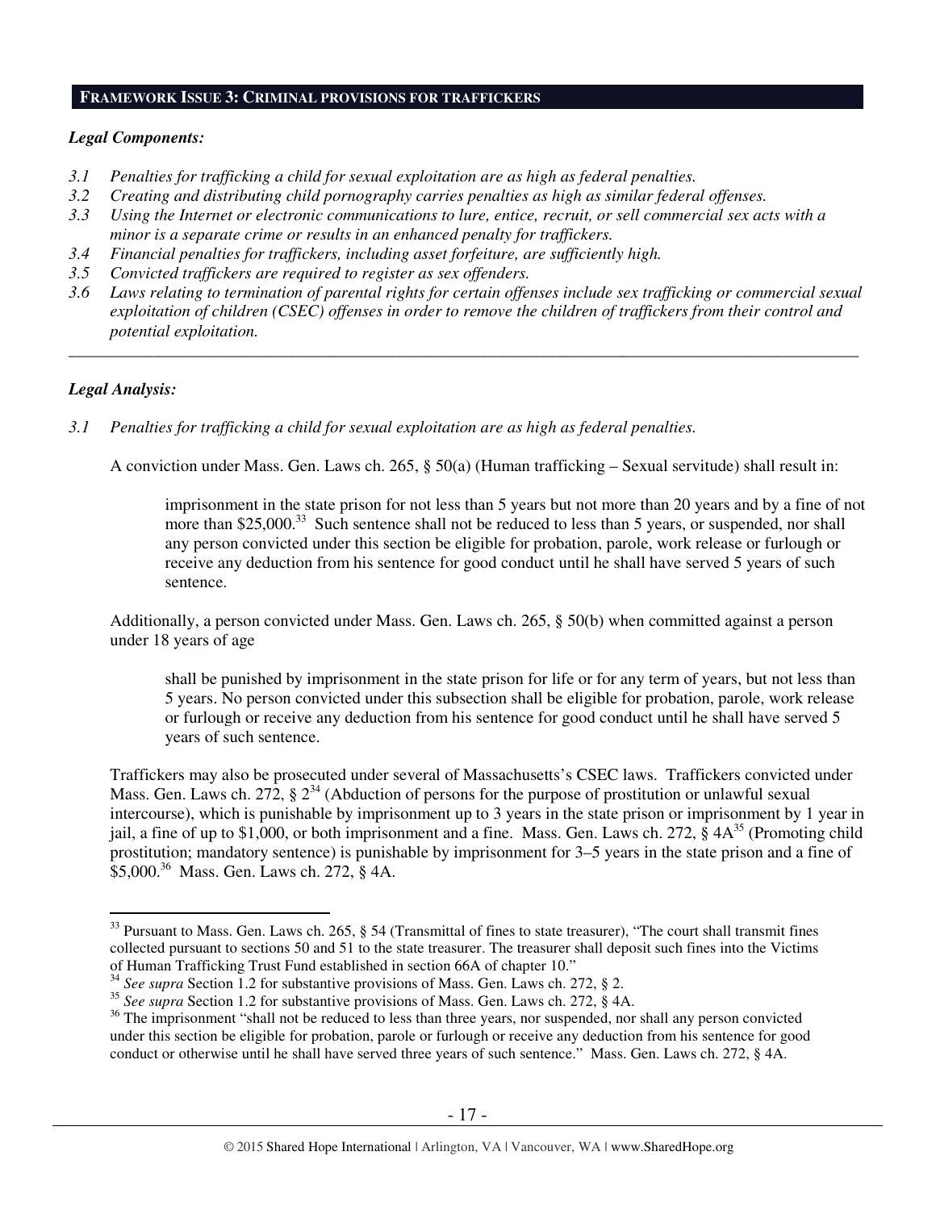## FRAMEWORK ISSUE 3: CRIMINAL PROVISIONS FOR TRAFFICKERS

***Legal Components:***

*3.1 Penalties for trafficking a child for sexual exploitation are as high as federal penalties.*
*3.2 Creating and distributing child pornography carries penalties as high as similar federal offenses.*
*3.3 Using the Internet or electronic communications to lure, entice, recruit, or sell commercial sex acts with a minor is a separate crime or results in an enhanced penalty for traffickers.*
*3.4 Financial penalties for traffickers, including asset forfeiture, are sufficiently high.*
*3.5 Convicted traffickers are required to register as sex offenders.*
*3.6 Laws relating to termination of parental rights for certain offenses include sex trafficking or commercial sexual exploitation of children (CSEC) offenses in order to remove the children of traffickers from their control and potential exploitation.*

---

***Legal Analysis:***

*3.1 Penalties for trafficking a child for sexual exploitation are as high as federal penalties.*

A conviction under Mass. Gen. Laws ch. 265, § 50(a) (Human trafficking – Sexual servitude) shall result in:

> imprisonment in the state prison for not less than 5 years but not more than 20 years and by a fine of not more than $25,000.[33] Such sentence shall not be reduced to less than 5 years, or suspended, nor shall any person convicted under this section be eligible for probation, parole, work release or furlough or receive any deduction from his sentence for good conduct until he shall have served 5 years of such sentence.

Additionally, a person convicted under Mass. Gen. Laws ch. 265, § 50(b) when committed against a person under 18 years of age

> shall be punished by imprisonment in the state prison for life or for any term of years, but not less than 5 years. No person convicted under this subsection shall be eligible for probation, parole, work release or furlough or receive any deduction from his sentence for good conduct until he shall have served 5 years of such sentence.

Traffickers may also be prosecuted under several of Massachusetts's CSEC laws. Traffickers convicted under Mass. Gen. Laws ch. 272, § 2[34] (Abduction of persons for the purpose of prostitution or unlawful sexual intercourse), which is punishable by imprisonment up to 3 years in the state prison or imprisonment by 1 year in jail, a fine of up to $1,000, or both imprisonment and a fine. Mass. Gen. Laws ch. 272, § 4A[35] (Promoting child prostitution; mandatory sentence) is punishable by imprisonment for 3–5 years in the state prison and a fine of $5,000.[36] Mass. Gen. Laws ch. 272, § 4A.

---

[33] Pursuant to Mass. Gen. Laws ch. 265, § 54 (Transmittal of fines to state treasurer), "The court shall transmit fines collected pursuant to sections 50 and 51 to the state treasurer. The treasurer shall deposit such fines into the Victims of Human Trafficking Trust Fund established in section 66A of chapter 10."

[34] *See supra* Section 1.2 for substantive provisions of Mass. Gen. Laws ch. 272, § 2.

[35] *See supra* Section 1.2 for substantive provisions of Mass. Gen. Laws ch. 272, § 4A.

[36] The imprisonment "shall not be reduced to less than three years, nor suspended, nor shall any person convicted under this section be eligible for probation, parole or furlough or receive any deduction from his sentence for good conduct or otherwise until he shall have served three years of such sentence." Mass. Gen. Laws ch. 272, § 4A.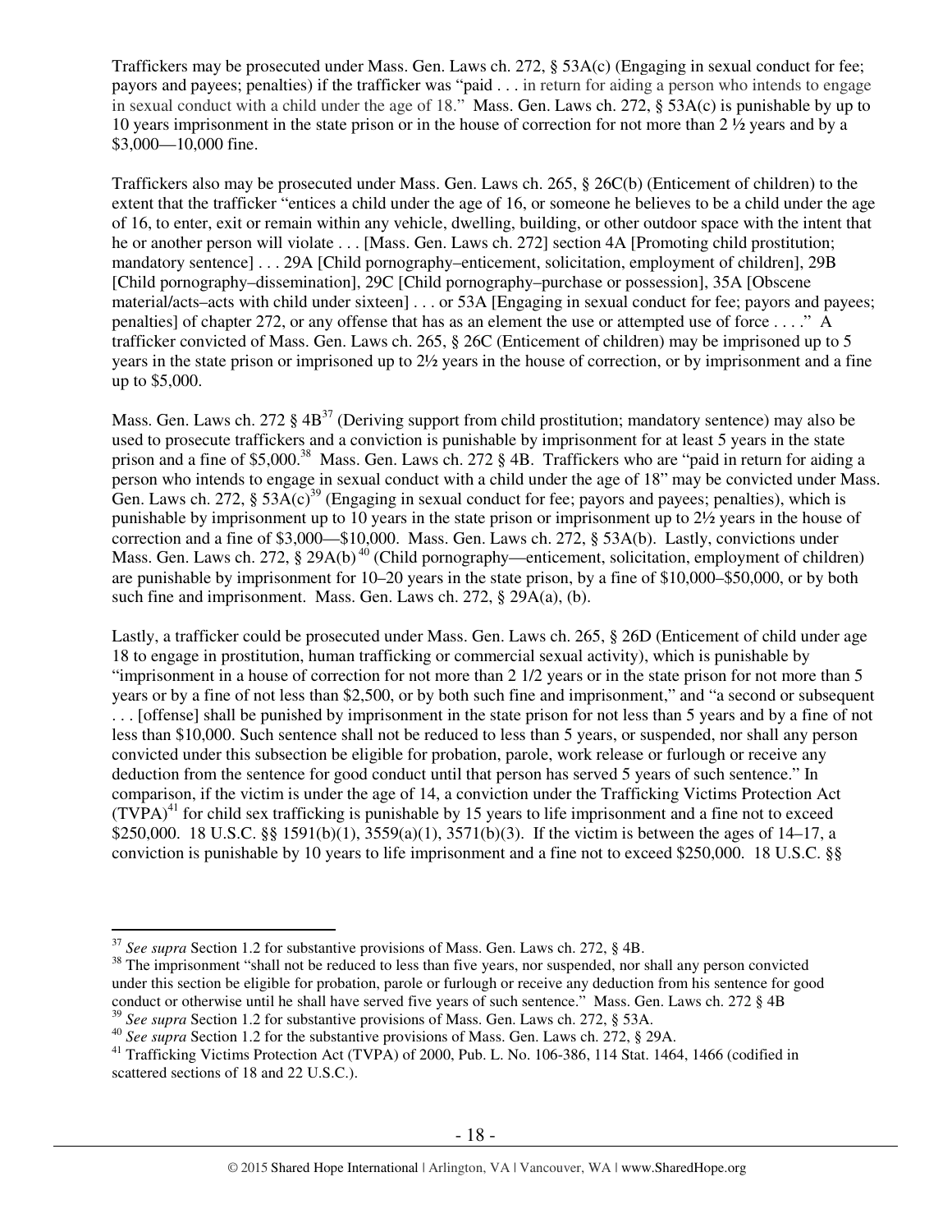Traffickers may be prosecuted under Mass. Gen. Laws ch. 272, § 53A(c) (Engaging in sexual conduct for fee; payors and payees; penalties) if the trafficker was "paid . . . in return for aiding a person who intends to engage in sexual conduct with a child under the age of 18." Mass. Gen. Laws ch. 272, § 53A(c) is punishable by up to 10 years imprisonment in the state prison or in the house of correction for not more than 2 ½ years and by a $3,000—10,000 fine.

Traffickers also may be prosecuted under Mass. Gen. Laws ch. 265, § 26C(b) (Enticement of children) to the extent that the trafficker "entices a child under the age of 16, or someone he believes to be a child under the age of 16, to enter, exit or remain within any vehicle, dwelling, building, or other outdoor space with the intent that he or another person will violate . . . [Mass. Gen. Laws ch. 272] section 4A [Promoting child prostitution; mandatory sentence] . . . 29A [Child pornography–enticement, solicitation, employment of children], 29B [Child pornography–dissemination], 29C [Child pornography–purchase or possession], 35A [Obscene material/acts–acts with child under sixteen] . . . or 53A [Engaging in sexual conduct for fee; payors and payees; penalties] of chapter 272, or any offense that has as an element the use or attempted use of force . . . ." A trafficker convicted of Mass. Gen. Laws ch. 265, § 26C (Enticement of children) may be imprisoned up to 5 years in the state prison or imprisoned up to 2½ years in the house of correction, or by imprisonment and a fine up to $5,000.

Mass. Gen. Laws ch. 272 § 4B[37] (Deriving support from child prostitution; mandatory sentence) may also be used to prosecute traffickers and a conviction is punishable by imprisonment for at least 5 years in the state prison and a fine of $5,000.[38] Mass. Gen. Laws ch. 272 § 4B. Traffickers who are "paid in return for aiding a person who intends to engage in sexual conduct with a child under the age of 18" may be convicted under Mass. Gen. Laws ch. 272, § 53A(c)[39] (Engaging in sexual conduct for fee; payors and payees; penalties), which is punishable by imprisonment up to 10 years in the state prison or imprisonment up to 2½ years in the house of correction and a fine of $3,000—$10,000. Mass. Gen. Laws ch. 272, § 53A(b). Lastly, convictions under Mass. Gen. Laws ch. 272, § 29A(b)[40] (Child pornography—enticement, solicitation, employment of children) are punishable by imprisonment for 10–20 years in the state prison, by a fine of $10,000–$50,000, or by both such fine and imprisonment. Mass. Gen. Laws ch. 272, § 29A(a), (b).

Lastly, a trafficker could be prosecuted under Mass. Gen. Laws ch. 265, § 26D (Enticement of child under age 18 to engage in prostitution, human trafficking or commercial sexual activity), which is punishable by "imprisonment in a house of correction for not more than 2 1/2 years or in the state prison for not more than 5 years or by a fine of not less than $2,500, or by both such fine and imprisonment," and "a second or subsequent . . . [offense] shall be punished by imprisonment in the state prison for not less than 5 years and by a fine of not less than $10,000. Such sentence shall not be reduced to less than 5 years, or suspended, nor shall any person convicted under this subsection be eligible for probation, parole, work release or furlough or receive any deduction from the sentence for good conduct until that person has served 5 years of such sentence." In comparison, if the victim is under the age of 14, a conviction under the Trafficking Victims Protection Act (TVPA)[41] for child sex trafficking is punishable by 15 years to life imprisonment and a fine not to exceed $250,000. 18 U.S.C. §§ 1591(b)(1), 3559(a)(1), 3571(b)(3). If the victim is between the ages of 14–17, a conviction is punishable by 10 years to life imprisonment and a fine not to exceed $250,000. 18 U.S.C. §§

---

[37] *See supra* Section 1.2 for substantive provisions of Mass. Gen. Laws ch. 272, § 4B.

[38] The imprisonment "shall not be reduced to less than five years, nor suspended, nor shall any person convicted under this section be eligible for probation, parole or furlough or receive any deduction from his sentence for good conduct or otherwise until he shall have served five years of such sentence." Mass. Gen. Laws ch. 272 § 4B

[39] *See supra* Section 1.2 for substantive provisions of Mass. Gen. Laws ch. 272, § 53A.

[40] *See supra* Section 1.2 for the substantive provisions of Mass. Gen. Laws ch. 272, § 29A.

[41] Trafficking Victims Protection Act (TVPA) of 2000, Pub. L. No. 106-386, 114 Stat. 1464, 1466 (codified in scattered sections of 18 and 22 U.S.C.).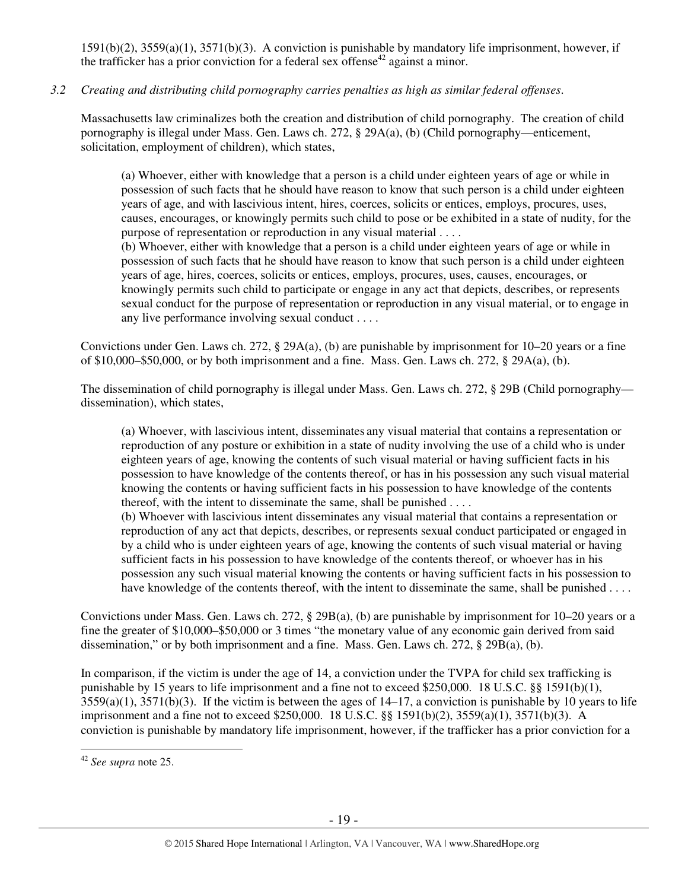1591(b)(2), 3559(a)(1), 3571(b)(3). A conviction is punishable by mandatory life imprisonment, however, if the trafficker has a prior conviction for a federal sex offense[42] against a minor.

*3.2 Creating and distributing child pornography carries penalties as high as similar federal offenses.*

Massachusetts law criminalizes both the creation and distribution of child pornography. The creation of child pornography is illegal under Mass. Gen. Laws ch. 272, § 29A(a), (b) (Child pornography—enticement, solicitation, employment of children), which states,

> (a) Whoever, either with knowledge that a person is a child under eighteen years of age or while in possession of such facts that he should have reason to know that such person is a child under eighteen years of age, and with lascivious intent, hires, coerces, solicits or entices, employs, procures, uses, causes, encourages, or knowingly permits such child to pose or be exhibited in a state of nudity, for the purpose of representation or reproduction in any visual material . . . .
>
> (b) Whoever, either with knowledge that a person is a child under eighteen years of age or while in possession of such facts that he should have reason to know that such person is a child under eighteen years of age, hires, coerces, solicits or entices, employs, procures, uses, causes, encourages, or knowingly permits such child to participate or engage in any act that depicts, describes, or represents sexual conduct for the purpose of representation or reproduction in any visual material, or to engage in any live performance involving sexual conduct . . . .

Convictions under Gen. Laws ch. 272, § 29A(a), (b) are punishable by imprisonment for 10–20 years or a fine of $10,000–$50,000, or by both imprisonment and a fine. Mass. Gen. Laws ch. 272, § 29A(a), (b).

The dissemination of child pornography is illegal under Mass. Gen. Laws ch. 272, § 29B (Child pornography—dissemination), which states,

> (a) Whoever, with lascivious intent, disseminates any visual material that contains a representation or reproduction of any posture or exhibition in a state of nudity involving the use of a child who is under eighteen years of age, knowing the contents of such visual material or having sufficient facts in his possession to have knowledge of the contents thereof, or has in his possession any such visual material knowing the contents or having sufficient facts in his possession to have knowledge of the contents thereof, with the intent to disseminate the same, shall be punished . . . .
>
> (b) Whoever with lascivious intent disseminates any visual material that contains a representation or reproduction of any act that depicts, describes, or represents sexual conduct participated or engaged in by a child who is under eighteen years of age, knowing the contents of such visual material or having sufficient facts in his possession to have knowledge of the contents thereof, or whoever has in his possession any such visual material knowing the contents or having sufficient facts in his possession to have knowledge of the contents thereof, with the intent to disseminate the same, shall be punished . . . .

Convictions under Mass. Gen. Laws ch. 272, § 29B(a), (b) are punishable by imprisonment for 10–20 years or a fine the greater of $10,000–$50,000 or 3 times "the monetary value of any economic gain derived from said dissemination," or by both imprisonment and a fine. Mass. Gen. Laws ch. 272, § 29B(a), (b).

In comparison, if the victim is under the age of 14, a conviction under the TVPA for child sex trafficking is punishable by 15 years to life imprisonment and a fine not to exceed $250,000. 18 U.S.C. §§ 1591(b)(1), 3559(a)(1), 3571(b)(3). If the victim is between the ages of 14–17, a conviction is punishable by 10 years to life imprisonment and a fine not to exceed $250,000. 18 U.S.C. §§ 1591(b)(2), 3559(a)(1), 3571(b)(3). A conviction is punishable by mandatory life imprisonment, however, if the trafficker has a prior conviction for a

---

[42] *See supra* note 25.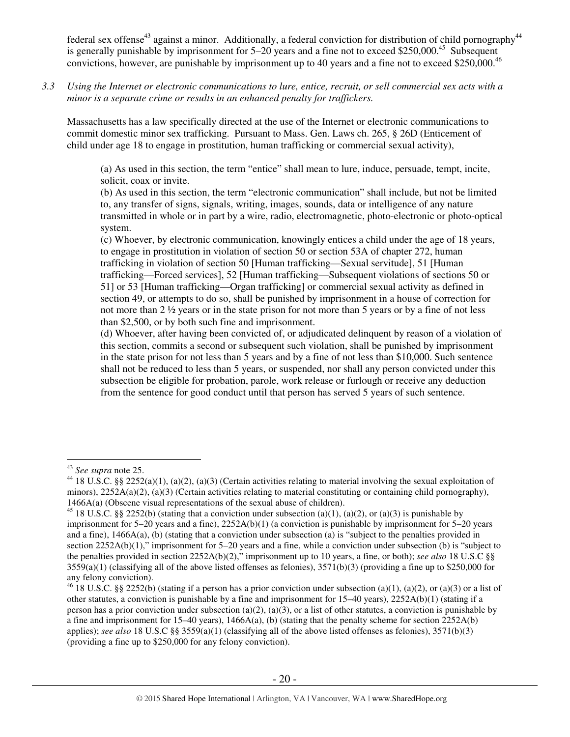federal sex offense[43] against a minor. Additionally, a federal conviction for distribution of child pornography[44] is generally punishable by imprisonment for 5–20 years and a fine not to exceed $250,000.[45] Subsequent convictions, however, are punishable by imprisonment up to 40 years and a fine not to exceed $250,000.[46]

*3.3 Using the Internet or electronic communications to lure, entice, recruit, or sell commercial sex acts with a minor is a separate crime or results in an enhanced penalty for traffickers.*

Massachusetts has a law specifically directed at the use of the Internet or electronic communications to commit domestic minor sex trafficking. Pursuant to Mass. Gen. Laws ch. 265, § 26D (Enticement of child under age 18 to engage in prostitution, human trafficking or commercial sexual activity),

> (a) As used in this section, the term "entice" shall mean to lure, induce, persuade, tempt, incite, solicit, coax or invite.
> (b) As used in this section, the term "electronic communication" shall include, but not be limited to, any transfer of signs, signals, writing, images, sounds, data or intelligence of any nature transmitted in whole or in part by a wire, radio, electromagnetic, photo-electronic or photo-optical system.
> (c) Whoever, by electronic communication, knowingly entices a child under the age of 18 years, to engage in prostitution in violation of section 50 or section 53A of chapter 272, human trafficking in violation of section 50 [Human trafficking—Sexual servitude], 51 [Human trafficking—Forced services], 52 [Human trafficking—Subsequent violations of sections 50 or 51] or 53 [Human trafficking—Organ trafficking] or commercial sexual activity as defined in section 49, or attempts to do so, shall be punished by imprisonment in a house of correction for not more than 2 ½ years or in the state prison for not more than 5 years or by a fine of not less than $2,500, or by both such fine and imprisonment.
> (d) Whoever, after having been convicted of, or adjudicated delinquent by reason of a violation of this section, commits a second or subsequent such violation, shall be punished by imprisonment in the state prison for not less than 5 years and by a fine of not less than $10,000. Such sentence shall not be reduced to less than 5 years, or suspended, nor shall any person convicted under this subsection be eligible for probation, parole, work release or furlough or receive any deduction from the sentence for good conduct until that person has served 5 years of such sentence.

---

[43] *See supra* note 25.

[44] 18 U.S.C. §§ 2252(a)(1), (a)(2), (a)(3) (Certain activities relating to material involving the sexual exploitation of minors), 2252A(a)(2), (a)(3) (Certain activities relating to material constituting or containing child pornography), 1466A(a) (Obscene visual representations of the sexual abuse of children).

[45] 18 U.S.C. §§ 2252(b) (stating that a conviction under subsection (a)(1), (a)(2), or (a)(3) is punishable by imprisonment for 5–20 years and a fine), 2252A(b)(1) (a conviction is punishable by imprisonment for 5–20 years and a fine), 1466A(a), (b) (stating that a conviction under subsection (a) is "subject to the penalties provided in section 2252A(b)(1)," imprisonment for 5–20 years and a fine, while a conviction under subsection (b) is "subject to the penalties provided in section 2252A(b)(2)," imprisonment up to 10 years, a fine, or both); *see also* 18 U.S.C §§ 3559(a)(1) (classifying all of the above listed offenses as felonies), 3571(b)(3) (providing a fine up to $250,000 for any felony conviction).

[46] 18 U.S.C. §§ 2252(b) (stating if a person has a prior conviction under subsection (a)(1), (a)(2), or (a)(3) or a list of other statutes, a conviction is punishable by a fine and imprisonment for 15–40 years), 2252A(b)(1) (stating if a person has a prior conviction under subsection (a)(2), (a)(3), or a list of other statutes, a conviction is punishable by a fine and imprisonment for 15–40 years), 1466A(a), (b) (stating that the penalty scheme for section 2252A(b) applies); *see also* 18 U.S.C §§ 3559(a)(1) (classifying all of the above listed offenses as felonies), 3571(b)(3) (providing a fine up to $250,000 for any felony conviction).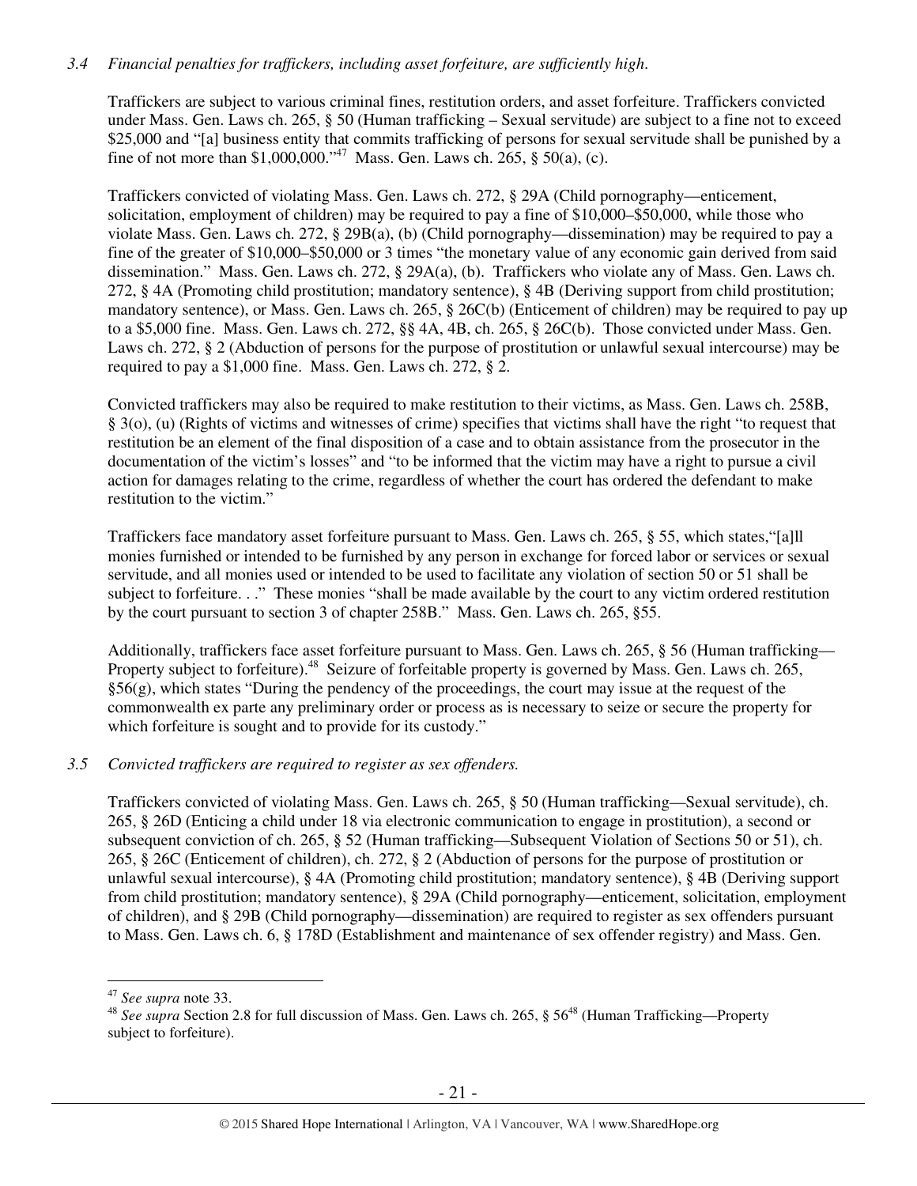*3.4 Financial penalties for traffickers, including asset forfeiture, are sufficiently high.*

Traffickers are subject to various criminal fines, restitution orders, and asset forfeiture. Traffickers convicted under Mass. Gen. Laws ch. 265, § 50 (Human trafficking – Sexual servitude) are subject to a fine not to exceed $25,000 and "[a] business entity that commits trafficking of persons for sexual servitude shall be punished by a fine of not more than $1,000,000."[47] Mass. Gen. Laws ch. 265, § 50(a), (c).

Traffickers convicted of violating Mass. Gen. Laws ch. 272, § 29A (Child pornography—enticement, solicitation, employment of children) may be required to pay a fine of $10,000–$50,000, while those who violate Mass. Gen. Laws ch. 272, § 29B(a), (b) (Child pornography—dissemination) may be required to pay a fine of the greater of $10,000–$50,000 or 3 times "the monetary value of any economic gain derived from said dissemination." Mass. Gen. Laws ch. 272, § 29A(a), (b). Traffickers who violate any of Mass. Gen. Laws ch. 272, § 4A (Promoting child prostitution; mandatory sentence), § 4B (Deriving support from child prostitution; mandatory sentence), or Mass. Gen. Laws ch. 265, § 26C(b) (Enticement of children) may be required to pay up to a $5,000 fine. Mass. Gen. Laws ch. 272, §§ 4A, 4B, ch. 265, § 26C(b). Those convicted under Mass. Gen. Laws ch. 272, § 2 (Abduction of persons for the purpose of prostitution or unlawful sexual intercourse) may be required to pay a $1,000 fine. Mass. Gen. Laws ch. 272, § 2.

Convicted traffickers may also be required to make restitution to their victims, as Mass. Gen. Laws ch. 258B, § 3(o), (u) (Rights of victims and witnesses of crime) specifies that victims shall have the right "to request that restitution be an element of the final disposition of a case and to obtain assistance from the prosecutor in the documentation of the victim's losses" and "to be informed that the victim may have a right to pursue a civil action for damages relating to the crime, regardless of whether the court has ordered the defendant to make restitution to the victim."

Traffickers face mandatory asset forfeiture pursuant to Mass. Gen. Laws ch. 265, § 55, which states,"[a]ll monies furnished or intended to be furnished by any person in exchange for forced labor or services or sexual servitude, and all monies used or intended to be used to facilitate any violation of section 50 or 51 shall be subject to forfeiture. . ." These monies "shall be made available by the court to any victim ordered restitution by the court pursuant to section 3 of chapter 258B." Mass. Gen. Laws ch. 265, §55.

Additionally, traffickers face asset forfeiture pursuant to Mass. Gen. Laws ch. 265, § 56 (Human trafficking—Property subject to forfeiture).[48] Seizure of forfeitable property is governed by Mass. Gen. Laws ch. 265, §56(g), which states "During the pendency of the proceedings, the court may issue at the request of the commonwealth ex parte any preliminary order or process as is necessary to seize or secure the property for which forfeiture is sought and to provide for its custody."

*3.5 Convicted traffickers are required to register as sex offenders.*

Traffickers convicted of violating Mass. Gen. Laws ch. 265, § 50 (Human trafficking—Sexual servitude), ch. 265, § 26D (Enticing a child under 18 via electronic communication to engage in prostitution), a second or subsequent conviction of ch. 265, § 52 (Human trafficking—Subsequent Violation of Sections 50 or 51), ch. 265, § 26C (Enticement of children), ch. 272, § 2 (Abduction of persons for the purpose of prostitution or unlawful sexual intercourse), § 4A (Promoting child prostitution; mandatory sentence), § 4B (Deriving support from child prostitution; mandatory sentence), § 29A (Child pornography—enticement, solicitation, employment of children), and § 29B (Child pornography—dissemination) are required to register as sex offenders pursuant to Mass. Gen. Laws ch. 6, § 178D (Establishment and maintenance of sex offender registry) and Mass. Gen.

---

[47] *See supra* note 33.

[48] *See supra* Section 2.8 for full discussion of Mass. Gen. Laws ch. 265, § 56[48] (Human Trafficking—Property subject to forfeiture).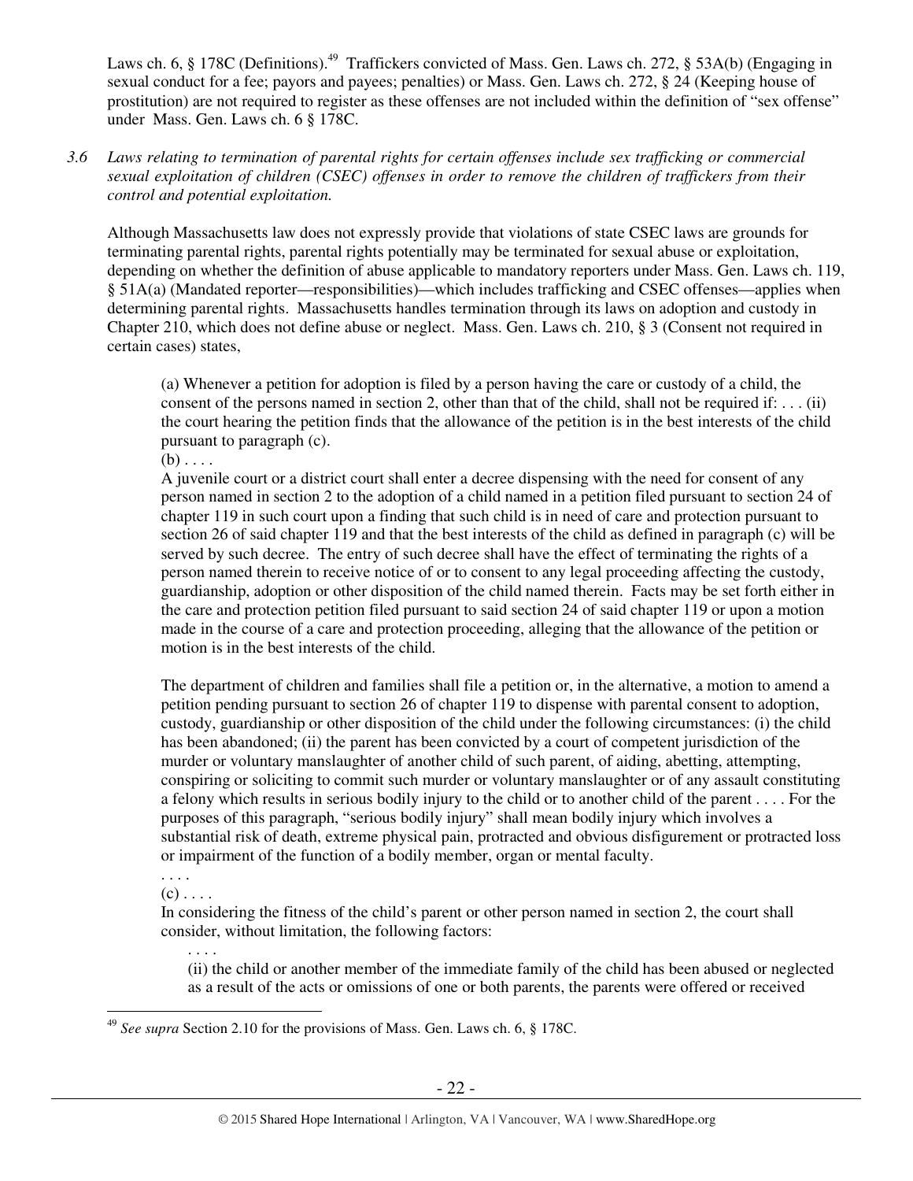Laws ch. 6, § 178C (Definitions).[49] Traffickers convicted of Mass. Gen. Laws ch. 272, § 53A(b) (Engaging in sexual conduct for a fee; payors and payees; penalties) or Mass. Gen. Laws ch. 272, § 24 (Keeping house of prostitution) are not required to register as these offenses are not included within the definition of "sex offense" under Mass. Gen. Laws ch. 6 § 178C.

*3.6 Laws relating to termination of parental rights for certain offenses include sex trafficking or commercial sexual exploitation of children (CSEC) offenses in order to remove the children of traffickers from their control and potential exploitation.*

Although Massachusetts law does not expressly provide that violations of state CSEC laws are grounds for terminating parental rights, parental rights potentially may be terminated for sexual abuse or exploitation, depending on whether the definition of abuse applicable to mandatory reporters under Mass. Gen. Laws ch. 119, § 51A(a) (Mandated reporter—responsibilities)—which includes trafficking and CSEC offenses—applies when determining parental rights. Massachusetts handles termination through its laws on adoption and custody in Chapter 210, which does not define abuse or neglect. Mass. Gen. Laws ch. 210, § 3 (Consent not required in certain cases) states,

> (a) Whenever a petition for adoption is filed by a person having the care or custody of a child, the consent of the persons named in section 2, other than that of the child, shall not be required if: . . . (ii) the court hearing the petition finds that the allowance of the petition is in the best interests of the child pursuant to paragraph (c).
>
> (b) . . . .
>
> A juvenile court or a district court shall enter a decree dispensing with the need for consent of any person named in section 2 to the adoption of a child named in a petition filed pursuant to section 24 of chapter 119 in such court upon a finding that such child is in need of care and protection pursuant to section 26 of said chapter 119 and that the best interests of the child as defined in paragraph (c) will be served by such decree. The entry of such decree shall have the effect of terminating the rights of a person named therein to receive notice of or to consent to any legal proceeding affecting the custody, guardianship, adoption or other disposition of the child named therein. Facts may be set forth either in the care and protection petition filed pursuant to said section 24 of said chapter 119 or upon a motion made in the course of a care and protection proceeding, alleging that the allowance of the petition or motion is in the best interests of the child.
>
> The department of children and families shall file a petition or, in the alternative, a motion to amend a petition pending pursuant to section 26 of chapter 119 to dispense with parental consent to adoption, custody, guardianship or other disposition of the child under the following circumstances: (i) the child has been abandoned; (ii) the parent has been convicted by a court of competent jurisdiction of the murder or voluntary manslaughter of another child of such parent, of aiding, abetting, attempting, conspiring or soliciting to commit such murder or voluntary manslaughter or of any assault constituting a felony which results in serious bodily injury to the child or to another child of the parent . . . . For the purposes of this paragraph, "serious bodily injury" shall mean bodily injury which involves a substantial risk of death, extreme physical pain, protracted and obvious disfigurement or protracted loss or impairment of the function of a bodily member, organ or mental faculty.
>
> . . . .
>
> (c) . . . .
>
> In considering the fitness of the child's parent or other person named in section 2, the court shall consider, without limitation, the following factors:
>
> > . . . .
> >
> > (ii) the child or another member of the immediate family of the child has been abused or neglected as a result of the acts or omissions of one or both parents, the parents were offered or received

[49] *See supra* Section 2.10 for the provisions of Mass. Gen. Laws ch. 6, § 178C.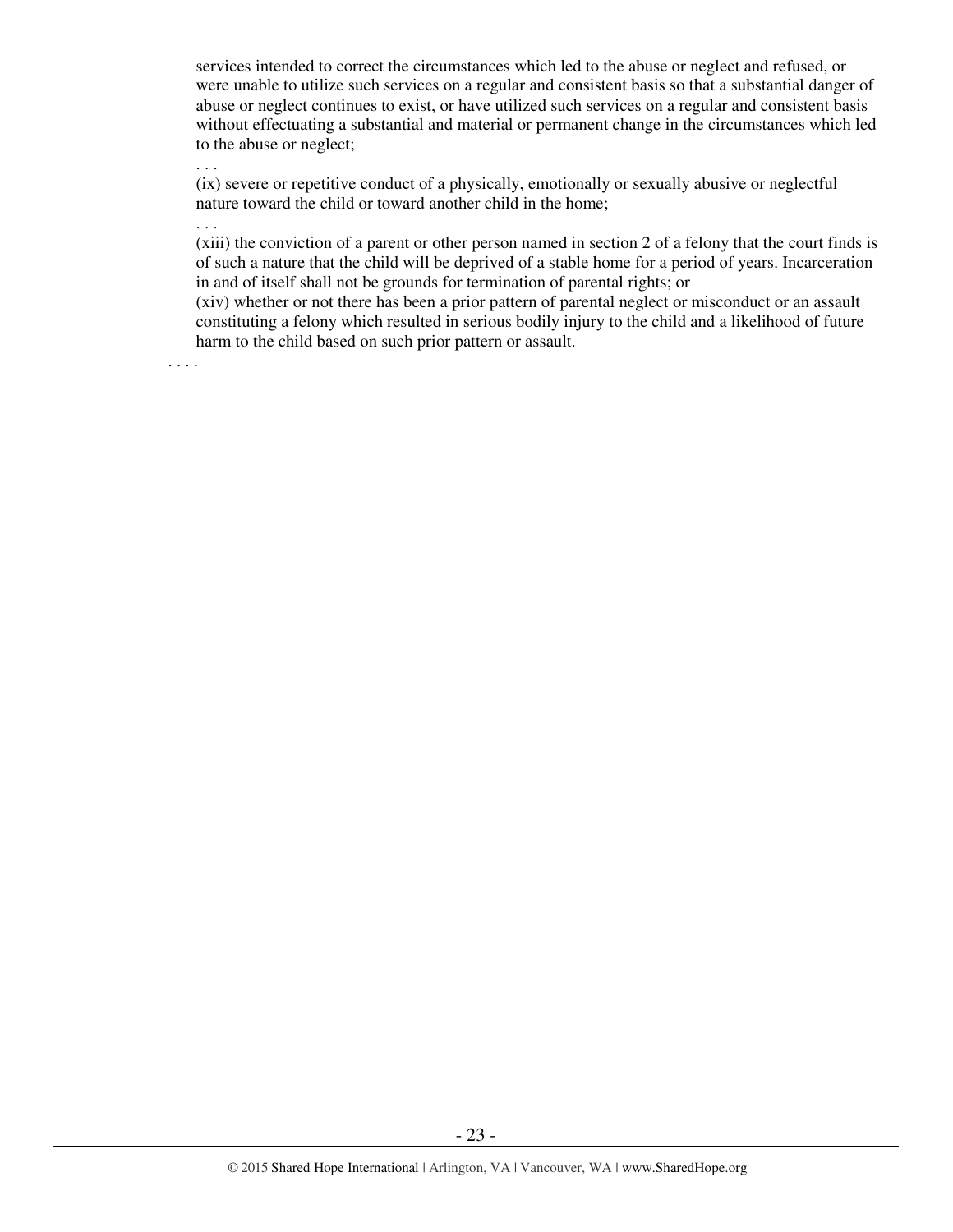services intended to correct the circumstances which led to the abuse or neglect and refused, or were unable to utilize such services on a regular and consistent basis so that a substantial danger of abuse or neglect continues to exist, or have utilized such services on a regular and consistent basis without effectuating a substantial and material or permanent change in the circumstances which led to the abuse or neglect;

. . .

(ix) severe or repetitive conduct of a physically, emotionally or sexually abusive or neglectful nature toward the child or toward another child in the home;

. . .

(xiii) the conviction of a parent or other person named in section 2 of a felony that the court finds is of such a nature that the child will be deprived of a stable home for a period of years. Incarceration in and of itself shall not be grounds for termination of parental rights; or

(xiv) whether or not there has been a prior pattern of parental neglect or misconduct or an assault constituting a felony which resulted in serious bodily injury to the child and a likelihood of future harm to the child based on such prior pattern or assault.

. . . .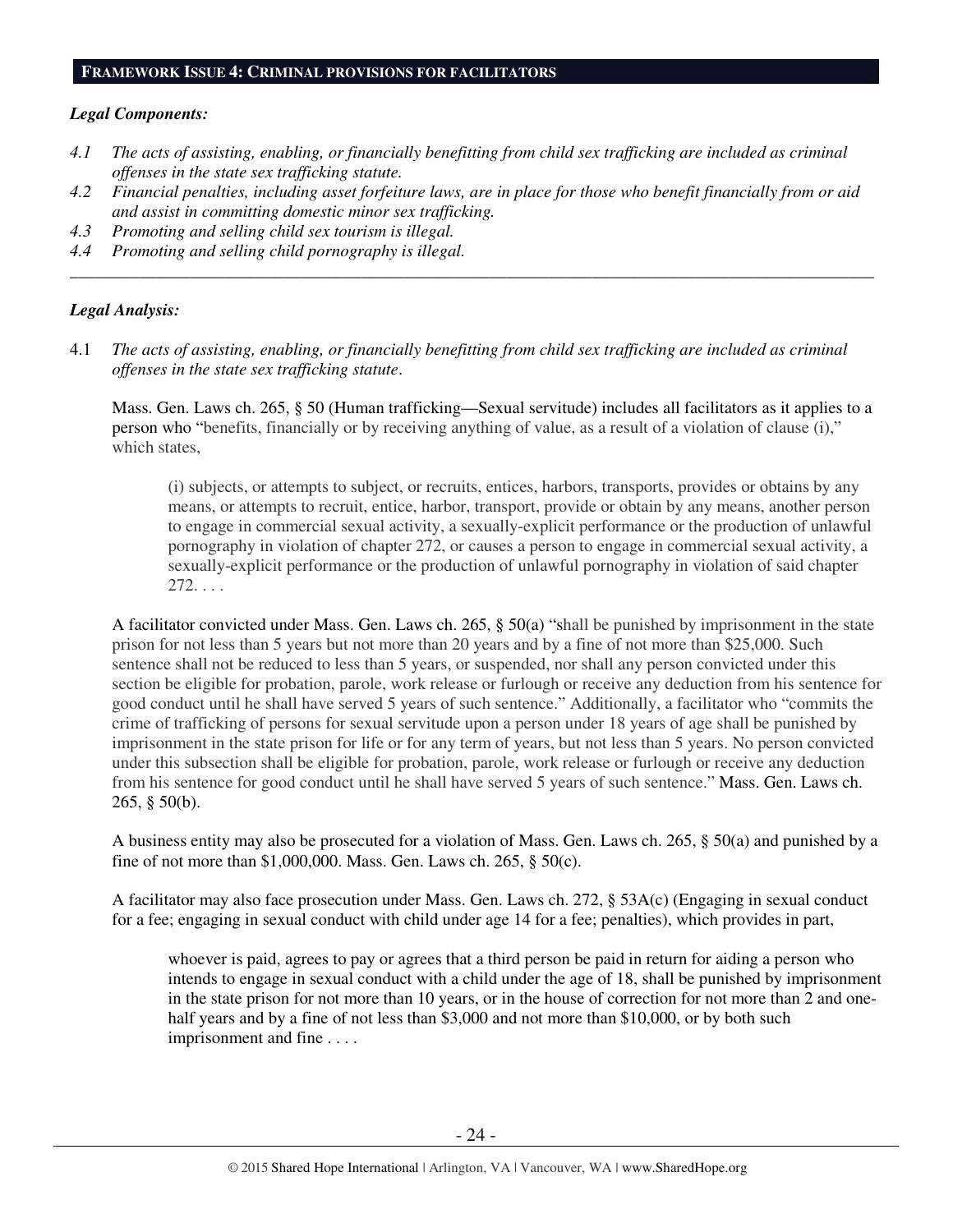## FRAMEWORK ISSUE 4: CRIMINAL PROVISIONS FOR FACILITATORS

***Legal Components:***

*4.1 The acts of assisting, enabling, or financially benefitting from child sex trafficking are included as criminal offenses in the state sex trafficking statute.*

*4.2 Financial penalties, including asset forfeiture laws, are in place for those who benefit financially from or aid and assist in committing domestic minor sex trafficking.*

*4.3 Promoting and selling child sex tourism is illegal.*

*4.4 Promoting and selling child pornography is illegal.*

---

***Legal Analysis:***

4.1 *The acts of assisting, enabling, or financially benefitting from child sex trafficking are included as criminal offenses in the state sex trafficking statute.*

Mass. Gen. Laws ch. 265, § 50 (Human trafficking—Sexual servitude) includes all facilitators as it applies to a person who "benefits, financially or by receiving anything of value, as a result of a violation of clause (i)," which states,

> (i) subjects, or attempts to subject, or recruits, entices, harbors, transports, provides or obtains by any means, or attempts to recruit, entice, harbor, transport, provide or obtain by any means, another person to engage in commercial sexual activity, a sexually-explicit performance or the production of unlawful pornography in violation of chapter 272, or causes a person to engage in commercial sexual activity, a sexually-explicit performance or the production of unlawful pornography in violation of said chapter 272. . . .

A facilitator convicted under Mass. Gen. Laws ch. 265, § 50(a) "shall be punished by imprisonment in the state prison for not less than 5 years but not more than 20 years and by a fine of not more than $25,000. Such sentence shall not be reduced to less than 5 years, or suspended, nor shall any person convicted under this section be eligible for probation, parole, work release or furlough or receive any deduction from his sentence for good conduct until he shall have served 5 years of such sentence." Additionally, a facilitator who "commits the crime of trafficking of persons for sexual servitude upon a person under 18 years of age shall be punished by imprisonment in the state prison for life or for any term of years, but not less than 5 years. No person convicted under this subsection shall be eligible for probation, parole, work release or furlough or receive any deduction from his sentence for good conduct until he shall have served 5 years of such sentence." Mass. Gen. Laws ch. 265, § 50(b).

A business entity may also be prosecuted for a violation of Mass. Gen. Laws ch. 265, § 50(a) and punished by a fine of not more than $1,000,000. Mass. Gen. Laws ch. 265, § 50(c).

A facilitator may also face prosecution under Mass. Gen. Laws ch. 272, § 53A(c) (Engaging in sexual conduct for a fee; engaging in sexual conduct with child under age 14 for a fee; penalties), which provides in part,

> whoever is paid, agrees to pay or agrees that a third person be paid in return for aiding a person who intends to engage in sexual conduct with a child under the age of 18, shall be punished by imprisonment in the state prison for not more than 10 years, or in the house of correction for not more than 2 and one-half years and by a fine of not less than $3,000 and not more than $10,000, or by both such imprisonment and fine . . . .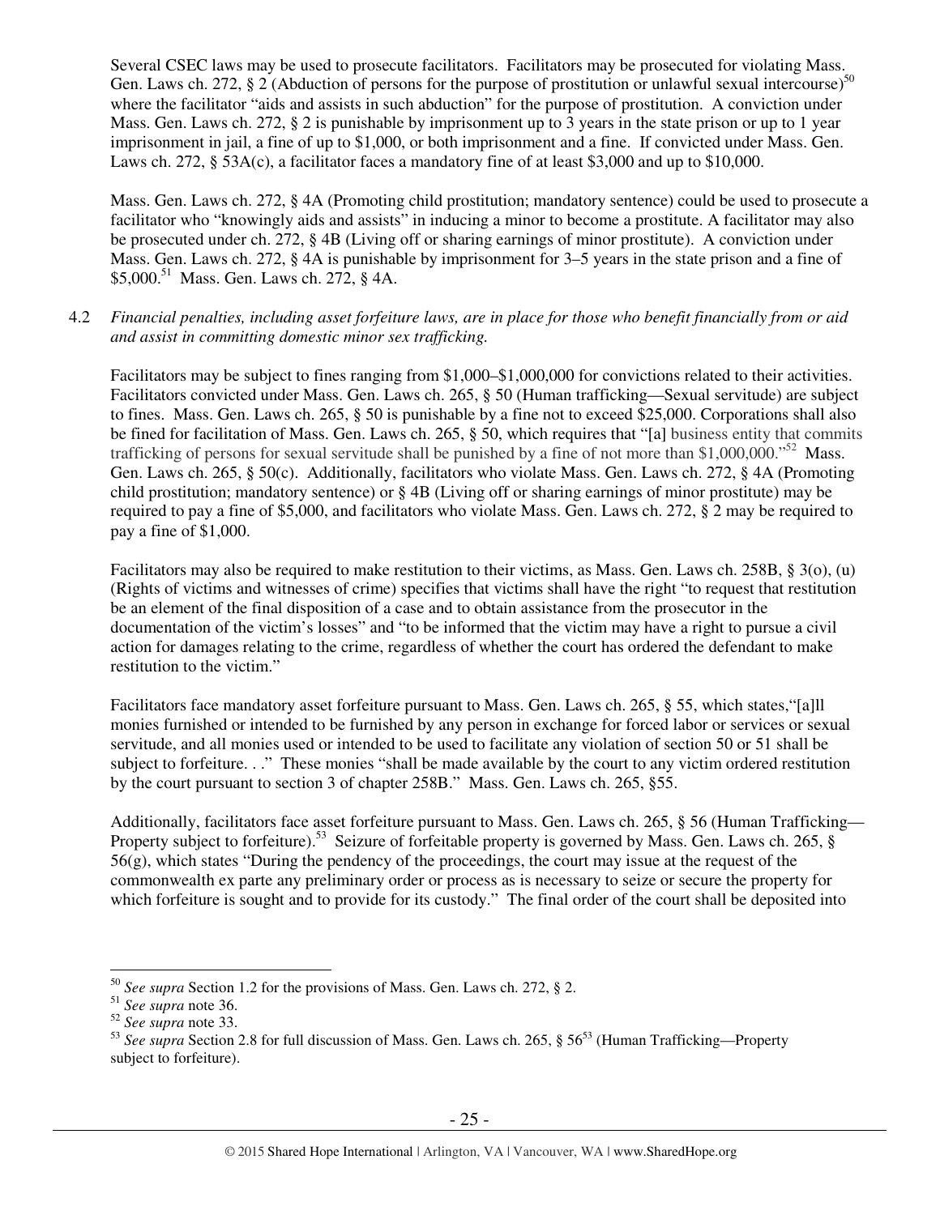Several CSEC laws may be used to prosecute facilitators. Facilitators may be prosecuted for violating Mass. Gen. Laws ch. 272, § 2 (Abduction of persons for the purpose of prostitution or unlawful sexual intercourse)[50] where the facilitator "aids and assists in such abduction" for the purpose of prostitution. A conviction under Mass. Gen. Laws ch. 272, § 2 is punishable by imprisonment up to 3 years in the state prison or up to 1 year imprisonment in jail, a fine of up to $1,000, or both imprisonment and a fine. If convicted under Mass. Gen. Laws ch. 272, § 53A(c), a facilitator faces a mandatory fine of at least $3,000 and up to $10,000.

Mass. Gen. Laws ch. 272, § 4A (Promoting child prostitution; mandatory sentence) could be used to prosecute a facilitator who "knowingly aids and assists" in inducing a minor to become a prostitute. A facilitator may also be prosecuted under ch. 272, § 4B (Living off or sharing earnings of minor prostitute). A conviction under Mass. Gen. Laws ch. 272, § 4A is punishable by imprisonment for 3–5 years in the state prison and a fine of $5,000.[51] Mass. Gen. Laws ch. 272, § 4A.

4.2 *Financial penalties, including asset forfeiture laws, are in place for those who benefit financially from or aid and assist in committing domestic minor sex trafficking.*

Facilitators may be subject to fines ranging from $1,000–$1,000,000 for convictions related to their activities. Facilitators convicted under Mass. Gen. Laws ch. 265, § 50 (Human trafficking—Sexual servitude) are subject to fines. Mass. Gen. Laws ch. 265, § 50 is punishable by a fine not to exceed $25,000. Corporations shall also be fined for facilitation of Mass. Gen. Laws ch. 265, § 50, which requires that "[a] business entity that commits trafficking of persons for sexual servitude shall be punished by a fine of not more than $1,000,000."[52] Mass. Gen. Laws ch. 265, § 50(c). Additionally, facilitators who violate Mass. Gen. Laws ch. 272, § 4A (Promoting child prostitution; mandatory sentence) or § 4B (Living off or sharing earnings of minor prostitute) may be required to pay a fine of $5,000, and facilitators who violate Mass. Gen. Laws ch. 272, § 2 may be required to pay a fine of $1,000.

Facilitators may also be required to make restitution to their victims, as Mass. Gen. Laws ch. 258B, § 3(o), (u) (Rights of victims and witnesses of crime) specifies that victims shall have the right "to request that restitution be an element of the final disposition of a case and to obtain assistance from the prosecutor in the documentation of the victim's losses" and "to be informed that the victim may have a right to pursue a civil action for damages relating to the crime, regardless of whether the court has ordered the defendant to make restitution to the victim."

Facilitators face mandatory asset forfeiture pursuant to Mass. Gen. Laws ch. 265, § 55, which states,"[a]ll monies furnished or intended to be furnished by any person in exchange for forced labor or services or sexual servitude, and all monies used or intended to be used to facilitate any violation of section 50 or 51 shall be subject to forfeiture. . ." These monies "shall be made available by the court to any victim ordered restitution by the court pursuant to section 3 of chapter 258B." Mass. Gen. Laws ch. 265, §55.

Additionally, facilitators face asset forfeiture pursuant to Mass. Gen. Laws ch. 265, § 56 (Human Trafficking—Property subject to forfeiture).[53] Seizure of forfeitable property is governed by Mass. Gen. Laws ch. 265, § 56(g), which states "During the pendency of the proceedings, the court may issue at the request of the commonwealth ex parte any preliminary order or process as is necessary to seize or secure the property for which forfeiture is sought and to provide for its custody." The final order of the court shall be deposited into

---

[50] *See supra* Section 1.2 for the provisions of Mass. Gen. Laws ch. 272, § 2.

[51] *See supra* note 36.

[52] *See supra* note 33.

[53] *See supra* Section 2.8 for full discussion of Mass. Gen. Laws ch. 265, § 56[53] (Human Trafficking—Property subject to forfeiture).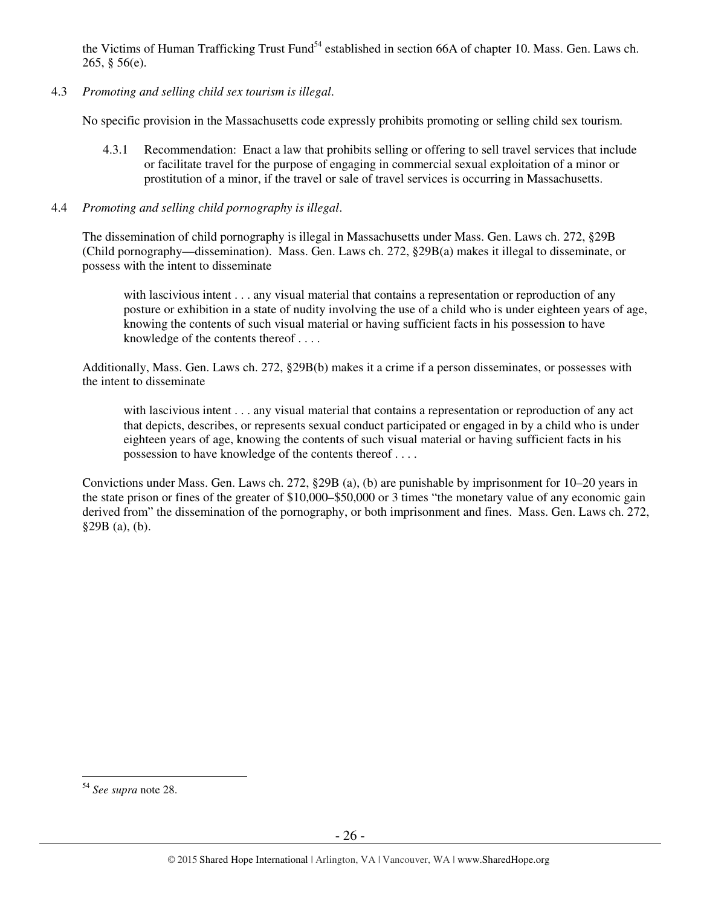the Victims of Human Trafficking Trust Fund[54] established in section 66A of chapter 10. Mass. Gen. Laws ch. 265, § 56(e).

4.3 *Promoting and selling child sex tourism is illegal*.

No specific provision in the Massachusetts code expressly prohibits promoting or selling child sex tourism.

> 4.3.1 Recommendation: Enact a law that prohibits selling or offering to sell travel services that include or facilitate travel for the purpose of engaging in commercial sexual exploitation of a minor or prostitution of a minor, if the travel or sale of travel services is occurring in Massachusetts.

4.4 *Promoting and selling child pornography is illegal*.

The dissemination of child pornography is illegal in Massachusetts under Mass. Gen. Laws ch. 272, §29B (Child pornography—dissemination). Mass. Gen. Laws ch. 272, §29B(a) makes it illegal to disseminate, or possess with the intent to disseminate

> with lascivious intent . . . any visual material that contains a representation or reproduction of any posture or exhibition in a state of nudity involving the use of a child who is under eighteen years of age, knowing the contents of such visual material or having sufficient facts in his possession to have knowledge of the contents thereof . . . .

Additionally, Mass. Gen. Laws ch. 272, §29B(b) makes it a crime if a person disseminates, or possesses with the intent to disseminate

> with lascivious intent . . . any visual material that contains a representation or reproduction of any act that depicts, describes, or represents sexual conduct participated or engaged in by a child who is under eighteen years of age, knowing the contents of such visual material or having sufficient facts in his possession to have knowledge of the contents thereof . . . .

Convictions under Mass. Gen. Laws ch. 272, §29B (a), (b) are punishable by imprisonment for 10–20 years in the state prison or fines of the greater of $10,000–$50,000 or 3 times "the monetary value of any economic gain derived from" the dissemination of the pornography, or both imprisonment and fines. Mass. Gen. Laws ch. 272, §29B (a), (b).

---

[54] *See supra* note 28.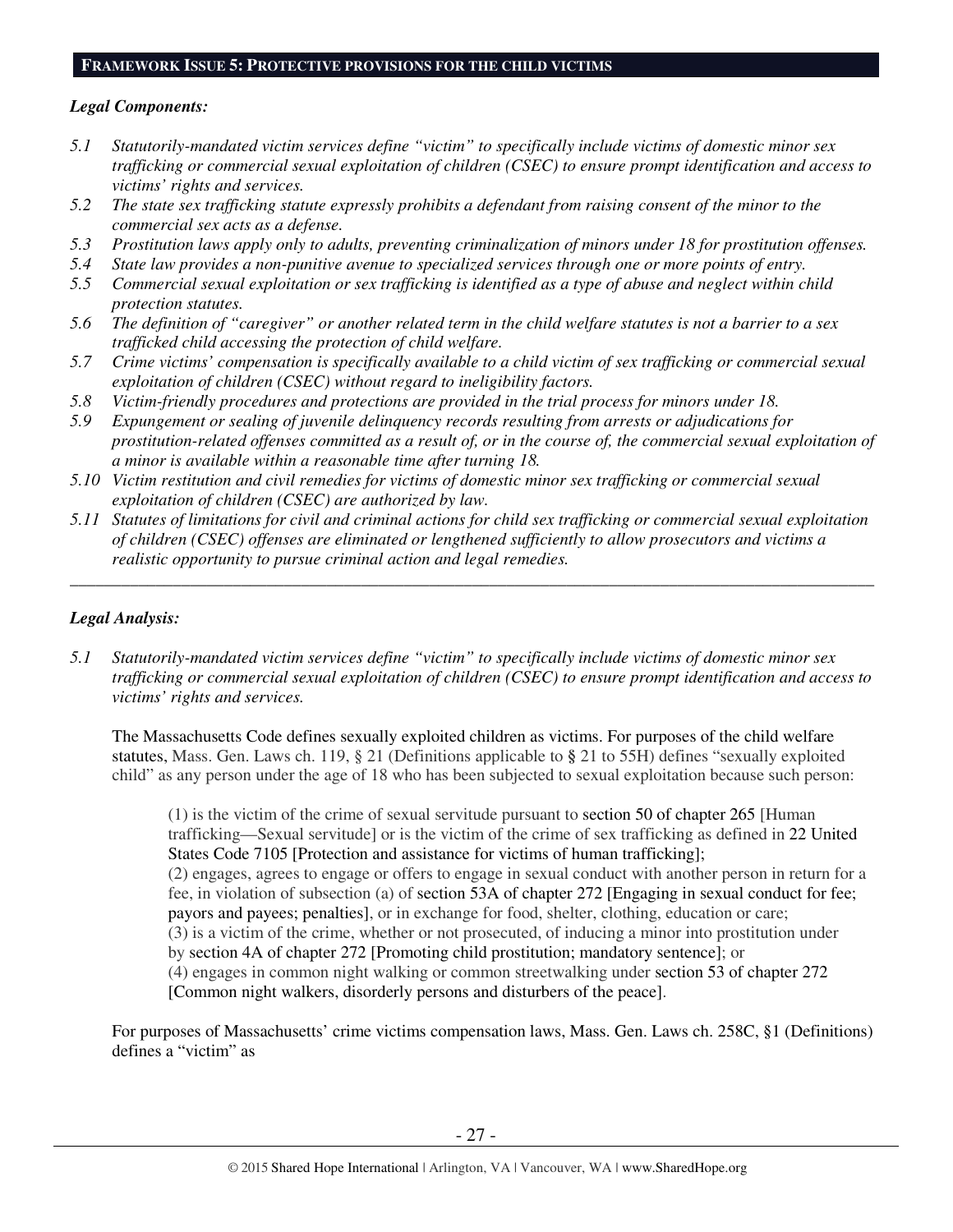## FRAMEWORK ISSUE 5: PROTECTIVE PROVISIONS FOR THE CHILD VICTIMS

***Legal Components:***

*5.1 Statutorily-mandated victim services define "victim" to specifically include victims of domestic minor sex trafficking or commercial sexual exploitation of children (CSEC) to ensure prompt identification and access to victims' rights and services.*

*5.2 The state sex trafficking statute expressly prohibits a defendant from raising consent of the minor to the commercial sex acts as a defense.*

*5.3 Prostitution laws apply only to adults, preventing criminalization of minors under 18 for prostitution offenses.*

*5.4 State law provides a non-punitive avenue to specialized services through one or more points of entry.*

*5.5 Commercial sexual exploitation or sex trafficking is identified as a type of abuse and neglect within child protection statutes.*

*5.6 The definition of "caregiver" or another related term in the child welfare statutes is not a barrier to a sex trafficked child accessing the protection of child welfare.*

*5.7 Crime victims' compensation is specifically available to a child victim of sex trafficking or commercial sexual exploitation of children (CSEC) without regard to ineligibility factors.*

*5.8 Victim-friendly procedures and protections are provided in the trial process for minors under 18.*

*5.9 Expungement or sealing of juvenile delinquency records resulting from arrests or adjudications for prostitution-related offenses committed as a result of, or in the course of, the commercial sexual exploitation of a minor is available within a reasonable time after turning 18.*

*5.10 Victim restitution and civil remedies for victims of domestic minor sex trafficking or commercial sexual exploitation of children (CSEC) are authorized by law.*

*5.11 Statutes of limitations for civil and criminal actions for child sex trafficking or commercial sexual exploitation of children (CSEC) offenses are eliminated or lengthened sufficiently to allow prosecutors and victims a realistic opportunity to pursue criminal action and legal remedies.*

---

***Legal Analysis:***

*5.1 Statutorily-mandated victim services define "victim" to specifically include victims of domestic minor sex trafficking or commercial sexual exploitation of children (CSEC) to ensure prompt identification and access to victims' rights and services.*

The Massachusetts Code defines sexually exploited children as victims. For purposes of the child welfare statutes, Mass. Gen. Laws ch. 119, § 21 (Definitions applicable to § 21 to 55H) defines "sexually exploited child" as any person under the age of 18 who has been subjected to sexual exploitation because such person:

> (1) is the victim of the crime of sexual servitude pursuant to section 50 of chapter 265 [Human trafficking—Sexual servitude] or is the victim of the crime of sex trafficking as defined in 22 United States Code 7105 [Protection and assistance for victims of human trafficking];
> (2) engages, agrees to engage or offers to engage in sexual conduct with another person in return for a fee, in violation of subsection (a) of section 53A of chapter 272 [Engaging in sexual conduct for fee; payors and payees; penalties], or in exchange for food, shelter, clothing, education or care;
> (3) is a victim of the crime, whether or not prosecuted, of inducing a minor into prostitution under by section 4A of chapter 272 [Promoting child prostitution; mandatory sentence]; or
> (4) engages in common night walking or common streetwalking under section 53 of chapter 272 [Common night walkers, disorderly persons and disturbers of the peace].

For purposes of Massachusetts' crime victims compensation laws, Mass. Gen. Laws ch. 258C, §1 (Definitions) defines a "victim" as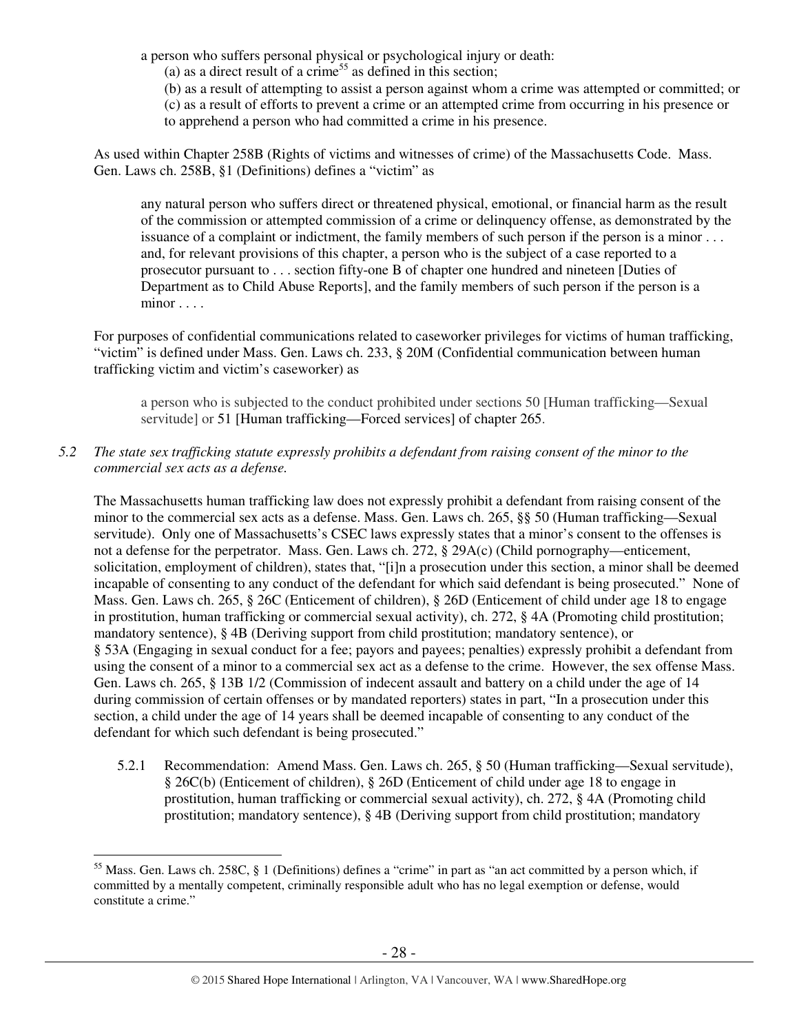a person who suffers personal physical or psychological injury or death:

(a) as a direct result of a crime[55] as defined in this section;

(b) as a result of attempting to assist a person against whom a crime was attempted or committed; or

(c) as a result of efforts to prevent a crime or an attempted crime from occurring in his presence or to apprehend a person who had committed a crime in his presence.

As used within Chapter 258B (Rights of victims and witnesses of crime) of the Massachusetts Code. Mass. Gen. Laws ch. 258B, §1 (Definitions) defines a "victim" as

> any natural person who suffers direct or threatened physical, emotional, or financial harm as the result of the commission or attempted commission of a crime or delinquency offense, as demonstrated by the issuance of a complaint or indictment, the family members of such person if the person is a minor . . . and, for relevant provisions of this chapter, a person who is the subject of a case reported to a prosecutor pursuant to . . . section fifty-one B of chapter one hundred and nineteen [Duties of Department as to Child Abuse Reports], and the family members of such person if the person is a minor . . . .

For purposes of confidential communications related to caseworker privileges for victims of human trafficking, "victim" is defined under Mass. Gen. Laws ch. 233, § 20M (Confidential communication between human trafficking victim and victim's caseworker) as

> a person who is subjected to the conduct prohibited under sections 50 [Human trafficking—Sexual servitude] or 51 [Human trafficking—Forced services] of chapter 265.

*5.2 The state sex trafficking statute expressly prohibits a defendant from raising consent of the minor to the commercial sex acts as a defense.*

The Massachusetts human trafficking law does not expressly prohibit a defendant from raising consent of the minor to the commercial sex acts as a defense. Mass. Gen. Laws ch. 265, §§ 50 (Human trafficking—Sexual servitude). Only one of Massachusetts's CSEC laws expressly states that a minor's consent to the offenses is not a defense for the perpetrator. Mass. Gen. Laws ch. 272, § 29A(c) (Child pornography—enticement, solicitation, employment of children), states that, "[i]n a prosecution under this section, a minor shall be deemed incapable of consenting to any conduct of the defendant for which said defendant is being prosecuted." None of Mass. Gen. Laws ch. 265, § 26C (Enticement of children), § 26D (Enticement of child under age 18 to engage in prostitution, human trafficking or commercial sexual activity), ch. 272, § 4A (Promoting child prostitution; mandatory sentence), § 4B (Deriving support from child prostitution; mandatory sentence), or § 53A (Engaging in sexual conduct for a fee; payors and payees; penalties) expressly prohibit a defendant from using the consent of a minor to a commercial sex act as a defense to the crime. However, the sex offense Mass. Gen. Laws ch. 265, § 13B 1/2 (Commission of indecent assault and battery on a child under the age of 14 during commission of certain offenses or by mandated reporters) states in part, "In a prosecution under this section, a child under the age of 14 years shall be deemed incapable of consenting to any conduct of the defendant for which such defendant is being prosecuted."

5.2.1 Recommendation: Amend Mass. Gen. Laws ch. 265, § 50 (Human trafficking—Sexual servitude), § 26C(b) (Enticement of children), § 26D (Enticement of child under age 18 to engage in prostitution, human trafficking or commercial sexual activity), ch. 272, § 4A (Promoting child prostitution; mandatory sentence), § 4B (Deriving support from child prostitution; mandatory

---

[55] Mass. Gen. Laws ch. 258C, § 1 (Definitions) defines a "crime" in part as "an act committed by a person which, if committed by a mentally competent, criminally responsible adult who has no legal exemption or defense, would constitute a crime."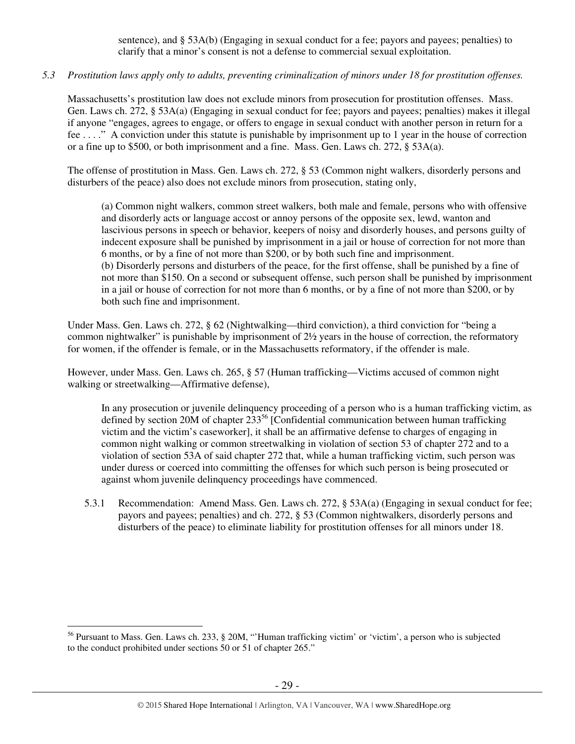sentence), and § 53A(b) (Engaging in sexual conduct for a fee; payors and payees; penalties) to clarify that a minor's consent is not a defense to commercial sexual exploitation.

*5.3 Prostitution laws apply only to adults, preventing criminalization of minors under 18 for prostitution offenses.*

Massachusetts's prostitution law does not exclude minors from prosecution for prostitution offenses. Mass. Gen. Laws ch. 272, § 53A(a) (Engaging in sexual conduct for fee; payors and payees; penalties) makes it illegal if anyone "engages, agrees to engage, or offers to engage in sexual conduct with another person in return for a fee . . . ." A conviction under this statute is punishable by imprisonment up to 1 year in the house of correction or a fine up to $500, or both imprisonment and a fine. Mass. Gen. Laws ch. 272, § 53A(a).

The offense of prostitution in Mass. Gen. Laws ch. 272, § 53 (Common night walkers, disorderly persons and disturbers of the peace) also does not exclude minors from prosecution, stating only,

> (a) Common night walkers, common street walkers, both male and female, persons who with offensive and disorderly acts or language accost or annoy persons of the opposite sex, lewd, wanton and lascivious persons in speech or behavior, keepers of noisy and disorderly houses, and persons guilty of indecent exposure shall be punished by imprisonment in a jail or house of correction for not more than 6 months, or by a fine of not more than $200, or by both such fine and imprisonment.
> (b) Disorderly persons and disturbers of the peace, for the first offense, shall be punished by a fine of not more than $150. On a second or subsequent offense, such person shall be punished by imprisonment in a jail or house of correction for not more than 6 months, or by a fine of not more than $200, or by both such fine and imprisonment.

Under Mass. Gen. Laws ch. 272, § 62 (Nightwalking—third conviction), a third conviction for "being a common nightwalker" is punishable by imprisonment of 2½ years in the house of correction, the reformatory for women, if the offender is female, or in the Massachusetts reformatory, if the offender is male.

However, under Mass. Gen. Laws ch. 265, § 57 (Human trafficking—Victims accused of common night walking or streetwalking—Affirmative defense),

> In any prosecution or juvenile delinquency proceeding of a person who is a human trafficking victim, as defined by section 20M of chapter 233[56] [Confidential communication between human trafficking victim and the victim's caseworker], it shall be an affirmative defense to charges of engaging in common night walking or common streetwalking in violation of section 53 of chapter 272 and to a violation of section 53A of said chapter 272 that, while a human trafficking victim, such person was under duress or coerced into committing the offenses for which such person is being prosecuted or against whom juvenile delinquency proceedings have commenced.

5.3.1 Recommendation: Amend Mass. Gen. Laws ch. 272, § 53A(a) (Engaging in sexual conduct for fee; payors and payees; penalties) and ch. 272, § 53 (Common nightwalkers, disorderly persons and disturbers of the peace) to eliminate liability for prostitution offenses for all minors under 18.

---

[56] Pursuant to Mass. Gen. Laws ch. 233, § 20M, "'Human trafficking victim' or 'victim', a person who is subjected to the conduct prohibited under sections 50 or 51 of chapter 265."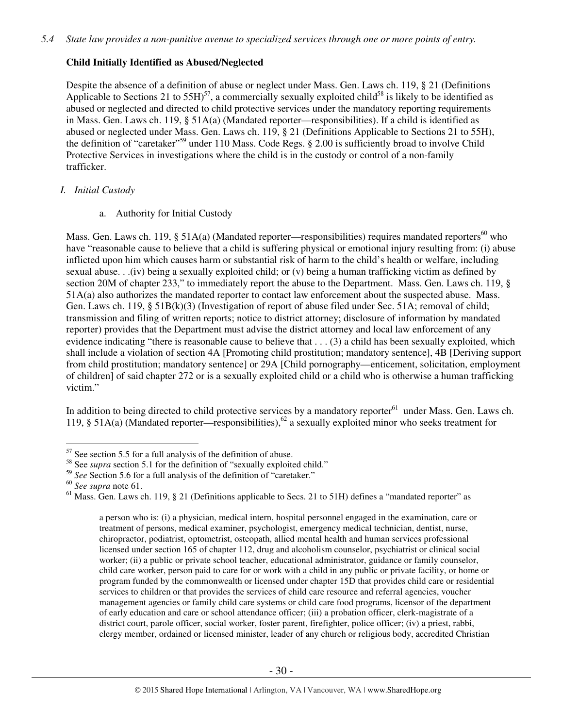*5.4 State law provides a non-punitive avenue to specialized services through one or more points of entry.*

**Child Initially Identified as Abused/Neglected**

Despite the absence of a definition of abuse or neglect under Mass. Gen. Laws ch. 119, § 21 (Definitions Applicable to Sections 21 to 55H)[57], a commercially sexually exploited child[58] is likely to be identified as abused or neglected and directed to child protective services under the mandatory reporting requirements in Mass. Gen. Laws ch. 119, § 51A(a) (Mandated reporter—responsibilities). If a child is identified as abused or neglected under Mass. Gen. Laws ch. 119, § 21 (Definitions Applicable to Sections 21 to 55H), the definition of "caretaker"[59] under 110 Mass. Code Regs. § 2.00 is sufficiently broad to involve Child Protective Services in investigations where the child is in the custody or control of a non-family trafficker.

*I. Initial Custody*

a. Authority for Initial Custody

Mass. Gen. Laws ch. 119, § 51A(a) (Mandated reporter—responsibilities) requires mandated reporters[60] who have "reasonable cause to believe that a child is suffering physical or emotional injury resulting from: (i) abuse inflicted upon him which causes harm or substantial risk of harm to the child's health or welfare, including sexual abuse. . .(iv) being a sexually exploited child; or (v) being a human trafficking victim as defined by section 20M of chapter 233," to immediately report the abuse to the Department. Mass. Gen. Laws ch. 119, § 51A(a) also authorizes the mandated reporter to contact law enforcement about the suspected abuse. Mass. Gen. Laws ch. 119, § 51B(k)(3) (Investigation of report of abuse filed under Sec. 51A; removal of child; transmission and filing of written reports; notice to district attorney; disclosure of information by mandated reporter) provides that the Department must advise the district attorney and local law enforcement of any evidence indicating "there is reasonable cause to believe that . . . (3) a child has been sexually exploited, which shall include a violation of section 4A [Promoting child prostitution; mandatory sentence], 4B [Deriving support from child prostitution; mandatory sentence] or 29A [Child pornography—enticement, solicitation, employment of children] of said chapter 272 or is a sexually exploited child or a child who is otherwise a human trafficking victim."

In addition to being directed to child protective services by a mandatory reporter[61] under Mass. Gen. Laws ch. 119, § 51A(a) (Mandated reporter—responsibilities),[62] a sexually exploited minor who seeks treatment for

---

[57] See section 5.5 for a full analysis of the definition of abuse.

[58] See *supra* section 5.1 for the definition of "sexually exploited child."

[59] *See* Section 5.6 for a full analysis of the definition of "caretaker."

[60] *See supra* note 61.

[61] Mass. Gen. Laws ch. 119, § 21 (Definitions applicable to Secs. 21 to 51H) defines a "mandated reporter" as

> a person who is: (i) a physician, medical intern, hospital personnel engaged in the examination, care or treatment of persons, medical examiner, psychologist, emergency medical technician, dentist, nurse, chiropractor, podiatrist, optometrist, osteopath, allied mental health and human services professional licensed under section 165 of chapter 112, drug and alcoholism counselor, psychiatrist or clinical social worker; (ii) a public or private school teacher, educational administrator, guidance or family counselor, child care worker, person paid to care for or work with a child in any public or private facility, or home or program funded by the commonwealth or licensed under chapter 15D that provides child care or residential services to children or that provides the services of child care resource and referral agencies, voucher management agencies or family child care systems or child care food programs, licensor of the department of early education and care or school attendance officer; (iii) a probation officer, clerk-magistrate of a district court, parole officer, social worker, foster parent, firefighter, police officer; (iv) a priest, rabbi, clergy member, ordained or licensed minister, leader of any church or religious body, accredited Christian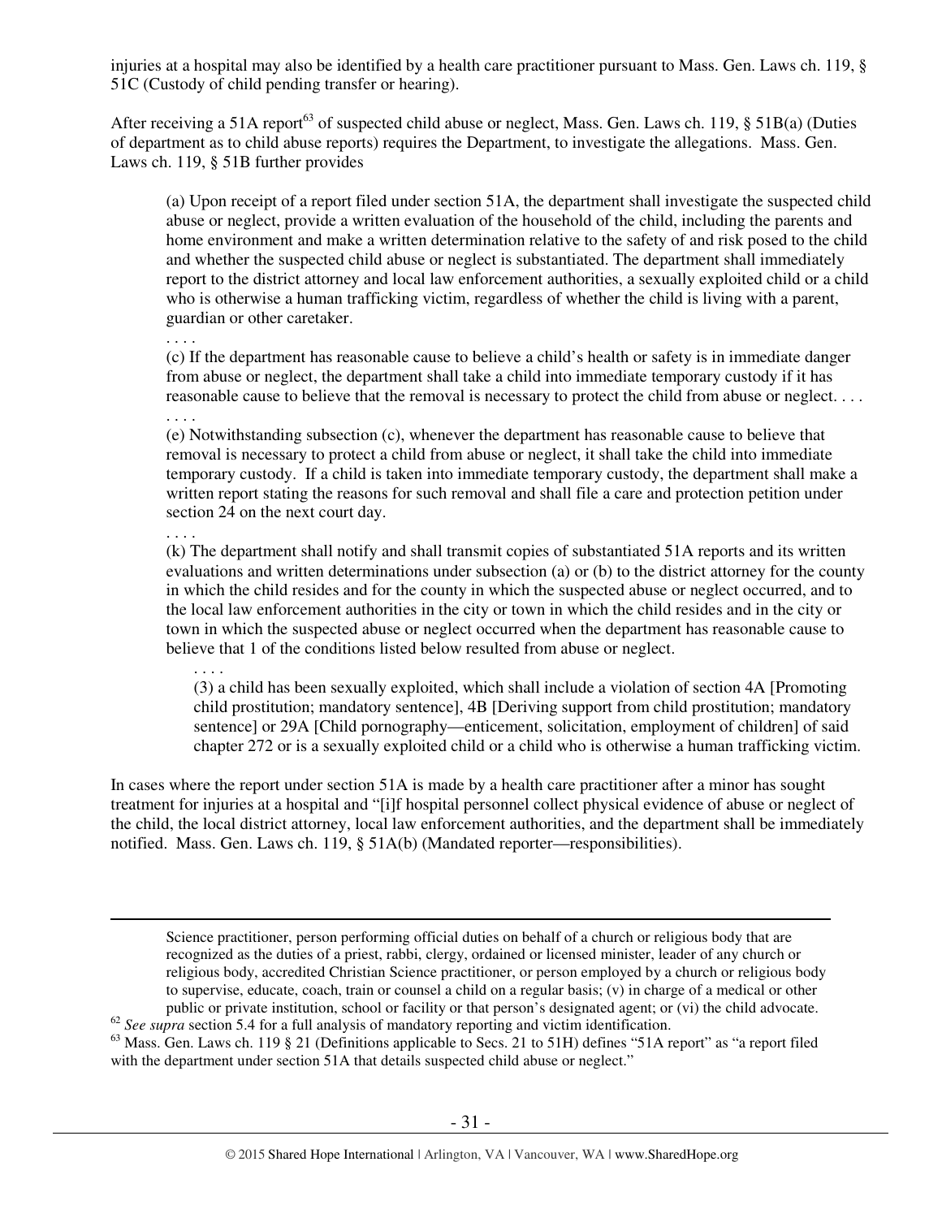injuries at a hospital may also be identified by a health care practitioner pursuant to Mass. Gen. Laws ch. 119, § 51C (Custody of child pending transfer or hearing).

After receiving a 51A report[63] of suspected child abuse or neglect, Mass. Gen. Laws ch. 119, § 51B(a) (Duties of department as to child abuse reports) requires the Department, to investigate the allegations. Mass. Gen. Laws ch. 119, § 51B further provides

> (a) Upon receipt of a report filed under section 51A, the department shall investigate the suspected child abuse or neglect, provide a written evaluation of the household of the child, including the parents and home environment and make a written determination relative to the safety of and risk posed to the child and whether the suspected child abuse or neglect is substantiated. The department shall immediately report to the district attorney and local law enforcement authorities, a sexually exploited child or a child who is otherwise a human trafficking victim, regardless of whether the child is living with a parent, guardian or other caretaker.
>
> . . . .
>
> (c) If the department has reasonable cause to believe a child's health or safety is in immediate danger from abuse or neglect, the department shall take a child into immediate temporary custody if it has reasonable cause to believe that the removal is necessary to protect the child from abuse or neglect. . . .
>
> . . . .
>
> (e) Notwithstanding subsection (c), whenever the department has reasonable cause to believe that removal is necessary to protect a child from abuse or neglect, it shall take the child into immediate temporary custody. If a child is taken into immediate temporary custody, the department shall make a written report stating the reasons for such removal and shall file a care and protection petition under section 24 on the next court day.
>
> . . . .
>
> (k) The department shall notify and shall transmit copies of substantiated 51A reports and its written evaluations and written determinations under subsection (a) or (b) to the district attorney for the county in which the child resides and for the county in which the suspected abuse or neglect occurred, and to the local law enforcement authorities in the city or town in which the child resides and in the city or town in which the suspected abuse or neglect occurred when the department has reasonable cause to believe that 1 of the conditions listed below resulted from abuse or neglect.
>
> > . . . .
> >
> > (3) a child has been sexually exploited, which shall include a violation of section 4A [Promoting child prostitution; mandatory sentence], 4B [Deriving support from child prostitution; mandatory sentence] or 29A [Child pornography—enticement, solicitation, employment of children] of said chapter 272 or is a sexually exploited child or a child who is otherwise a human trafficking victim.

In cases where the report under section 51A is made by a health care practitioner after a minor has sought treatment for injuries at a hospital and "[i]f hospital personnel collect physical evidence of abuse or neglect of the child, the local district attorney, local law enforcement authorities, and the department shall be immediately notified. Mass. Gen. Laws ch. 119, § 51A(b) (Mandated reporter—responsibilities).

---

Science practitioner, person performing official duties on behalf of a church or religious body that are recognized as the duties of a priest, rabbi, clergy, ordained or licensed minister, leader of any church or religious body, accredited Christian Science practitioner, or person employed by a church or religious body to supervise, educate, coach, train or counsel a child on a regular basis; (v) in charge of a medical or other public or private institution, school or facility or that person's designated agent; or (vi) the child advocate.

[62] *See supra* section 5.4 for a full analysis of mandatory reporting and victim identification.

[63] Mass. Gen. Laws ch. 119 § 21 (Definitions applicable to Secs. 21 to 51H) defines "51A report" as "a report filed with the department under section 51A that details suspected child abuse or neglect."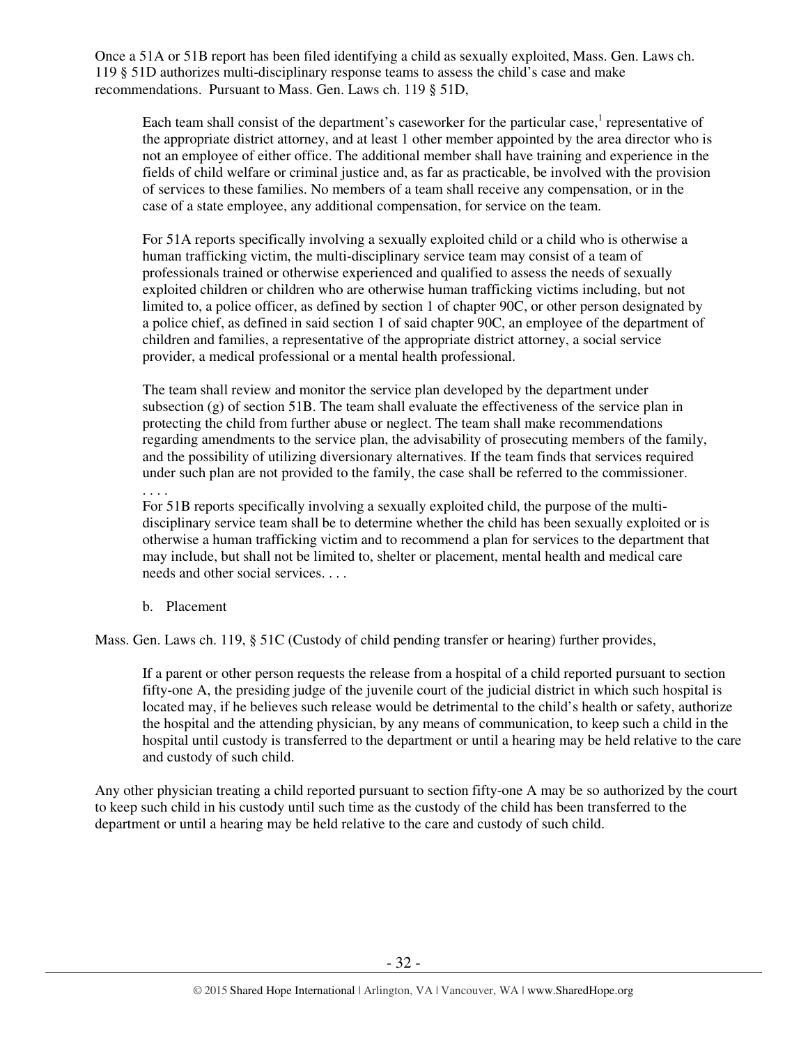Once a 51A or 51B report has been filed identifying a child as sexually exploited, Mass. Gen. Laws ch. 119 § 51D authorizes multi-disciplinary response teams to assess the child's case and make recommendations. Pursuant to Mass. Gen. Laws ch. 119 § 51D,

> Each team shall consist of the department's caseworker for the particular case,[1] representative of the appropriate district attorney, and at least 1 other member appointed by the area director who is not an employee of either office. The additional member shall have training and experience in the fields of child welfare or criminal justice and, as far as practicable, be involved with the provision of services to these families. No members of a team shall receive any compensation, or in the case of a state employee, any additional compensation, for service on the team.
>
> For 51A reports specifically involving a sexually exploited child or a child who is otherwise a human trafficking victim, the multi-disciplinary service team may consist of a team of professionals trained or otherwise experienced and qualified to assess the needs of sexually exploited children or children who are otherwise human trafficking victims including, but not limited to, a police officer, as defined by section 1 of chapter 90C, or other person designated by a police chief, as defined in said section 1 of said chapter 90C, an employee of the department of children and families, a representative of the appropriate district attorney, a social service provider, a medical professional or a mental health professional.
>
> The team shall review and monitor the service plan developed by the department under subsection (g) of section 51B. The team shall evaluate the effectiveness of the service plan in protecting the child from further abuse or neglect. The team shall make recommendations regarding amendments to the service plan, the advisability of prosecuting members of the family, and the possibility of utilizing diversionary alternatives. If the team finds that services required under such plan are not provided to the family, the case shall be referred to the commissioner.
> . . . .
> For 51B reports specifically involving a sexually exploited child, the purpose of the multi-disciplinary service team shall be to determine whether the child has been sexually exploited or is otherwise a human trafficking victim and to recommend a plan for services to the department that may include, but shall not be limited to, shelter or placement, mental health and medical care needs and other social services. . . .

b. Placement

Mass. Gen. Laws ch. 119, § 51C (Custody of child pending transfer or hearing) further provides,

> If a parent or other person requests the release from a hospital of a child reported pursuant to section fifty-one A, the presiding judge of the juvenile court of the judicial district in which such hospital is located may, if he believes such release would be detrimental to the child's health or safety, authorize the hospital and the attending physician, by any means of communication, to keep such a child in the hospital until custody is transferred to the department or until a hearing may be held relative to the care and custody of such child.

Any other physician treating a child reported pursuant to section fifty-one A may be so authorized by the court to keep such child in his custody until such time as the custody of the child has been transferred to the department or until a hearing may be held relative to the care and custody of such child.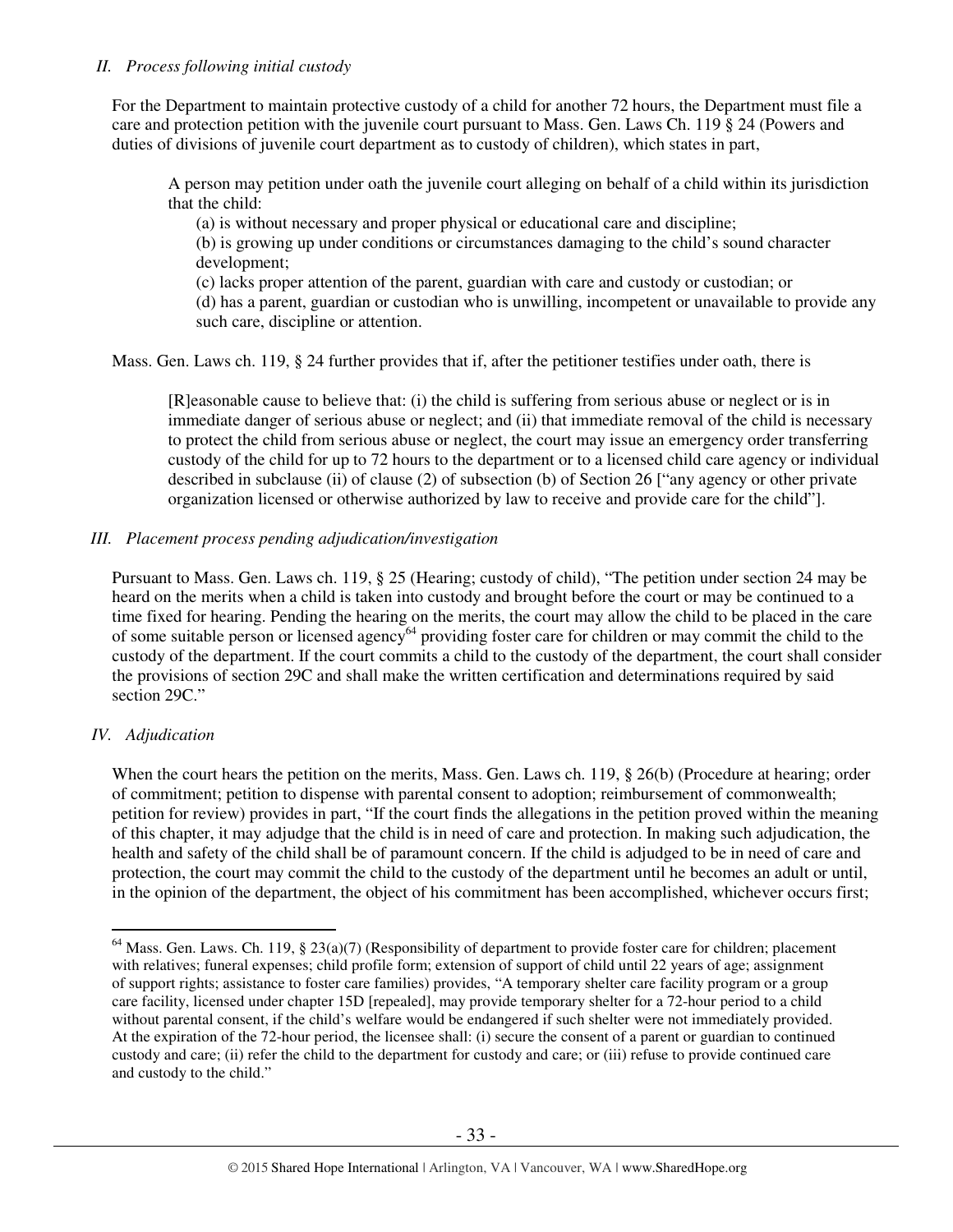*II. Process following initial custody*

For the Department to maintain protective custody of a child for another 72 hours, the Department must file a care and protection petition with the juvenile court pursuant to Mass. Gen. Laws Ch. 119 § 24 (Powers and duties of divisions of juvenile court department as to custody of children), which states in part,

> A person may petition under oath the juvenile court alleging on behalf of a child within its jurisdiction that the child:
>
> (a) is without necessary and proper physical or educational care and discipline;
>
> (b) is growing up under conditions or circumstances damaging to the child's sound character development;
>
> (c) lacks proper attention of the parent, guardian with care and custody or custodian; or
>
> (d) has a parent, guardian or custodian who is unwilling, incompetent or unavailable to provide any such care, discipline or attention.

Mass. Gen. Laws ch. 119, § 24 further provides that if, after the petitioner testifies under oath, there is

> [R]easonable cause to believe that: (i) the child is suffering from serious abuse or neglect or is in immediate danger of serious abuse or neglect; and (ii) that immediate removal of the child is necessary to protect the child from serious abuse or neglect, the court may issue an emergency order transferring custody of the child for up to 72 hours to the department or to a licensed child care agency or individual described in subclause (ii) of clause (2) of subsection (b) of Section 26 ["any agency or other private organization licensed or otherwise authorized by law to receive and provide care for the child"].

*III. Placement process pending adjudication/investigation*

Pursuant to Mass. Gen. Laws ch. 119, § 25 (Hearing; custody of child), "The petition under section 24 may be heard on the merits when a child is taken into custody and brought before the court or may be continued to a time fixed for hearing. Pending the hearing on the merits, the court may allow the child to be placed in the care of some suitable person or licensed agency[64] providing foster care for children or may commit the child to the custody of the department. If the court commits a child to the custody of the department, the court shall consider the provisions of section 29C and shall make the written certification and determinations required by said section 29C."

*IV. Adjudication*

When the court hears the petition on the merits, Mass. Gen. Laws ch. 119, § 26(b) (Procedure at hearing; order of commitment; petition to dispense with parental consent to adoption; reimbursement of commonwealth; petition for review) provides in part, "If the court finds the allegations in the petition proved within the meaning of this chapter, it may adjudge that the child is in need of care and protection. In making such adjudication, the health and safety of the child shall be of paramount concern. If the child is adjudged to be in need of care and protection, the court may commit the child to the custody of the department until he becomes an adult or until, in the opinion of the department, the object of his commitment has been accomplished, whichever occurs first;

---

[64] Mass. Gen. Laws. Ch. 119, § 23(a)(7) (Responsibility of department to provide foster care for children; placement with relatives; funeral expenses; child profile form; extension of support of child until 22 years of age; assignment of support rights; assistance to foster care families) provides, "A temporary shelter care facility program or a group care facility, licensed under chapter 15D [repealed], may provide temporary shelter for a 72-hour period to a child without parental consent, if the child's welfare would be endangered if such shelter were not immediately provided. At the expiration of the 72-hour period, the licensee shall: (i) secure the consent of a parent or guardian to continued custody and care; (ii) refer the child to the department for custody and care; or (iii) refuse to provide continued care and custody to the child."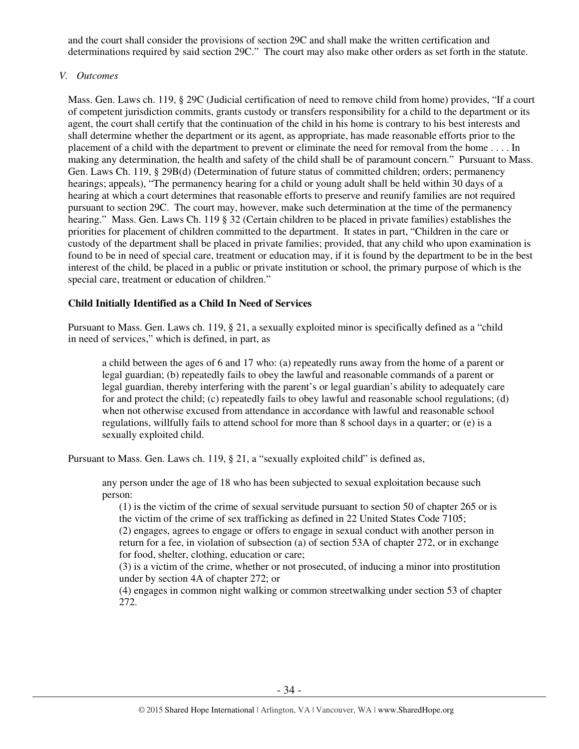and the court shall consider the provisions of section 29C and shall make the written certification and determinations required by said section 29C." The court may also make other orders as set forth in the statute.

*V. Outcomes*

Mass. Gen. Laws ch. 119, § 29C (Judicial certification of need to remove child from home) provides, "If a court of competent jurisdiction commits, grants custody or transfers responsibility for a child to the department or its agent, the court shall certify that the continuation of the child in his home is contrary to his best interests and shall determine whether the department or its agent, as appropriate, has made reasonable efforts prior to the placement of a child with the department to prevent or eliminate the need for removal from the home . . . . In making any determination, the health and safety of the child shall be of paramount concern." Pursuant to Mass. Gen. Laws Ch. 119, § 29B(d) (Determination of future status of committed children; orders; permanency hearings; appeals), "The permanency hearing for a child or young adult shall be held within 30 days of a hearing at which a court determines that reasonable efforts to preserve and reunify families are not required pursuant to section 29C. The court may, however, make such determination at the time of the permanency hearing." Mass. Gen. Laws Ch. 119 § 32 (Certain children to be placed in private families) establishes the priorities for placement of children committed to the department. It states in part, "Children in the care or custody of the department shall be placed in private families; provided, that any child who upon examination is found to be in need of special care, treatment or education may, if it is found by the department to be in the best interest of the child, be placed in a public or private institution or school, the primary purpose of which is the special care, treatment or education of children."

**Child Initially Identified as a Child In Need of Services**

Pursuant to Mass. Gen. Laws ch. 119, § 21, a sexually exploited minor is specifically defined as a "child in need of services," which is defined, in part, as

> a child between the ages of 6 and 17 who: (a) repeatedly runs away from the home of a parent or legal guardian; (b) repeatedly fails to obey the lawful and reasonable commands of a parent or legal guardian, thereby interfering with the parent's or legal guardian's ability to adequately care for and protect the child; (c) repeatedly fails to obey lawful and reasonable school regulations; (d) when not otherwise excused from attendance in accordance with lawful and reasonable school regulations, willfully fails to attend school for more than 8 school days in a quarter; or (e) is a sexually exploited child.

Pursuant to Mass. Gen. Laws ch. 119, § 21, a "sexually exploited child" is defined as,

> any person under the age of 18 who has been subjected to sexual exploitation because such person:
>
> (1) is the victim of the crime of sexual servitude pursuant to section 50 of chapter 265 or is the victim of the crime of sex trafficking as defined in 22 United States Code 7105;
>
> (2) engages, agrees to engage or offers to engage in sexual conduct with another person in return for a fee, in violation of subsection (a) of section 53A of chapter 272, or in exchange for food, shelter, clothing, education or care;
>
> (3) is a victim of the crime, whether or not prosecuted, of inducing a minor into prostitution under by section 4A of chapter 272; or
>
> (4) engages in common night walking or common streetwalking under section 53 of chapter 272.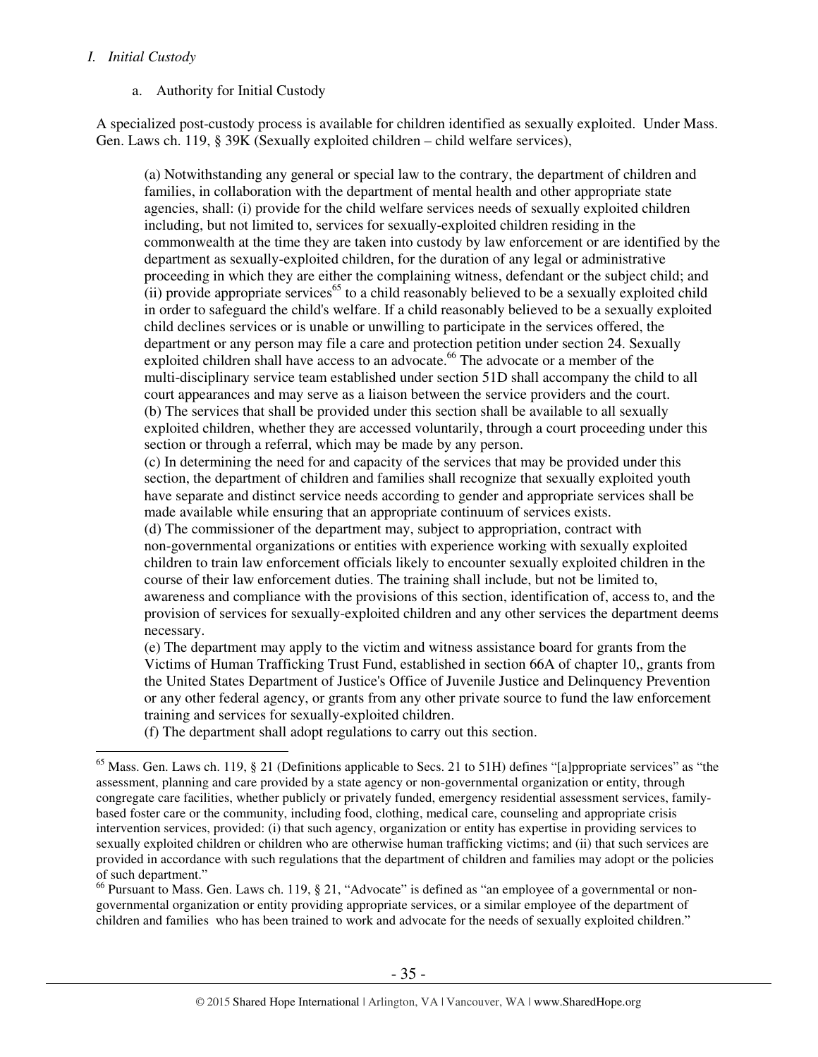*I. Initial Custody*

a. Authority for Initial Custody

A specialized post-custody process is available for children identified as sexually exploited. Under Mass. Gen. Laws ch. 119, § 39K (Sexually exploited children – child welfare services),

> (a) Notwithstanding any general or special law to the contrary, the department of children and families, in collaboration with the department of mental health and other appropriate state agencies, shall: (i) provide for the child welfare services needs of sexually exploited children including, but not limited to, services for sexually-exploited children residing in the commonwealth at the time they are taken into custody by law enforcement or are identified by the department as sexually-exploited children, for the duration of any legal or administrative proceeding in which they are either the complaining witness, defendant or the subject child; and (ii) provide appropriate services[65] to a child reasonably believed to be a sexually exploited child in order to safeguard the child's welfare. If a child reasonably believed to be a sexually exploited child declines services or is unable or unwilling to participate in the services offered, the department or any person may file a care and protection petition under section 24. Sexually exploited children shall have access to an advocate.[66] The advocate or a member of the multi-disciplinary service team established under section 51D shall accompany the child to all court appearances and may serve as a liaison between the service providers and the court.
> (b) The services that shall be provided under this section shall be available to all sexually exploited children, whether they are accessed voluntarily, through a court proceeding under this section or through a referral, which may be made by any person.
> (c) In determining the need for and capacity of the services that may be provided under this section, the department of children and families shall recognize that sexually exploited youth have separate and distinct service needs according to gender and appropriate services shall be made available while ensuring that an appropriate continuum of services exists.
> (d) The commissioner of the department may, subject to appropriation, contract with non-governmental organizations or entities with experience working with sexually exploited children to train law enforcement officials likely to encounter sexually exploited children in the course of their law enforcement duties. The training shall include, but not be limited to, awareness and compliance with the provisions of this section, identification of, access to, and the provision of services for sexually-exploited children and any other services the department deems necessary.
> (e) The department may apply to the victim and witness assistance board for grants from the Victims of Human Trafficking Trust Fund, established in section 66A of chapter 10,, grants from the United States Department of Justice's Office of Juvenile Justice and Delinquency Prevention or any other federal agency, or grants from any other private source to fund the law enforcement training and services for sexually-exploited children.
> (f) The department shall adopt regulations to carry out this section.

---

[65] Mass. Gen. Laws ch. 119, § 21 (Definitions applicable to Secs. 21 to 51H) defines "[a]ppropriate services" as "the assessment, planning and care provided by a state agency or non-governmental organization or entity, through congregate care facilities, whether publicly or privately funded, emergency residential assessment services, family-based foster care or the community, including food, clothing, medical care, counseling and appropriate crisis intervention services, provided: (i) that such agency, organization or entity has expertise in providing services to sexually exploited children or children who are otherwise human trafficking victims; and (ii) that such services are provided in accordance with such regulations that the department of children and families may adopt or the policies of such department."

[66] Pursuant to Mass. Gen. Laws ch. 119, § 21, "Advocate" is defined as "an employee of a governmental or non-governmental organization or entity providing appropriate services, or a similar employee of the department of children and families who has been trained to work and advocate for the needs of sexually exploited children."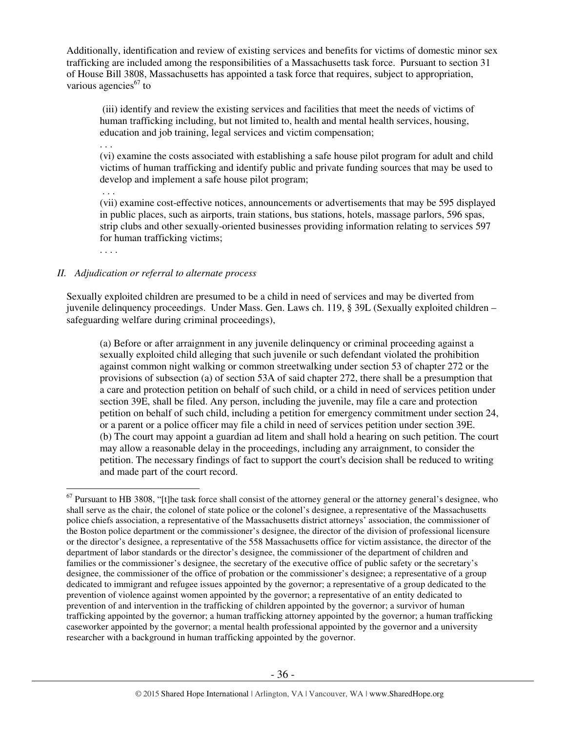Additionally, identification and review of existing services and benefits for victims of domestic minor sex trafficking are included among the responsibilities of a Massachusetts task force. Pursuant to section 31 of House Bill 3808, Massachusetts has appointed a task force that requires, subject to appropriation, various agencies[67] to

> (iii) identify and review the existing services and facilities that meet the needs of victims of human trafficking including, but not limited to, health and mental health services, housing, education and job training, legal services and victim compensation;
>
> . . .
>
> (vi) examine the costs associated with establishing a safe house pilot program for adult and child victims of human trafficking and identify public and private funding sources that may be used to develop and implement a safe house pilot program;
>
> . . .
>
> (vii) examine cost-effective notices, announcements or advertisements that may be 595 displayed in public places, such as airports, train stations, bus stations, hotels, massage parlors, 596 spas, strip clubs and other sexually-oriented businesses providing information relating to services 597 for human trafficking victims;
>
> . . . .

*II. Adjudication or referral to alternate process*

Sexually exploited children are presumed to be a child in need of services and may be diverted from juvenile delinquency proceedings. Under Mass. Gen. Laws ch. 119, § 39L (Sexually exploited children – safeguarding welfare during criminal proceedings),

> (a) Before or after arraignment in any juvenile delinquency or criminal proceeding against a sexually exploited child alleging that such juvenile or such defendant violated the prohibition against common night walking or common streetwalking under section 53 of chapter 272 or the provisions of subsection (a) of section 53A of said chapter 272, there shall be a presumption that a care and protection petition on behalf of such child, or a child in need of services petition under section 39E, shall be filed. Any person, including the juvenile, may file a care and protection petition on behalf of such child, including a petition for emergency commitment under section 24, or a parent or a police officer may file a child in need of services petition under section 39E.
>
> (b) The court may appoint a guardian ad litem and shall hold a hearing on such petition. The court may allow a reasonable delay in the proceedings, including any arraignment, to consider the petition. The necessary findings of fact to support the court's decision shall be reduced to writing and made part of the court record.

---

[67] Pursuant to HB 3808, "[t]he task force shall consist of the attorney general or the attorney general's designee, who shall serve as the chair, the colonel of state police or the colonel's designee, a representative of the Massachusetts police chiefs association, a representative of the Massachusetts district attorneys' association, the commissioner of the Boston police department or the commissioner's designee, the director of the division of professional licensure or the director's designee, a representative of the 558 Massachusetts office for victim assistance, the director of the department of labor standards or the director's designee, the commissioner of the department of children and families or the commissioner's designee, the secretary of the executive office of public safety or the secretary's designee, the commissioner of the office of probation or the commissioner's designee; a representative of a group dedicated to immigrant and refugee issues appointed by the governor; a representative of a group dedicated to the prevention of violence against women appointed by the governor; a representative of an entity dedicated to prevention of and intervention in the trafficking of children appointed by the governor; a survivor of human trafficking appointed by the governor; a human trafficking attorney appointed by the governor; a human trafficking caseworker appointed by the governor; a mental health professional appointed by the governor and a university researcher with a background in human trafficking appointed by the governor.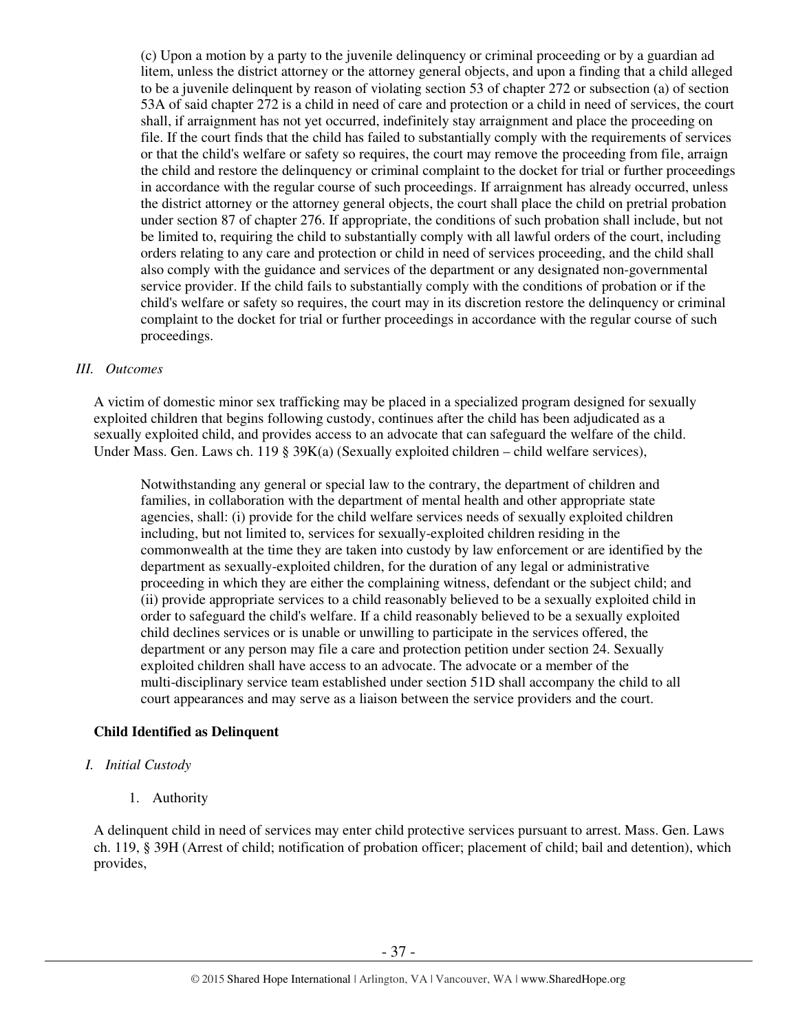> (c) Upon a motion by a party to the juvenile delinquency or criminal proceeding or by a guardian ad litem, unless the district attorney or the attorney general objects, and upon a finding that a child alleged to be a juvenile delinquent by reason of violating section 53 of chapter 272 or subsection (a) of section 53A of said chapter 272 is a child in need of care and protection or a child in need of services, the court shall, if arraignment has not yet occurred, indefinitely stay arraignment and place the proceeding on file. If the court finds that the child has failed to substantially comply with the requirements of services or that the child's welfare or safety so requires, the court may remove the proceeding from file, arraign the child and restore the delinquency or criminal complaint to the docket for trial or further proceedings in accordance with the regular course of such proceedings. If arraignment has already occurred, unless the district attorney or the attorney general objects, the court shall place the child on pretrial probation under section 87 of chapter 276. If appropriate, the conditions of such probation shall include, but not be limited to, requiring the child to substantially comply with all lawful orders of the court, including orders relating to any care and protection or child in need of services proceeding, and the child shall also comply with the guidance and services of the department or any designated non-governmental service provider. If the child fails to substantially comply with the conditions of probation or if the child's welfare or safety so requires, the court may in its discretion restore the delinquency or criminal complaint to the docket for trial or further proceedings in accordance with the regular course of such proceedings.

*III. Outcomes*

A victim of domestic minor sex trafficking may be placed in a specialized program designed for sexually exploited children that begins following custody, continues after the child has been adjudicated as a sexually exploited child, and provides access to an advocate that can safeguard the welfare of the child. Under Mass. Gen. Laws ch. 119 § 39K(a) (Sexually exploited children – child welfare services),

> Notwithstanding any general or special law to the contrary, the department of children and families, in collaboration with the department of mental health and other appropriate state agencies, shall: (i) provide for the child welfare services needs of sexually exploited children including, but not limited to, services for sexually-exploited children residing in the commonwealth at the time they are taken into custody by law enforcement or are identified by the department as sexually-exploited children, for the duration of any legal or administrative proceeding in which they are either the complaining witness, defendant or the subject child; and (ii) provide appropriate services to a child reasonably believed to be a sexually exploited child in order to safeguard the child's welfare. If a child reasonably believed to be a sexually exploited child declines services or is unable or unwilling to participate in the services offered, the department or any person may file a care and protection petition under section 24. Sexually exploited children shall have access to an advocate. The advocate or a member of the multi-disciplinary service team established under section 51D shall accompany the child to all court appearances and may serve as a liaison between the service providers and the court.

**Child Identified as Delinquent**

*I. Initial Custody*

1. Authority

A delinquent child in need of services may enter child protective services pursuant to arrest. Mass. Gen. Laws ch. 119, § 39H (Arrest of child; notification of probation officer; placement of child; bail and detention), which provides,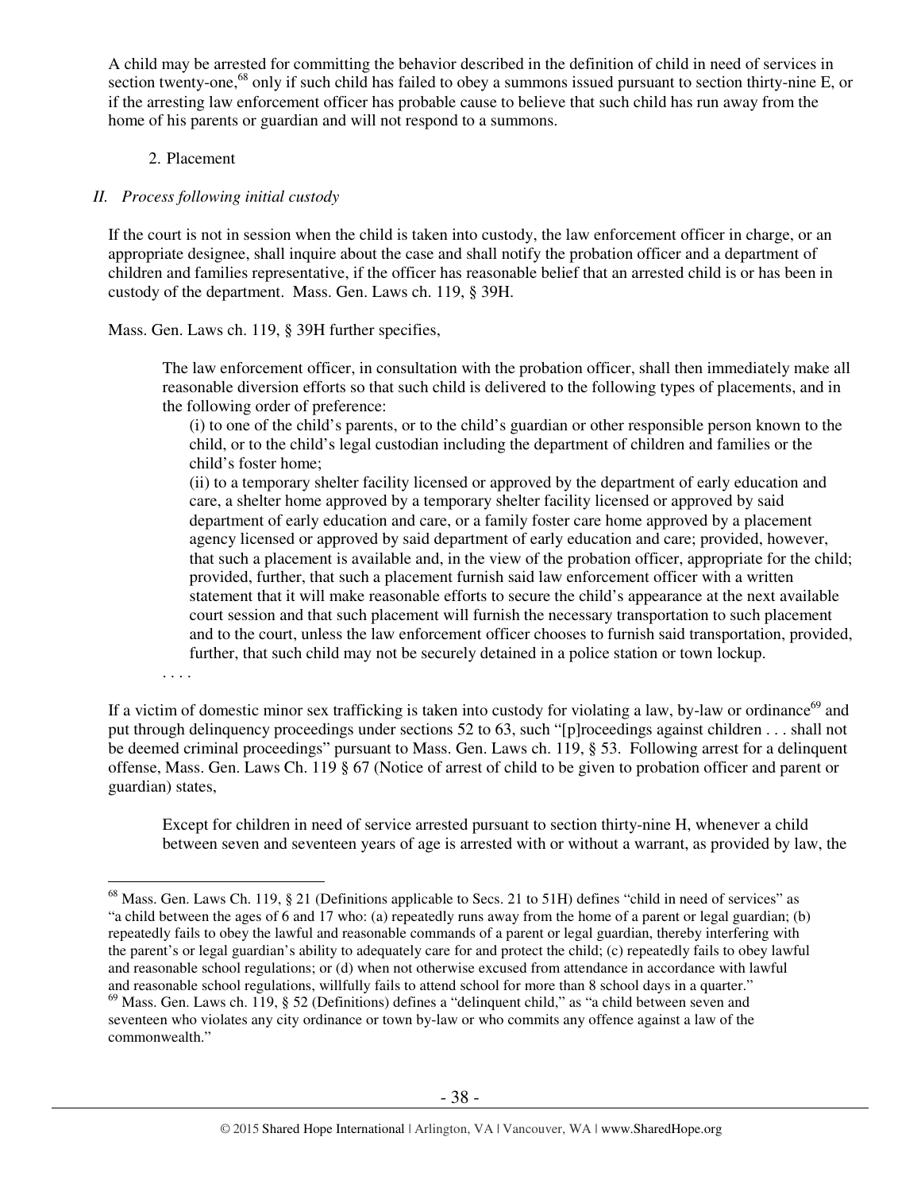A child may be arrested for committing the behavior described in the definition of child in need of services in section twenty-one,[68] only if such child has failed to obey a summons issued pursuant to section thirty-nine E, or if the arresting law enforcement officer has probable cause to believe that such child has run away from the home of his parents or guardian and will not respond to a summons.

2. Placement

*II. Process following initial custody*

If the court is not in session when the child is taken into custody, the law enforcement officer in charge, or an appropriate designee, shall inquire about the case and shall notify the probation officer and a department of children and families representative, if the officer has reasonable belief that an arrested child is or has been in custody of the department. Mass. Gen. Laws ch. 119, § 39H.

Mass. Gen. Laws ch. 119, § 39H further specifies,

> The law enforcement officer, in consultation with the probation officer, shall then immediately make all reasonable diversion efforts so that such child is delivered to the following types of placements, and in the following order of preference:
>
> (i) to one of the child's parents, or to the child's guardian or other responsible person known to the child, or to the child's legal custodian including the department of children and families or the child's foster home;
>
> (ii) to a temporary shelter facility licensed or approved by the department of early education and care, a shelter home approved by a temporary shelter facility licensed or approved by said department of early education and care, or a family foster care home approved by a placement agency licensed or approved by said department of early education and care; provided, however, that such a placement is available and, in the view of the probation officer, appropriate for the child; provided, further, that such a placement furnish said law enforcement officer with a written statement that it will make reasonable efforts to secure the child's appearance at the next available court session and that such placement will furnish the necessary transportation to such placement and to the court, unless the law enforcement officer chooses to furnish said transportation, provided, further, that such child may not be securely detained in a police station or town lockup.
>
> . . . .

If a victim of domestic minor sex trafficking is taken into custody for violating a law, by-law or ordinance[69] and put through delinquency proceedings under sections 52 to 63, such "[p]roceedings against children . . . shall not be deemed criminal proceedings" pursuant to Mass. Gen. Laws ch. 119, § 53. Following arrest for a delinquent offense, Mass. Gen. Laws Ch. 119 § 67 (Notice of arrest of child to be given to probation officer and parent or guardian) states,

> Except for children in need of service arrested pursuant to section thirty-nine H, whenever a child between seven and seventeen years of age is arrested with or without a warrant, as provided by law, the

---

[68] Mass. Gen. Laws Ch. 119, § 21 (Definitions applicable to Secs. 21 to 51H) defines "child in need of services" as "a child between the ages of 6 and 17 who: (a) repeatedly runs away from the home of a parent or legal guardian; (b) repeatedly fails to obey the lawful and reasonable commands of a parent or legal guardian, thereby interfering with the parent's or legal guardian's ability to adequately care for and protect the child; (c) repeatedly fails to obey lawful and reasonable school regulations; or (d) when not otherwise excused from attendance in accordance with lawful and reasonable school regulations, willfully fails to attend school for more than 8 school days in a quarter."

[69] Mass. Gen. Laws ch. 119, § 52 (Definitions) defines a "delinquent child," as "a child between seven and seventeen who violates any city ordinance or town by-law or who commits any offence against a law of the commonwealth."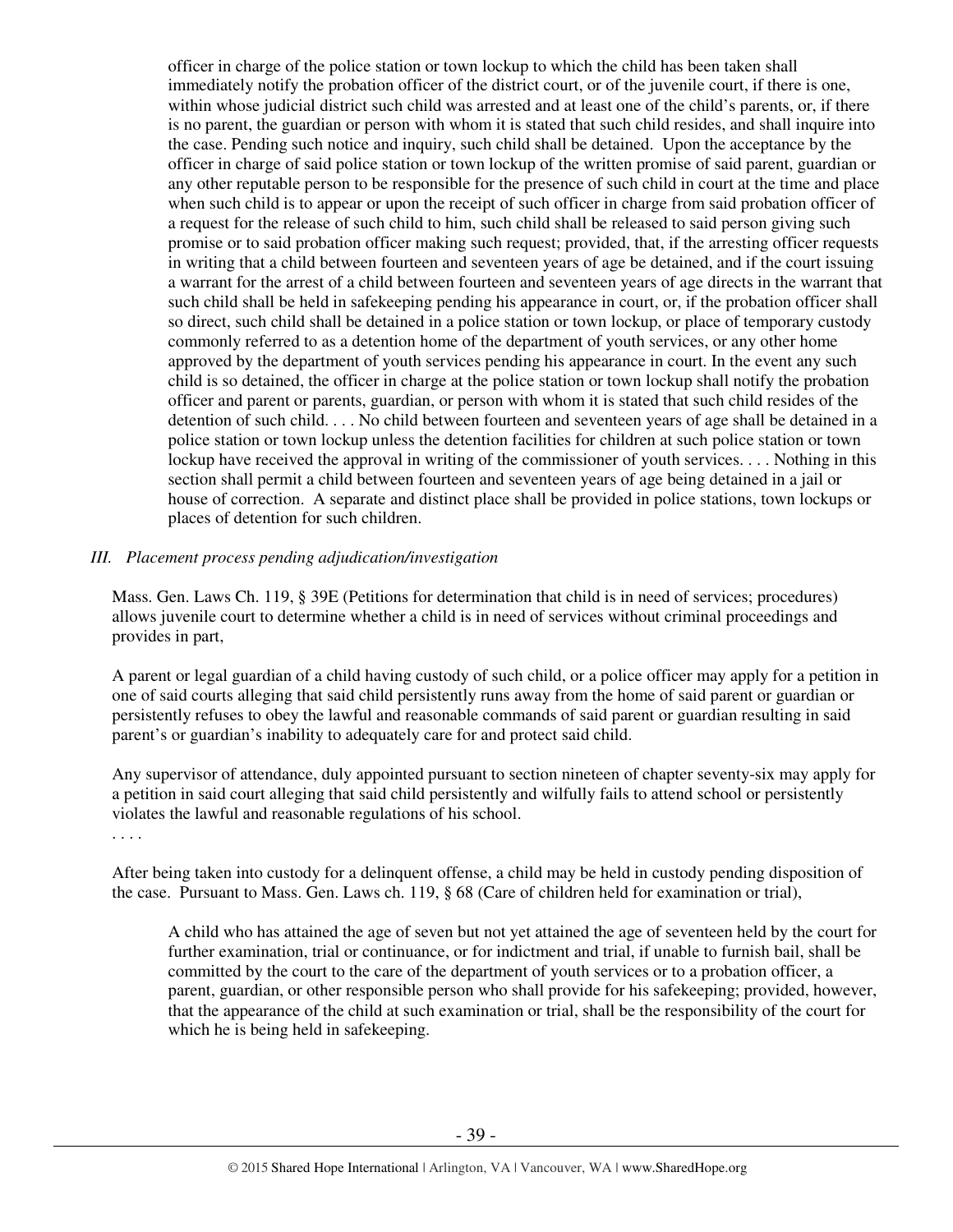> officer in charge of the police station or town lockup to which the child has been taken shall immediately notify the probation officer of the district court, or of the juvenile court, if there is one, within whose judicial district such child was arrested and at least one of the child's parents, or, if there is no parent, the guardian or person with whom it is stated that such child resides, and shall inquire into the case. Pending such notice and inquiry, such child shall be detained. Upon the acceptance by the officer in charge of said police station or town lockup of the written promise of said parent, guardian or any other reputable person to be responsible for the presence of such child in court at the time and place when such child is to appear or upon the receipt of such officer in charge from said probation officer of a request for the release of such child to him, such child shall be released to said person giving such promise or to said probation officer making such request; provided, that, if the arresting officer requests in writing that a child between fourteen and seventeen years of age be detained, and if the court issuing a warrant for the arrest of a child between fourteen and seventeen years of age directs in the warrant that such child shall be held in safekeeping pending his appearance in court, or, if the probation officer shall so direct, such child shall be detained in a police station or town lockup, or place of temporary custody commonly referred to as a detention home of the department of youth services, or any other home approved by the department of youth services pending his appearance in court. In the event any such child is so detained, the officer in charge at the police station or town lockup shall notify the probation officer and parent or parents, guardian, or person with whom it is stated that such child resides of the detention of such child. . . . No child between fourteen and seventeen years of age shall be detained in a police station or town lockup unless the detention facilities for children at such police station or town lockup have received the approval in writing of the commissioner of youth services. . . . Nothing in this section shall permit a child between fourteen and seventeen years of age being detained in a jail or house of correction. A separate and distinct place shall be provided in police stations, town lockups or places of detention for such children.

*III. Placement process pending adjudication/investigation*

Mass. Gen. Laws Ch. 119, § 39E (Petitions for determination that child is in need of services; procedures) allows juvenile court to determine whether a child is in need of services without criminal proceedings and provides in part,

A parent or legal guardian of a child having custody of such child, or a police officer may apply for a petition in one of said courts alleging that said child persistently runs away from the home of said parent or guardian or persistently refuses to obey the lawful and reasonable commands of said parent or guardian resulting in said parent's or guardian's inability to adequately care for and protect said child.

Any supervisor of attendance, duly appointed pursuant to section nineteen of chapter seventy-six may apply for a petition in said court alleging that said child persistently and wilfully fails to attend school or persistently violates the lawful and reasonable regulations of his school.

. . . .

After being taken into custody for a delinquent offense, a child may be held in custody pending disposition of the case. Pursuant to Mass. Gen. Laws ch. 119, § 68 (Care of children held for examination or trial),

> A child who has attained the age of seven but not yet attained the age of seventeen held by the court for further examination, trial or continuance, or for indictment and trial, if unable to furnish bail, shall be committed by the court to the care of the department of youth services or to a probation officer, a parent, guardian, or other responsible person who shall provide for his safekeeping; provided, however, that the appearance of the child at such examination or trial, shall be the responsibility of the court for which he is being held in safekeeping.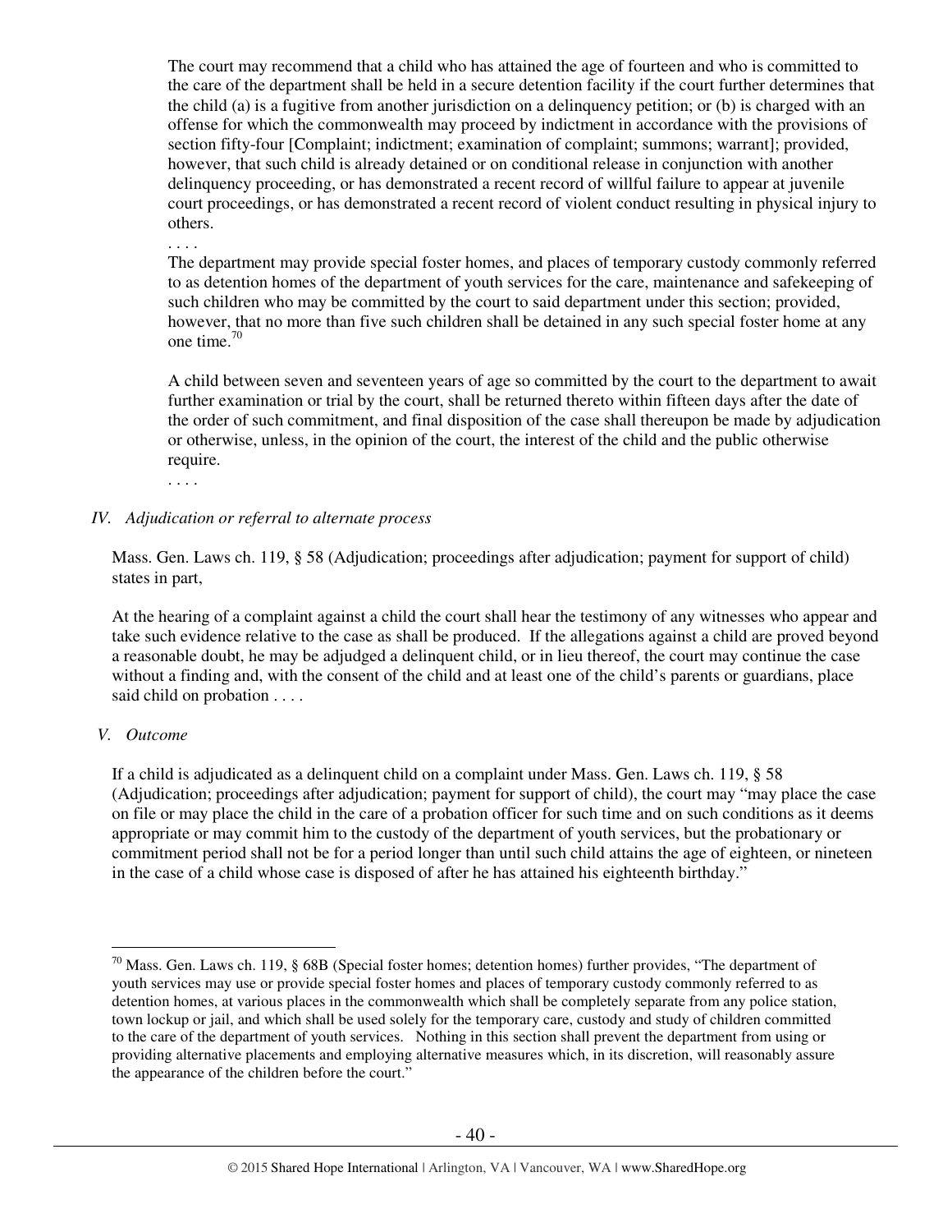> The court may recommend that a child who has attained the age of fourteen and who is committed to the care of the department shall be held in a secure detention facility if the court further determines that the child (a) is a fugitive from another jurisdiction on a delinquency petition; or (b) is charged with an offense for which the commonwealth may proceed by indictment in accordance with the provisions of section fifty-four [Complaint; indictment; examination of complaint; summons; warrant]; provided, however, that such child is already detained or on conditional release in conjunction with another delinquency proceeding, or has demonstrated a recent record of willful failure to appear at juvenile court proceedings, or has demonstrated a recent record of violent conduct resulting in physical injury to others.
>
> . . . .
>
> The department may provide special foster homes, and places of temporary custody commonly referred to as detention homes of the department of youth services for the care, maintenance and safekeeping of such children who may be committed by the court to said department under this section; provided, however, that no more than five such children shall be detained in any such special foster home at any one time.[70]
>
> A child between seven and seventeen years of age so committed by the court to the department to await further examination or trial by the court, shall be returned thereto within fifteen days after the date of the order of such commitment, and final disposition of the case shall thereupon be made by adjudication or otherwise, unless, in the opinion of the court, the interest of the child and the public otherwise require.
>
> . . . .

*IV. Adjudication or referral to alternate process*

Mass. Gen. Laws ch. 119, § 58 (Adjudication; proceedings after adjudication; payment for support of child) states in part,

> At the hearing of a complaint against a child the court shall hear the testimony of any witnesses who appear and take such evidence relative to the case as shall be produced. If the allegations against a child are proved beyond a reasonable doubt, he may be adjudged a delinquent child, or in lieu thereof, the court may continue the case without a finding and, with the consent of the child and at least one of the child's parents or guardians, place said child on probation . . . .

*V. Outcome*

If a child is adjudicated as a delinquent child on a complaint under Mass. Gen. Laws ch. 119, § 58 (Adjudication; proceedings after adjudication; payment for support of child), the court may "may place the case on file or may place the child in the care of a probation officer for such time and on such conditions as it deems appropriate or may commit him to the custody of the department of youth services, but the probationary or commitment period shall not be for a period longer than until such child attains the age of eighteen, or nineteen in the case of a child whose case is disposed of after he has attained his eighteenth birthday."

---

[70] Mass. Gen. Laws ch. 119, § 68B (Special foster homes; detention homes) further provides, "The department of youth services may use or provide special foster homes and places of temporary custody commonly referred to as detention homes, at various places in the commonwealth which shall be completely separate from any police station, town lockup or jail, and which shall be used solely for the temporary care, custody and study of children committed to the care of the department of youth services. Nothing in this section shall prevent the department from using or providing alternative placements and employing alternative measures which, in its discretion, will reasonably assure the appearance of the children before the court."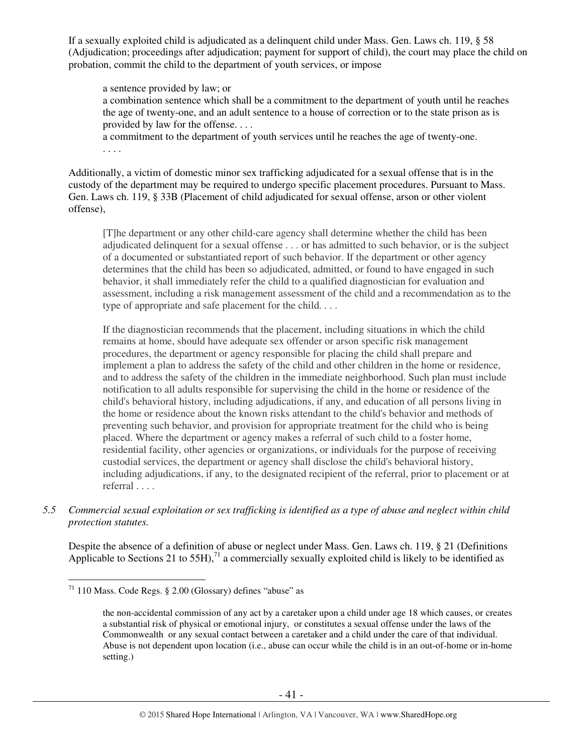If a sexually exploited child is adjudicated as a delinquent child under Mass. Gen. Laws ch. 119, § 58 (Adjudication; proceedings after adjudication; payment for support of child), the court may place the child on probation, commit the child to the department of youth services, or impose

> a sentence provided by law; or
> a combination sentence which shall be a commitment to the department of youth until he reaches the age of twenty-one, and an adult sentence to a house of correction or to the state prison as is provided by law for the offense. . . .
> a commitment to the department of youth services until he reaches the age of twenty-one.
> . . . .

Additionally, a victim of domestic minor sex trafficking adjudicated for a sexual offense that is in the custody of the department may be required to undergo specific placement procedures. Pursuant to Mass. Gen. Laws ch. 119, § 33B (Placement of child adjudicated for sexual offense, arson or other violent offense),

> [T]he department or any other child-care agency shall determine whether the child has been adjudicated delinquent for a sexual offense . . . or has admitted to such behavior, or is the subject of a documented or substantiated report of such behavior. If the department or other agency determines that the child has been so adjudicated, admitted, or found to have engaged in such behavior, it shall immediately refer the child to a qualified diagnostician for evaluation and assessment, including a risk management assessment of the child and a recommendation as to the type of appropriate and safe placement for the child. . . .
>
> If the diagnostician recommends that the placement, including situations in which the child remains at home, should have adequate sex offender or arson specific risk management procedures, the department or agency responsible for placing the child shall prepare and implement a plan to address the safety of the child and other children in the home or residence, and to address the safety of the children in the immediate neighborhood. Such plan must include notification to all adults responsible for supervising the child in the home or residence of the child's behavioral history, including adjudications, if any, and education of all persons living in the home or residence about the known risks attendant to the child's behavior and methods of preventing such behavior, and provision for appropriate treatment for the child who is being placed. Where the department or agency makes a referral of such child to a foster home, residential facility, other agencies or organizations, or individuals for the purpose of receiving custodial services, the department or agency shall disclose the child's behavioral history, including adjudications, if any, to the designated recipient of the referral, prior to placement or at referral . . . .

*5.5 Commercial sexual exploitation or sex trafficking is identified as a type of abuse and neglect within child protection statutes.*

Despite the absence of a definition of abuse or neglect under Mass. Gen. Laws ch. 119, § 21 (Definitions Applicable to Sections 21 to 55H),[71] a commercially sexually exploited child is likely to be identified as

---

[71] 110 Mass. Code Regs. § 2.00 (Glossary) defines "abuse" as

> the non-accidental commission of any act by a caretaker upon a child under age 18 which causes, or creates a substantial risk of physical or emotional injury, or constitutes a sexual offense under the laws of the Commonwealth or any sexual contact between a caretaker and a child under the care of that individual. Abuse is not dependent upon location (i.e., abuse can occur while the child is in an out-of-home or in-home setting.)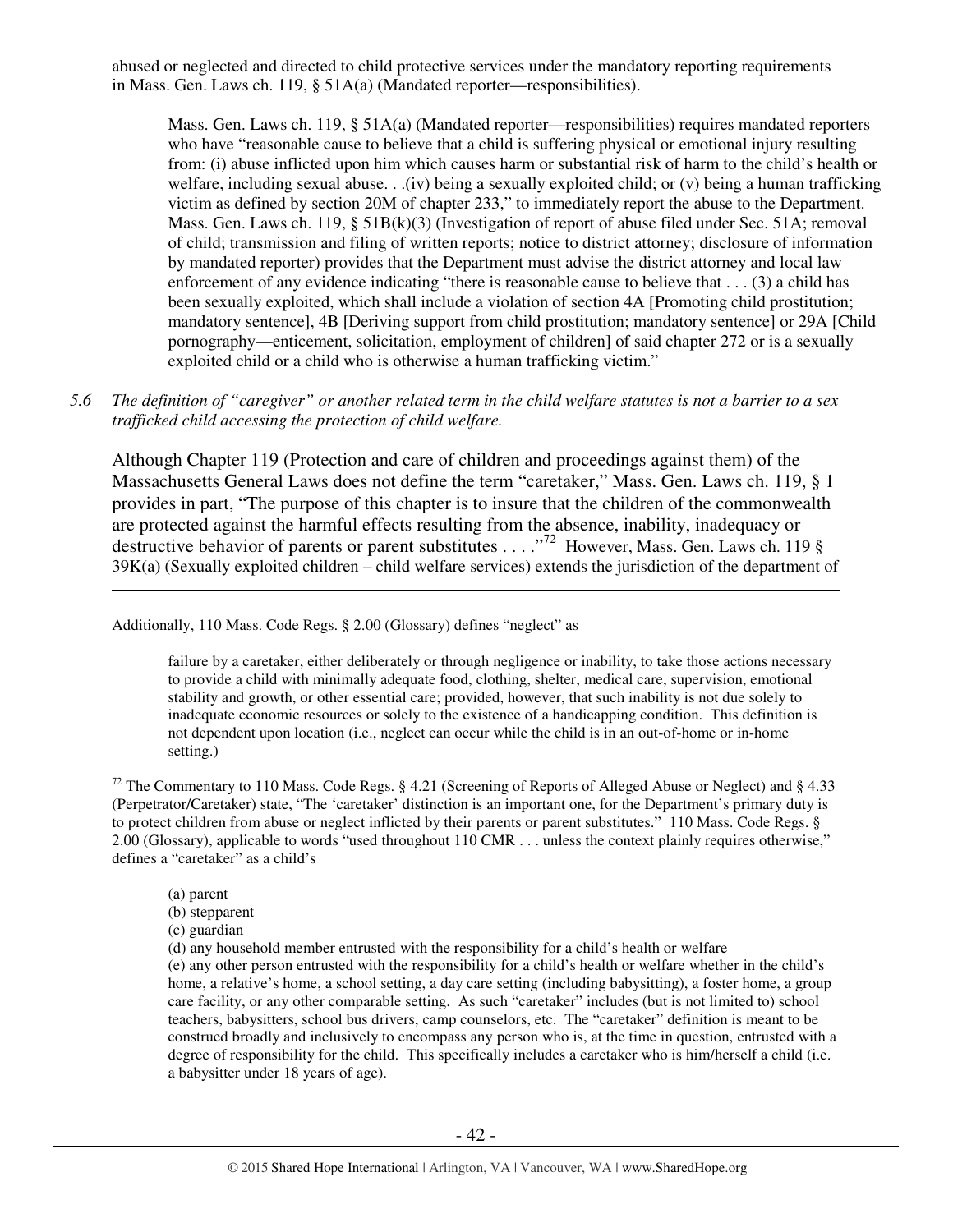abused or neglected and directed to child protective services under the mandatory reporting requirements in Mass. Gen. Laws ch. 119, § 51A(a) (Mandated reporter—responsibilities).

> Mass. Gen. Laws ch. 119, § 51A(a) (Mandated reporter—responsibilities) requires mandated reporters who have "reasonable cause to believe that a child is suffering physical or emotional injury resulting from: (i) abuse inflicted upon him which causes harm or substantial risk of harm to the child's health or welfare, including sexual abuse. . .(iv) being a sexually exploited child; or (v) being a human trafficking victim as defined by section 20M of chapter 233," to immediately report the abuse to the Department. Mass. Gen. Laws ch. 119, § 51B(k)(3) (Investigation of report of abuse filed under Sec. 51A; removal of child; transmission and filing of written reports; notice to district attorney; disclosure of information by mandated reporter) provides that the Department must advise the district attorney and local law enforcement of any evidence indicating "there is reasonable cause to believe that . . . (3) a child has been sexually exploited, which shall include a violation of section 4A [Promoting child prostitution; mandatory sentence], 4B [Deriving support from child prostitution; mandatory sentence] or 29A [Child pornography—enticement, solicitation, employment of children] of said chapter 272 or is a sexually exploited child or a child who is otherwise a human trafficking victim."

*5.6 The definition of "caregiver" or another related term in the child welfare statutes is not a barrier to a sex trafficked child accessing the protection of child welfare.*

Although Chapter 119 (Protection and care of children and proceedings against them) of the Massachusetts General Laws does not define the term "caretaker," Mass. Gen. Laws ch. 119, § 1 provides in part, "The purpose of this chapter is to insure that the children of the commonwealth are protected against the harmful effects resulting from the absence, inability, inadequacy or destructive behavior of parents or parent substitutes . . . ."[72] However, Mass. Gen. Laws ch. 119 § 39K(a) (Sexually exploited children – child welfare services) extends the jurisdiction of the department of

---

Additionally, 110 Mass. Code Regs. § 2.00 (Glossary) defines "neglect" as

> failure by a caretaker, either deliberately or through negligence or inability, to take those actions necessary to provide a child with minimally adequate food, clothing, shelter, medical care, supervision, emotional stability and growth, or other essential care; provided, however, that such inability is not due solely to inadequate economic resources or solely to the existence of a handicapping condition. This definition is not dependent upon location (i.e., neglect can occur while the child is in an out-of-home or in-home setting.)

[72] The Commentary to 110 Mass. Code Regs. § 4.21 (Screening of Reports of Alleged Abuse or Neglect) and § 4.33 (Perpetrator/Caretaker) state, "The 'caretaker' distinction is an important one, for the Department's primary duty is to protect children from abuse or neglect inflicted by their parents or parent substitutes." 110 Mass. Code Regs. § 2.00 (Glossary), applicable to words "used throughout 110 CMR . . . unless the context plainly requires otherwise," defines a "caretaker" as a child's

> (a) parent
> (b) stepparent
> (c) guardian
> (d) any household member entrusted with the responsibility for a child's health or welfare
> (e) any other person entrusted with the responsibility for a child's health or welfare whether in the child's home, a relative's home, a school setting, a day care setting (including babysitting), a foster home, a group care facility, or any other comparable setting. As such "caretaker" includes (but is not limited to) school teachers, babysitters, school bus drivers, camp counselors, etc. The "caretaker" definition is meant to be construed broadly and inclusively to encompass any person who is, at the time in question, entrusted with a degree of responsibility for the child. This specifically includes a caretaker who is him/herself a child (i.e. a babysitter under 18 years of age).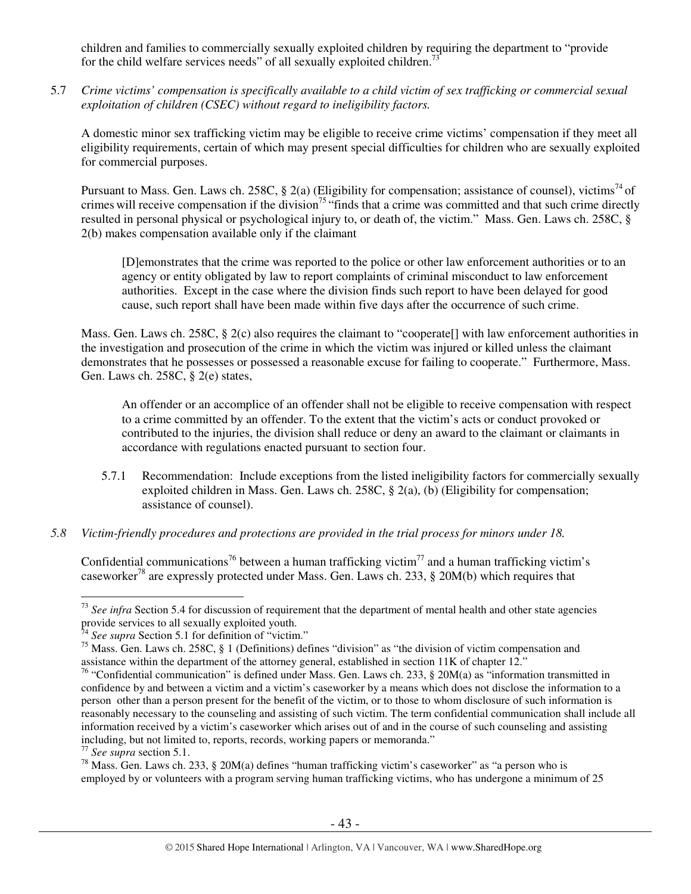children and families to commercially sexually exploited children by requiring the department to "provide for the child welfare services needs" of all sexually exploited children.[73]

5.7 *Crime victims' compensation is specifically available to a child victim of sex trafficking or commercial sexual exploitation of children (CSEC) without regard to ineligibility factors.*

A domestic minor sex trafficking victim may be eligible to receive crime victims' compensation if they meet all eligibility requirements, certain of which may present special difficulties for children who are sexually exploited for commercial purposes.

Pursuant to Mass. Gen. Laws ch. 258C, § 2(a) (Eligibility for compensation; assistance of counsel), victims[74] of crimes will receive compensation if the division[75] "finds that a crime was committed and that such crime directly resulted in personal physical or psychological injury to, or death of, the victim." Mass. Gen. Laws ch. 258C, § 2(b) makes compensation available only if the claimant

> [D]emonstrates that the crime was reported to the police or other law enforcement authorities or to an agency or entity obligated by law to report complaints of criminal misconduct to law enforcement authorities. Except in the case where the division finds such report to have been delayed for good cause, such report shall have been made within five days after the occurrence of such crime.

Mass. Gen. Laws ch. 258C, § 2(c) also requires the claimant to "cooperate[] with law enforcement authorities in the investigation and prosecution of the crime in which the victim was injured or killed unless the claimant demonstrates that he possesses or possessed a reasonable excuse for failing to cooperate." Furthermore, Mass. Gen. Laws ch. 258C, § 2(e) states,

> An offender or an accomplice of an offender shall not be eligible to receive compensation with respect to a crime committed by an offender. To the extent that the victim's acts or conduct provoked or contributed to the injuries, the division shall reduce or deny an award to the claimant or claimants in accordance with regulations enacted pursuant to section four.

5.7.1 Recommendation: Include exceptions from the listed ineligibility factors for commercially sexually exploited children in Mass. Gen. Laws ch. 258C, § 2(a), (b) (Eligibility for compensation; assistance of counsel).

5.8 *Victim-friendly procedures and protections are provided in the trial process for minors under 18.*

Confidential communications[76] between a human trafficking victim[77] and a human trafficking victim's caseworker[78] are expressly protected under Mass. Gen. Laws ch. 233, § 20M(b) which requires that

---

[73] *See infra* Section 5.4 for discussion of requirement that the department of mental health and other state agencies provide services to all sexually exploited youth.

[74] *See supra* Section 5.1 for definition of "victim."

[75] Mass. Gen. Laws ch. 258C, § 1 (Definitions) defines "division" as "the division of victim compensation and assistance within the department of the attorney general, established in section 11K of chapter 12."

[76] "Confidential communication" is defined under Mass. Gen. Laws ch. 233, § 20M(a) as "information transmitted in confidence by and between a victim and a victim's caseworker by a means which does not disclose the information to a person other than a person present for the benefit of the victim, or to those to whom disclosure of such information is reasonably necessary to the counseling and assisting of such victim. The term confidential communication shall include all information received by a victim's caseworker which arises out of and in the course of such counseling and assisting including, but not limited to, reports, records, working papers or memoranda."

[77] *See supra* section 5.1.

[78] Mass. Gen. Laws ch. 233, § 20M(a) defines "human trafficking victim's caseworker" as "a person who is employed by or volunteers with a program serving human trafficking victims, who has undergone a minimum of 25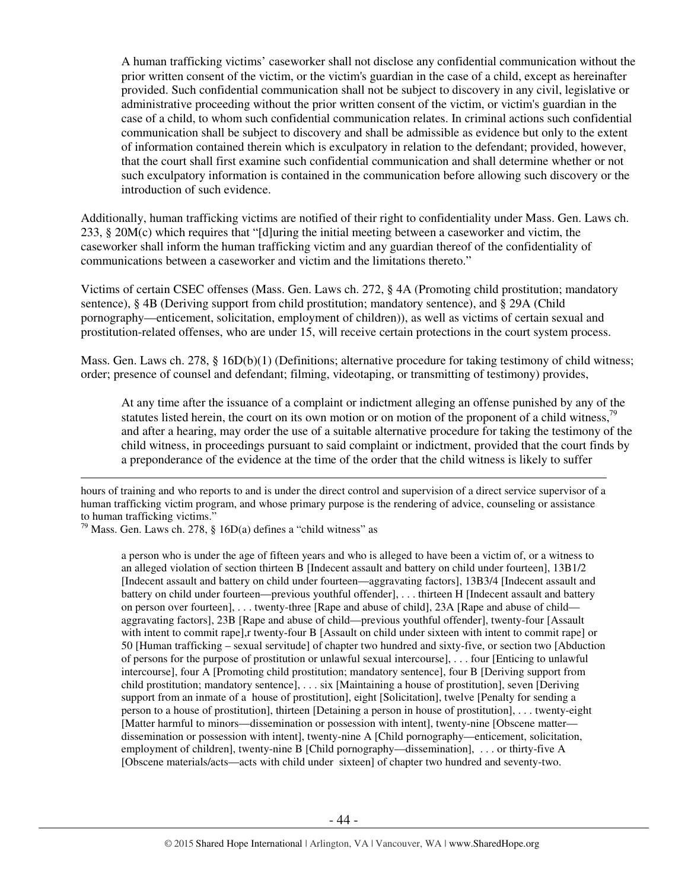> A human trafficking victims' caseworker shall not disclose any confidential communication without the prior written consent of the victim, or the victim's guardian in the case of a child, except as hereinafter provided. Such confidential communication shall not be subject to discovery in any civil, legislative or administrative proceeding without the prior written consent of the victim, or victim's guardian in the case of a child, to whom such confidential communication relates. In criminal actions such confidential communication shall be subject to discovery and shall be admissible as evidence but only to the extent of information contained therein which is exculpatory in relation to the defendant; provided, however, that the court shall first examine such confidential communication and shall determine whether or not such exculpatory information is contained in the communication before allowing such discovery or the introduction of such evidence.

Additionally, human trafficking victims are notified of their right to confidentiality under Mass. Gen. Laws ch. 233, § 20M(c) which requires that "[d]uring the initial meeting between a caseworker and victim, the caseworker shall inform the human trafficking victim and any guardian thereof of the confidentiality of communications between a caseworker and victim and the limitations thereto."

Victims of certain CSEC offenses (Mass. Gen. Laws ch. 272, § 4A (Promoting child prostitution; mandatory sentence), § 4B (Deriving support from child prostitution; mandatory sentence), and § 29A (Child pornography—enticement, solicitation, employment of children)), as well as victims of certain sexual and prostitution-related offenses, who are under 15, will receive certain protections in the court system process.

Mass. Gen. Laws ch. 278, § 16D(b)(1) (Definitions; alternative procedure for taking testimony of child witness; order; presence of counsel and defendant; filming, videotaping, or transmitting of testimony) provides,

> At any time after the issuance of a complaint or indictment alleging an offense punished by any of the statutes listed herein, the court on its own motion or on motion of the proponent of a child witness,[79] and after a hearing, may order the use of a suitable alternative procedure for taking the testimony of the child witness, in proceedings pursuant to said complaint or indictment, provided that the court finds by a preponderance of the evidence at the time of the order that the child witness is likely to suffer

---

hours of training and who reports to and is under the direct control and supervision of a direct service supervisor of a human trafficking victim program, and whose primary purpose is the rendering of advice, counseling or assistance to human trafficking victims."

[79] Mass. Gen. Laws ch. 278, § 16D(a) defines a "child witness" as

> a person who is under the age of fifteen years and who is alleged to have been a victim of, or a witness to an alleged violation of section thirteen B [Indecent assault and battery on child under fourteen], 13B1/2 [Indecent assault and battery on child under fourteen—aggravating factors], 13B3/4 [Indecent assault and battery on child under fourteen—previous youthful offender], . . . thirteen H [Indecent assault and battery on person over fourteen], . . . twenty-three [Rape and abuse of child], 23A [Rape and abuse of child—aggravating factors], 23B [Rape and abuse of child—previous youthful offender], twenty-four [Assault with intent to commit rape],r twenty-four B [Assault on child under sixteen with intent to commit rape] or 50 [Human trafficking – sexual servitude] of chapter two hundred and sixty-five, or section two [Abduction of persons for the purpose of prostitution or unlawful sexual intercourse], . . . four [Enticing to unlawful intercourse], four A [Promoting child prostitution; mandatory sentence], four B [Deriving support from child prostitution; mandatory sentence], . . . six [Maintaining a house of prostitution], seven [Deriving support from an inmate of a house of prostitution], eight [Solicitation], twelve [Penalty for sending a person to a house of prostitution], thirteen [Detaining a person in house of prostitution], . . . twenty-eight [Matter harmful to minors—dissemination or possession with intent], twenty-nine [Obscene matter—dissemination or possession with intent], twenty-nine A [Child pornography—enticement, solicitation, employment of children], twenty-nine B [Child pornography—dissemination], . . . or thirty-five A [Obscene materials/acts—acts with child under sixteen] of chapter two hundred and seventy-two.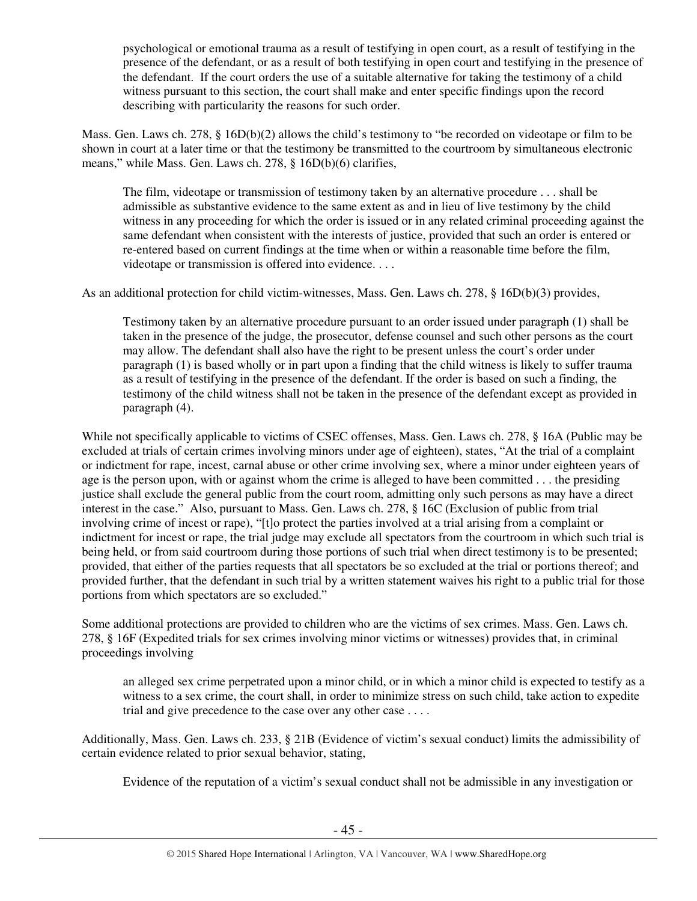> psychological or emotional trauma as a result of testifying in open court, as a result of testifying in the presence of the defendant, or as a result of both testifying in open court and testifying in the presence of the defendant. If the court orders the use of a suitable alternative for taking the testimony of a child witness pursuant to this section, the court shall make and enter specific findings upon the record describing with particularity the reasons for such order.

Mass. Gen. Laws ch. 278, § 16D(b)(2) allows the child's testimony to "be recorded on videotape or film to be shown in court at a later time or that the testimony be transmitted to the courtroom by simultaneous electronic means," while Mass. Gen. Laws ch. 278, § 16D(b)(6) clarifies,

> The film, videotape or transmission of testimony taken by an alternative procedure . . . shall be admissible as substantive evidence to the same extent as and in lieu of live testimony by the child witness in any proceeding for which the order is issued or in any related criminal proceeding against the same defendant when consistent with the interests of justice, provided that such an order is entered or re-entered based on current findings at the time when or within a reasonable time before the film, videotape or transmission is offered into evidence. . . .

As an additional protection for child victim-witnesses, Mass. Gen. Laws ch. 278, § 16D(b)(3) provides,

> Testimony taken by an alternative procedure pursuant to an order issued under paragraph (1) shall be taken in the presence of the judge, the prosecutor, defense counsel and such other persons as the court may allow. The defendant shall also have the right to be present unless the court's order under paragraph (1) is based wholly or in part upon a finding that the child witness is likely to suffer trauma as a result of testifying in the presence of the defendant. If the order is based on such a finding, the testimony of the child witness shall not be taken in the presence of the defendant except as provided in paragraph (4).

While not specifically applicable to victims of CSEC offenses, Mass. Gen. Laws ch. 278, § 16A (Public may be excluded at trials of certain crimes involving minors under age of eighteen), states, "At the trial of a complaint or indictment for rape, incest, carnal abuse or other crime involving sex, where a minor under eighteen years of age is the person upon, with or against whom the crime is alleged to have been committed . . . the presiding justice shall exclude the general public from the court room, admitting only such persons as may have a direct interest in the case." Also, pursuant to Mass. Gen. Laws ch. 278, § 16C (Exclusion of public from trial involving crime of incest or rape), "[t]o protect the parties involved at a trial arising from a complaint or indictment for incest or rape, the trial judge may exclude all spectators from the courtroom in which such trial is being held, or from said courtroom during those portions of such trial when direct testimony is to be presented; provided, that either of the parties requests that all spectators be so excluded at the trial or portions thereof; and provided further, that the defendant in such trial by a written statement waives his right to a public trial for those portions from which spectators are so excluded."

Some additional protections are provided to children who are the victims of sex crimes. Mass. Gen. Laws ch. 278, § 16F (Expedited trials for sex crimes involving minor victims or witnesses) provides that, in criminal proceedings involving

> an alleged sex crime perpetrated upon a minor child, or in which a minor child is expected to testify as a witness to a sex crime, the court shall, in order to minimize stress on such child, take action to expedite trial and give precedence to the case over any other case . . . .

Additionally, Mass. Gen. Laws ch. 233, § 21B (Evidence of victim's sexual conduct) limits the admissibility of certain evidence related to prior sexual behavior, stating,

> Evidence of the reputation of a victim's sexual conduct shall not be admissible in any investigation or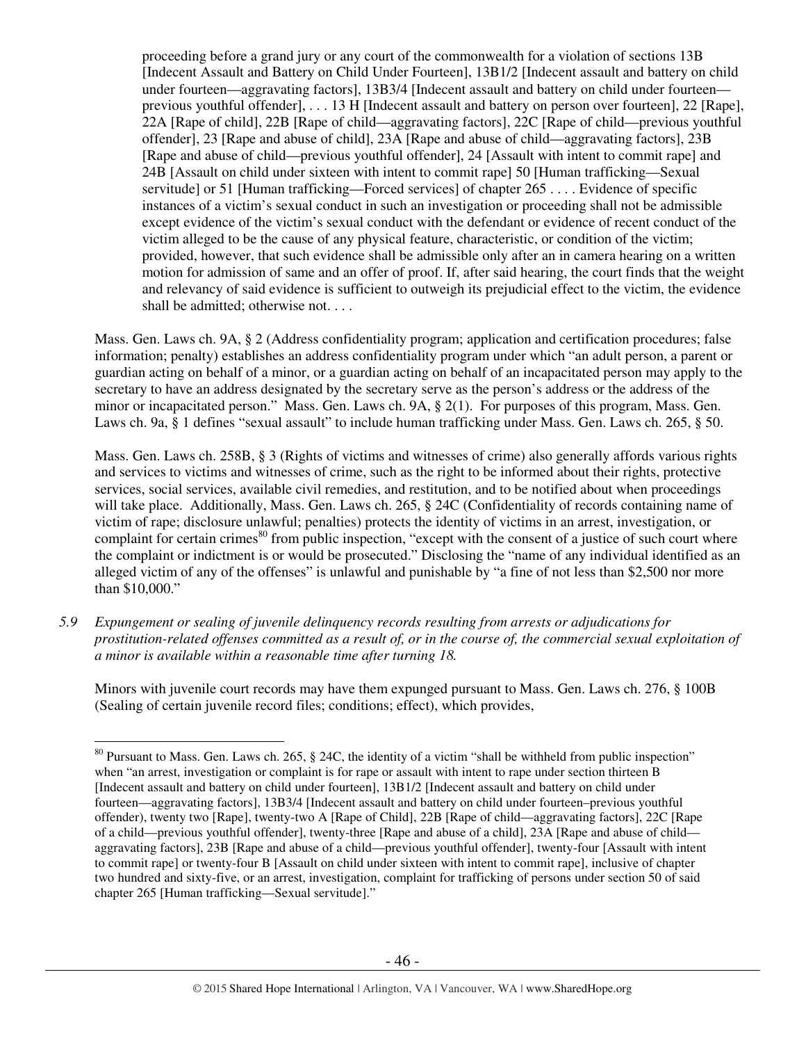> proceeding before a grand jury or any court of the commonwealth for a violation of sections 13B [Indecent Assault and Battery on Child Under Fourteen], 13B1/2 [Indecent assault and battery on child under fourteen—aggravating factors], 13B3/4 [Indecent assault and battery on child under fourteen—previous youthful offender], . . . 13 H [Indecent assault and battery on person over fourteen], 22 [Rape], 22A [Rape of child], 22B [Rape of child—aggravating factors], 22C [Rape of child—previous youthful offender], 23 [Rape and abuse of child], 23A [Rape and abuse of child—aggravating factors], 23B [Rape and abuse of child—previous youthful offender], 24 [Assault with intent to commit rape] and 24B [Assault on child under sixteen with intent to commit rape] 50 [Human trafficking—Sexual servitude] or 51 [Human trafficking—Forced services] of chapter 265 . . . . Evidence of specific instances of a victim's sexual conduct in such an investigation or proceeding shall not be admissible except evidence of the victim's sexual conduct with the defendant or evidence of recent conduct of the victim alleged to be the cause of any physical feature, characteristic, or condition of the victim; provided, however, that such evidence shall be admissible only after an in camera hearing on a written motion for admission of same and an offer of proof. If, after said hearing, the court finds that the weight and relevancy of said evidence is sufficient to outweigh its prejudicial effect to the victim, the evidence shall be admitted; otherwise not. . . .

Mass. Gen. Laws ch. 9A, § 2 (Address confidentiality program; application and certification procedures; false information; penalty) establishes an address confidentiality program under which "an adult person, a parent or guardian acting on behalf of a minor, or a guardian acting on behalf of an incapacitated person may apply to the secretary to have an address designated by the secretary serve as the person's address or the address of the minor or incapacitated person." Mass. Gen. Laws ch. 9A, § 2(1). For purposes of this program, Mass. Gen. Laws ch. 9a, § 1 defines "sexual assault" to include human trafficking under Mass. Gen. Laws ch. 265, § 50.

Mass. Gen. Laws ch. 258B, § 3 (Rights of victims and witnesses of crime) also generally affords various rights and services to victims and witnesses of crime, such as the right to be informed about their rights, protective services, social services, available civil remedies, and restitution, and to be notified about when proceedings will take place. Additionally, Mass. Gen. Laws ch. 265, § 24C (Confidentiality of records containing name of victim of rape; disclosure unlawful; penalties) protects the identity of victims in an arrest, investigation, or complaint for certain crimes[80] from public inspection, "except with the consent of a justice of such court where the complaint or indictment is or would be prosecuted." Disclosing the "name of any individual identified as an alleged victim of any of the offenses" is unlawful and punishable by "a fine of not less than $2,500 nor more than $10,000."

*5.9 Expungement or sealing of juvenile delinquency records resulting from arrests or adjudications for prostitution-related offenses committed as a result of, or in the course of, the commercial sexual exploitation of a minor is available within a reasonable time after turning 18.*

Minors with juvenile court records may have them expunged pursuant to Mass. Gen. Laws ch. 276, § 100B (Sealing of certain juvenile record files; conditions; effect), which provides,

---

[80] Pursuant to Mass. Gen. Laws ch. 265, § 24C, the identity of a victim "shall be withheld from public inspection" when "an arrest, investigation or complaint is for rape or assault with intent to rape under section thirteen B [Indecent assault and battery on child under fourteen], 13B1/2 [Indecent assault and battery on child under fourteen—aggravating factors], 13B3/4 [Indecent assault and battery on child under fourteen–previous youthful offender), twenty two [Rape], twenty-two A [Rape of Child], 22B [Rape of child—aggravating factors], 22C [Rape of a child—previous youthful offender], twenty-three [Rape and abuse of a child], 23A [Rape and abuse of child—aggravating factors], 23B [Rape and abuse of a child—previous youthful offender], twenty-four [Assault with intent to commit rape] or twenty-four B [Assault on child under sixteen with intent to commit rape], inclusive of chapter two hundred and sixty-five, or an arrest, investigation, complaint for trafficking of persons under section 50 of said chapter 265 [Human trafficking—Sexual servitude]."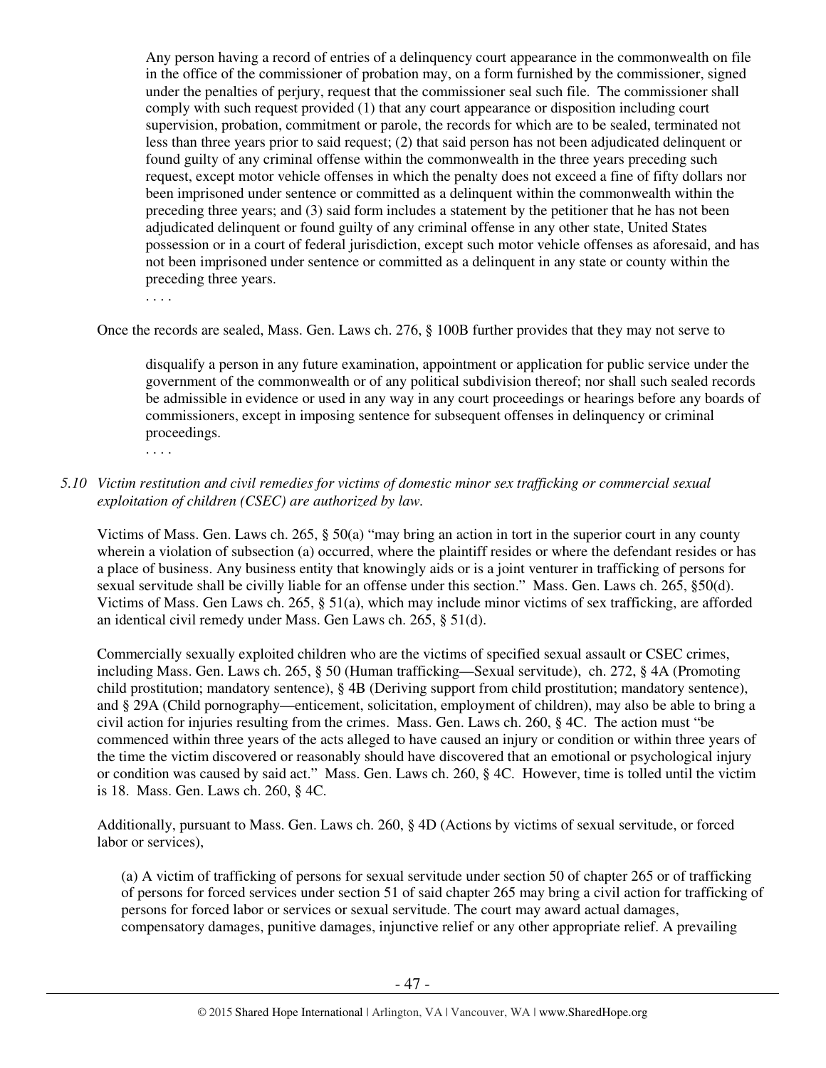> Any person having a record of entries of a delinquency court appearance in the commonwealth on file in the office of the commissioner of probation may, on a form furnished by the commissioner, signed under the penalties of perjury, request that the commissioner seal such file. The commissioner shall comply with such request provided (1) that any court appearance or disposition including court supervision, probation, commitment or parole, the records for which are to be sealed, terminated not less than three years prior to said request; (2) that said person has not been adjudicated delinquent or found guilty of any criminal offense within the commonwealth in the three years preceding such request, except motor vehicle offenses in which the penalty does not exceed a fine of fifty dollars nor been imprisoned under sentence or committed as a delinquent within the commonwealth within the preceding three years; and (3) said form includes a statement by the petitioner that he has not been adjudicated delinquent or found guilty of any criminal offense in any other state, United States possession or in a court of federal jurisdiction, except such motor vehicle offenses as aforesaid, and has not been imprisoned under sentence or committed as a delinquent in any state or county within the preceding three years.
>
> . . . .

Once the records are sealed, Mass. Gen. Laws ch. 276, § 100B further provides that they may not serve to

> disqualify a person in any future examination, appointment or application for public service under the government of the commonwealth or of any political subdivision thereof; nor shall such sealed records be admissible in evidence or used in any way in any court proceedings or hearings before any boards of commissioners, except in imposing sentence for subsequent offenses in delinquency or criminal proceedings.
>
> . . . .

*5.10 Victim restitution and civil remedies for victims of domestic minor sex trafficking or commercial sexual exploitation of children (CSEC) are authorized by law.*

Victims of Mass. Gen. Laws ch. 265, § 50(a) "may bring an action in tort in the superior court in any county wherein a violation of subsection (a) occurred, where the plaintiff resides or where the defendant resides or has a place of business. Any business entity that knowingly aids or is a joint venturer in trafficking of persons for sexual servitude shall be civilly liable for an offense under this section." Mass. Gen. Laws ch. 265, §50(d). Victims of Mass. Gen Laws ch. 265, § 51(a), which may include minor victims of sex trafficking, are afforded an identical civil remedy under Mass. Gen Laws ch. 265, § 51(d).

Commercially sexually exploited children who are the victims of specified sexual assault or CSEC crimes, including Mass. Gen. Laws ch. 265, § 50 (Human trafficking—Sexual servitude), ch. 272, § 4A (Promoting child prostitution; mandatory sentence), § 4B (Deriving support from child prostitution; mandatory sentence), and § 29A (Child pornography—enticement, solicitation, employment of children), may also be able to bring a civil action for injuries resulting from the crimes. Mass. Gen. Laws ch. 260, § 4C. The action must "be commenced within three years of the acts alleged to have caused an injury or condition or within three years of the time the victim discovered or reasonably should have discovered that an emotional or psychological injury or condition was caused by said act." Mass. Gen. Laws ch. 260, § 4C. However, time is tolled until the victim is 18. Mass. Gen. Laws ch. 260, § 4C.

Additionally, pursuant to Mass. Gen. Laws ch. 260, § 4D (Actions by victims of sexual servitude, or forced labor or services),

> (a) A victim of trafficking of persons for sexual servitude under section 50 of chapter 265 or of trafficking of persons for forced services under section 51 of said chapter 265 may bring a civil action for trafficking of persons for forced labor or services or sexual servitude. The court may award actual damages, compensatory damages, punitive damages, injunctive relief or any other appropriate relief. A prevailing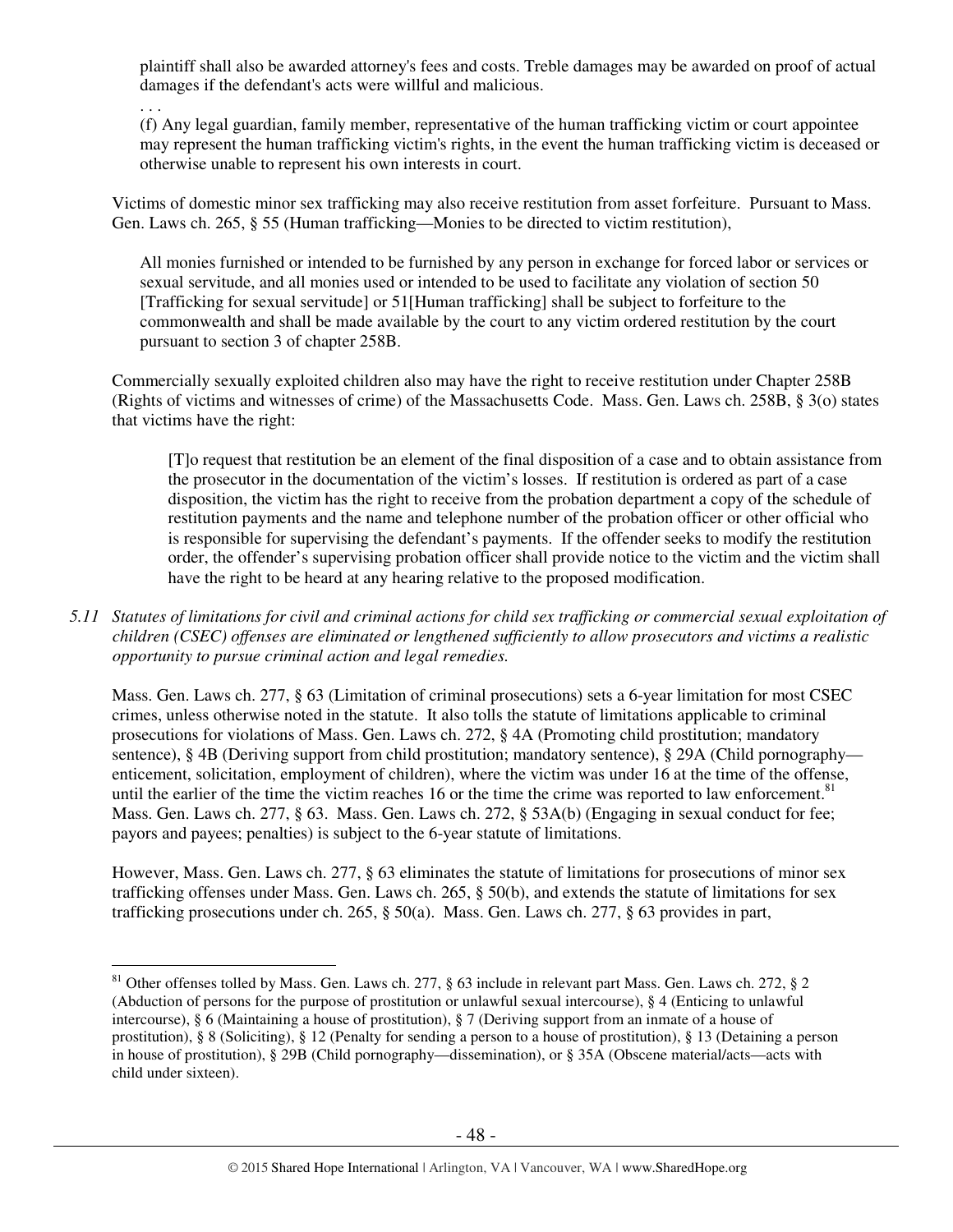plaintiff shall also be awarded attorney's fees and costs. Treble damages may be awarded on proof of actual damages if the defendant's acts were willful and malicious.

. . .

(f) Any legal guardian, family member, representative of the human trafficking victim or court appointee may represent the human trafficking victim's rights, in the event the human trafficking victim is deceased or otherwise unable to represent his own interests in court.

Victims of domestic minor sex trafficking may also receive restitution from asset forfeiture. Pursuant to Mass. Gen. Laws ch. 265, § 55 (Human trafficking—Monies to be directed to victim restitution),

> All monies furnished or intended to be furnished by any person in exchange for forced labor or services or sexual servitude, and all monies used or intended to be used to facilitate any violation of section 50 [Trafficking for sexual servitude] or 51[Human trafficking] shall be subject to forfeiture to the commonwealth and shall be made available by the court to any victim ordered restitution by the court pursuant to section 3 of chapter 258B.

Commercially sexually exploited children also may have the right to receive restitution under Chapter 258B (Rights of victims and witnesses of crime) of the Massachusetts Code. Mass. Gen. Laws ch. 258B, § 3(o) states that victims have the right:

> [T]o request that restitution be an element of the final disposition of a case and to obtain assistance from the prosecutor in the documentation of the victim's losses. If restitution is ordered as part of a case disposition, the victim has the right to receive from the probation department a copy of the schedule of restitution payments and the name and telephone number of the probation officer or other official who is responsible for supervising the defendant's payments. If the offender seeks to modify the restitution order, the offender's supervising probation officer shall provide notice to the victim and the victim shall have the right to be heard at any hearing relative to the proposed modification.

*5.11 Statutes of limitations for civil and criminal actions for child sex trafficking or commercial sexual exploitation of children (CSEC) offenses are eliminated or lengthened sufficiently to allow prosecutors and victims a realistic opportunity to pursue criminal action and legal remedies.*

Mass. Gen. Laws ch. 277, § 63 (Limitation of criminal prosecutions) sets a 6-year limitation for most CSEC crimes, unless otherwise noted in the statute. It also tolls the statute of limitations applicable to criminal prosecutions for violations of Mass. Gen. Laws ch. 272, § 4A (Promoting child prostitution; mandatory sentence), § 4B (Deriving support from child prostitution; mandatory sentence), § 29A (Child pornography—enticement, solicitation, employment of children), where the victim was under 16 at the time of the offense, until the earlier of the time the victim reaches 16 or the time the crime was reported to law enforcement.[81] Mass. Gen. Laws ch. 277, § 63. Mass. Gen. Laws ch. 272, § 53A(b) (Engaging in sexual conduct for fee; payors and payees; penalties) is subject to the 6-year statute of limitations.

However, Mass. Gen. Laws ch. 277, § 63 eliminates the statute of limitations for prosecutions of minor sex trafficking offenses under Mass. Gen. Laws ch. 265, § 50(b), and extends the statute of limitations for sex trafficking prosecutions under ch. 265, § 50(a). Mass. Gen. Laws ch. 277, § 63 provides in part,

---

[81] Other offenses tolled by Mass. Gen. Laws ch. 277, § 63 include in relevant part Mass. Gen. Laws ch. 272, § 2 (Abduction of persons for the purpose of prostitution or unlawful sexual intercourse), § 4 (Enticing to unlawful intercourse), § 6 (Maintaining a house of prostitution), § 7 (Deriving support from an inmate of a house of prostitution), § 8 (Soliciting), § 12 (Penalty for sending a person to a house of prostitution), § 13 (Detaining a person in house of prostitution), § 29B (Child pornography—dissemination), or § 35A (Obscene material/acts—acts with child under sixteen).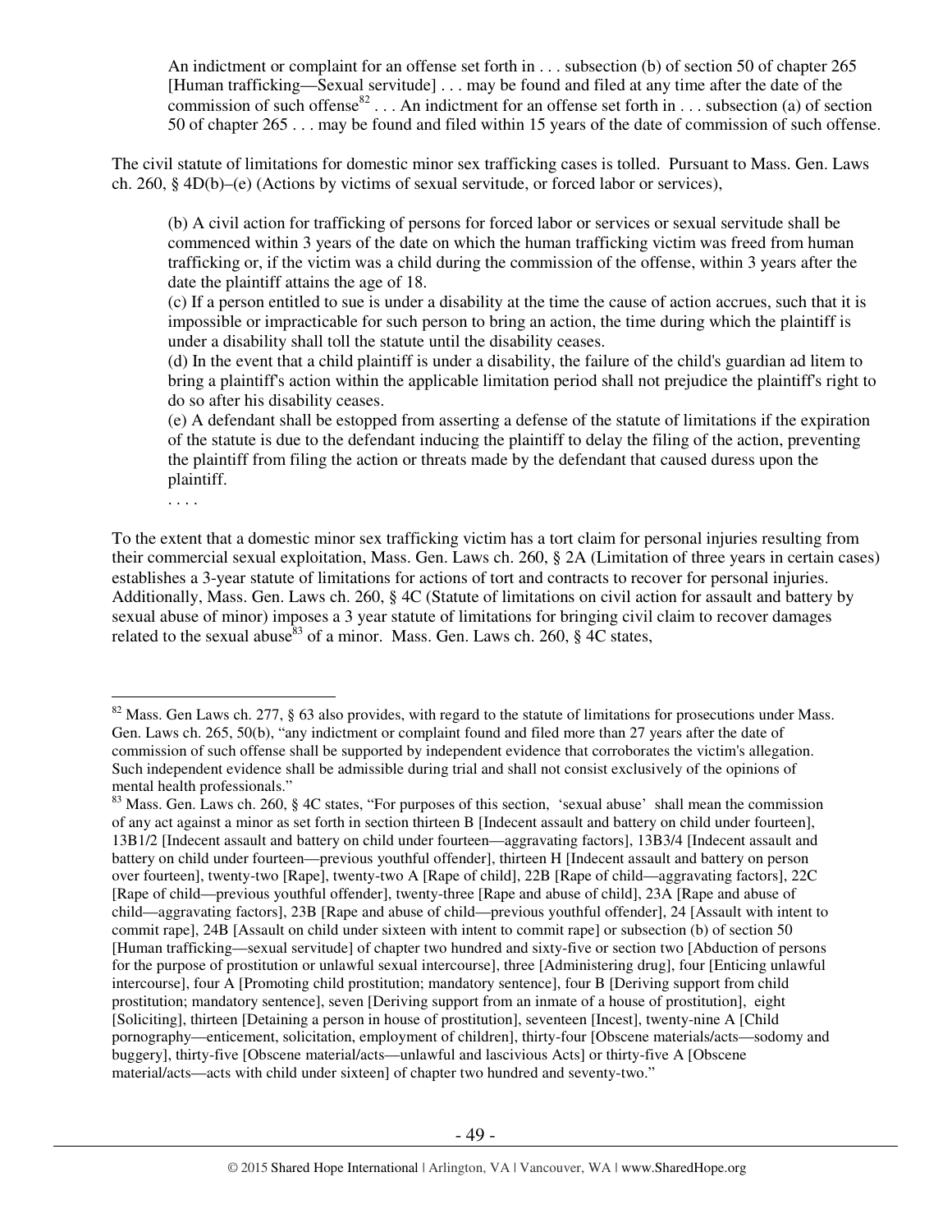> An indictment or complaint for an offense set forth in . . . subsection (b) of section 50 of chapter 265 [Human trafficking—Sexual servitude] . . . may be found and filed at any time after the date of the commission of such offense[82] . . . An indictment for an offense set forth in . . . subsection (a) of section 50 of chapter 265 . . . may be found and filed within 15 years of the date of commission of such offense.

The civil statute of limitations for domestic minor sex trafficking cases is tolled. Pursuant to Mass. Gen. Laws ch. 260, § 4D(b)–(e) (Actions by victims of sexual servitude, or forced labor or services),

> (b) A civil action for trafficking of persons for forced labor or services or sexual servitude shall be commenced within 3 years of the date on which the human trafficking victim was freed from human trafficking or, if the victim was a child during the commission of the offense, within 3 years after the date the plaintiff attains the age of 18.
>
> (c) If a person entitled to sue is under a disability at the time the cause of action accrues, such that it is impossible or impracticable for such person to bring an action, the time during which the plaintiff is under a disability shall toll the statute until the disability ceases.
>
> (d) In the event that a child plaintiff is under a disability, the failure of the child's guardian ad litem to bring a plaintiff's action within the applicable limitation period shall not prejudice the plaintiff's right to do so after his disability ceases.
>
> (e) A defendant shall be estopped from asserting a defense of the statute of limitations if the expiration of the statute is due to the defendant inducing the plaintiff to delay the filing of the action, preventing the plaintiff from filing the action or threats made by the defendant that caused duress upon the plaintiff.
>
> . . . .

To the extent that a domestic minor sex trafficking victim has a tort claim for personal injuries resulting from their commercial sexual exploitation, Mass. Gen. Laws ch. 260, § 2A (Limitation of three years in certain cases) establishes a 3-year statute of limitations for actions of tort and contracts to recover for personal injuries. Additionally, Mass. Gen. Laws ch. 260, § 4C (Statute of limitations on civil action for assault and battery by sexual abuse of minor) imposes a 3 year statute of limitations for bringing civil claim to recover damages related to the sexual abuse[83] of a minor. Mass. Gen. Laws ch. 260, § 4C states,

---

[82] Mass. Gen Laws ch. 277, § 63 also provides, with regard to the statute of limitations for prosecutions under Mass. Gen. Laws ch. 265, 50(b), "any indictment or complaint found and filed more than 27 years after the date of commission of such offense shall be supported by independent evidence that corroborates the victim's allegation. Such independent evidence shall be admissible during trial and shall not consist exclusively of the opinions of mental health professionals."

[83] Mass. Gen. Laws ch. 260, § 4C states, "For purposes of this section, 'sexual abuse' shall mean the commission of any act against a minor as set forth in section thirteen B [Indecent assault and battery on child under fourteen], 13B1/2 [Indecent assault and battery on child under fourteen—aggravating factors], 13B3/4 [Indecent assault and battery on child under fourteen—previous youthful offender], thirteen H [Indecent assault and battery on person over fourteen], twenty-two [Rape], twenty-two A [Rape of child], 22B [Rape of child—aggravating factors], 22C [Rape of child—previous youthful offender], twenty-three [Rape and abuse of child], 23A [Rape and abuse of child—aggravating factors], 23B [Rape and abuse of child—previous youthful offender], 24 [Assault with intent to commit rape], 24B [Assault on child under sixteen with intent to commit rape] or subsection (b) of section 50 [Human trafficking—sexual servitude] of chapter two hundred and sixty-five or section two [Abduction of persons for the purpose of prostitution or unlawful sexual intercourse], three [Administering drug], four [Enticing unlawful intercourse], four A [Promoting child prostitution; mandatory sentence], four B [Deriving support from child prostitution; mandatory sentence], seven [Deriving support from an inmate of a house of prostitution], eight [Soliciting], thirteen [Detaining a person in house of prostitution], seventeen [Incest], twenty-nine A [Child pornography—enticement, solicitation, employment of children], thirty-four [Obscene materials/acts—sodomy and buggery], thirty-five [Obscene material/acts—unlawful and lascivious Acts] or thirty-five A [Obscene material/acts—acts with child under sixteen] of chapter two hundred and seventy-two."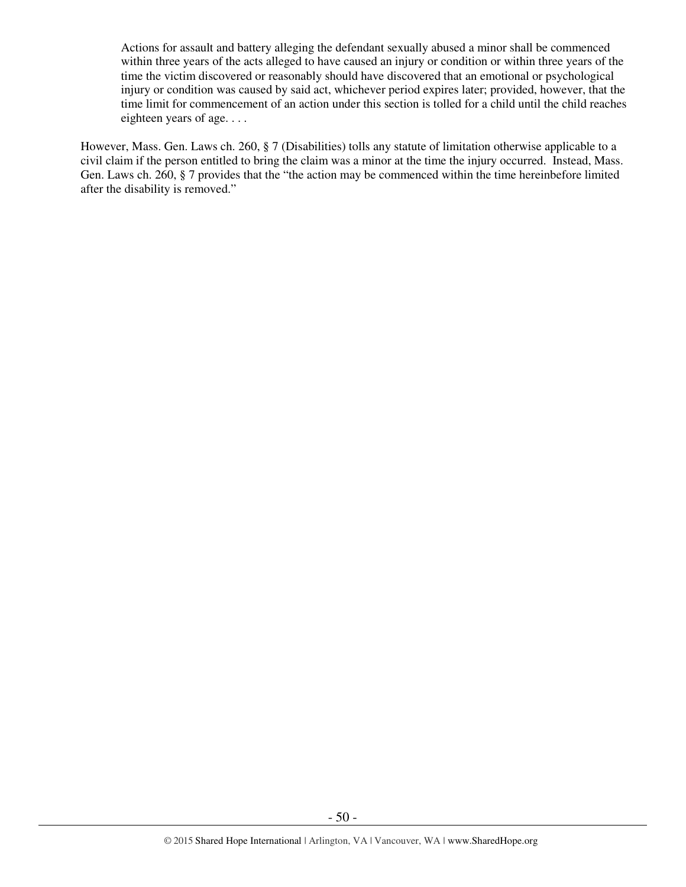> Actions for assault and battery alleging the defendant sexually abused a minor shall be commenced within three years of the acts alleged to have caused an injury or condition or within three years of the time the victim discovered or reasonably should have discovered that an emotional or psychological injury or condition was caused by said act, whichever period expires later; provided, however, that the time limit for commencement of an action under this section is tolled for a child until the child reaches eighteen years of age. . . .

However, Mass. Gen. Laws ch. 260, § 7 (Disabilities) tolls any statute of limitation otherwise applicable to a civil claim if the person entitled to bring the claim was a minor at the time the injury occurred. Instead, Mass. Gen. Laws ch. 260, § 7 provides that the "the action may be commenced within the time hereinbefore limited after the disability is removed."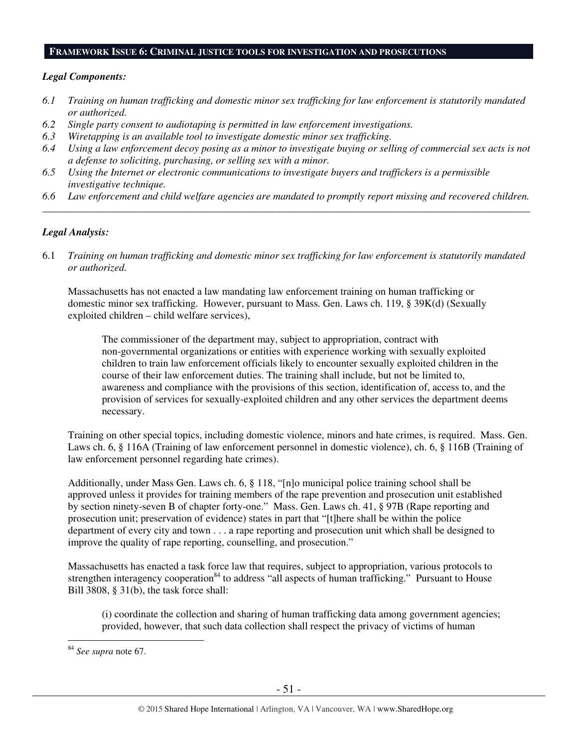## FRAMEWORK ISSUE 6: CRIMINAL JUSTICE TOOLS FOR INVESTIGATION AND PROSECUTIONS

### *Legal Components:*

*6.1 Training on human trafficking and domestic minor sex trafficking for law enforcement is statutorily mandated or authorized.*

*6.2 Single party consent to audiotaping is permitted in law enforcement investigations.*

*6.3 Wiretapping is an available tool to investigate domestic minor sex trafficking.*

*6.4 Using a law enforcement decoy posing as a minor to investigate buying or selling of commercial sex acts is not a defense to soliciting, purchasing, or selling sex with a minor.*

*6.5 Using the Internet or electronic communications to investigate buyers and traffickers is a permissible investigative technique.*

*6.6 Law enforcement and child welfare agencies are mandated to promptly report missing and recovered children.*

---

### *Legal Analysis:*

6.1 *Training on human trafficking and domestic minor sex trafficking for law enforcement is statutorily mandated or authorized.*

Massachusetts has not enacted a law mandating law enforcement training on human trafficking or domestic minor sex trafficking. However, pursuant to Mass. Gen. Laws ch. 119, § 39K(d) (Sexually exploited children – child welfare services),

> The commissioner of the department may, subject to appropriation, contract with non-governmental organizations or entities with experience working with sexually exploited children to train law enforcement officials likely to encounter sexually exploited children in the course of their law enforcement duties. The training shall include, but not be limited to, awareness and compliance with the provisions of this section, identification of, access to, and the provision of services for sexually-exploited children and any other services the department deems necessary.

Training on other special topics, including domestic violence, minors and hate crimes, is required. Mass. Gen. Laws ch. 6, § 116A (Training of law enforcement personnel in domestic violence), ch. 6, § 116B (Training of law enforcement personnel regarding hate crimes).

Additionally, under Mass Gen. Laws ch. 6, § 118, "[n]o municipal police training school shall be approved unless it provides for training members of the rape prevention and prosecution unit established by section ninety-seven B of chapter forty-one." Mass. Gen. Laws ch. 41, § 97B (Rape reporting and prosecution unit; preservation of evidence) states in part that "[t]here shall be within the police department of every city and town . . . a rape reporting and prosecution unit which shall be designed to improve the quality of rape reporting, counselling, and prosecution."

Massachusetts has enacted a task force law that requires, subject to appropriation, various protocols to strengthen interagency cooperation[84] to address "all aspects of human trafficking." Pursuant to House Bill 3808, § 31(b), the task force shall:

> (i) coordinate the collection and sharing of human trafficking data among government agencies; provided, however, that such data collection shall respect the privacy of victims of human

---

[84] *See supra* note 67.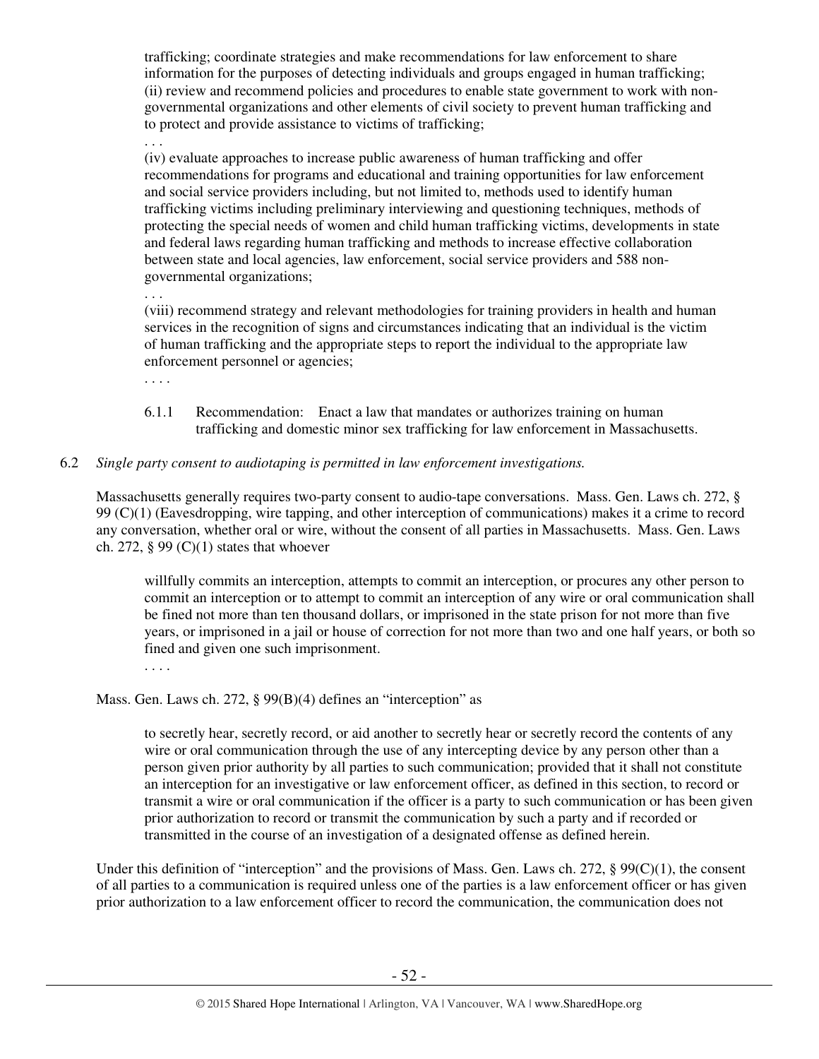trafficking; coordinate strategies and make recommendations for law enforcement to share information for the purposes of detecting individuals and groups engaged in human trafficking; (ii) review and recommend policies and procedures to enable state government to work with non-governmental organizations and other elements of civil society to prevent human trafficking and to protect and provide assistance to victims of trafficking;

. . .

(iv) evaluate approaches to increase public awareness of human trafficking and offer recommendations for programs and educational and training opportunities for law enforcement and social service providers including, but not limited to, methods used to identify human trafficking victims including preliminary interviewing and questioning techniques, methods of protecting the special needs of women and child human trafficking victims, developments in state and federal laws regarding human trafficking and methods to increase effective collaboration between state and local agencies, law enforcement, social service providers and 588 non-governmental organizations;

. . .

(viii) recommend strategy and relevant methodologies for training providers in health and human services in the recognition of signs and circumstances indicating that an individual is the victim of human trafficking and the appropriate steps to report the individual to the appropriate law enforcement personnel or agencies;

. . . .

6.1.1 Recommendation: Enact a law that mandates or authorizes training on human trafficking and domestic minor sex trafficking for law enforcement in Massachusetts.

6.2 *Single party consent to audiotaping is permitted in law enforcement investigations.*

Massachusetts generally requires two-party consent to audio-tape conversations. Mass. Gen. Laws ch. 272, § 99 (C)(1) (Eavesdropping, wire tapping, and other interception of communications) makes it a crime to record any conversation, whether oral or wire, without the consent of all parties in Massachusetts. Mass. Gen. Laws ch. 272, § 99 (C)(1) states that whoever

> willfully commits an interception, attempts to commit an interception, or procures any other person to commit an interception or to attempt to commit an interception of any wire or oral communication shall be fined not more than ten thousand dollars, or imprisoned in the state prison for not more than five years, or imprisoned in a jail or house of correction for not more than two and one half years, or both so fined and given one such imprisonment.
>
> . . . .

Mass. Gen. Laws ch. 272, § 99(B)(4) defines an "interception" as

> to secretly hear, secretly record, or aid another to secretly hear or secretly record the contents of any wire or oral communication through the use of any intercepting device by any person other than a person given prior authority by all parties to such communication; provided that it shall not constitute an interception for an investigative or law enforcement officer, as defined in this section, to record or transmit a wire or oral communication if the officer is a party to such communication or has been given prior authorization to record or transmit the communication by such a party and if recorded or transmitted in the course of an investigation of a designated offense as defined herein.

Under this definition of "interception" and the provisions of Mass. Gen. Laws ch. 272, § 99(C)(1), the consent of all parties to a communication is required unless one of the parties is a law enforcement officer or has given prior authorization to a law enforcement officer to record the communication, the communication does not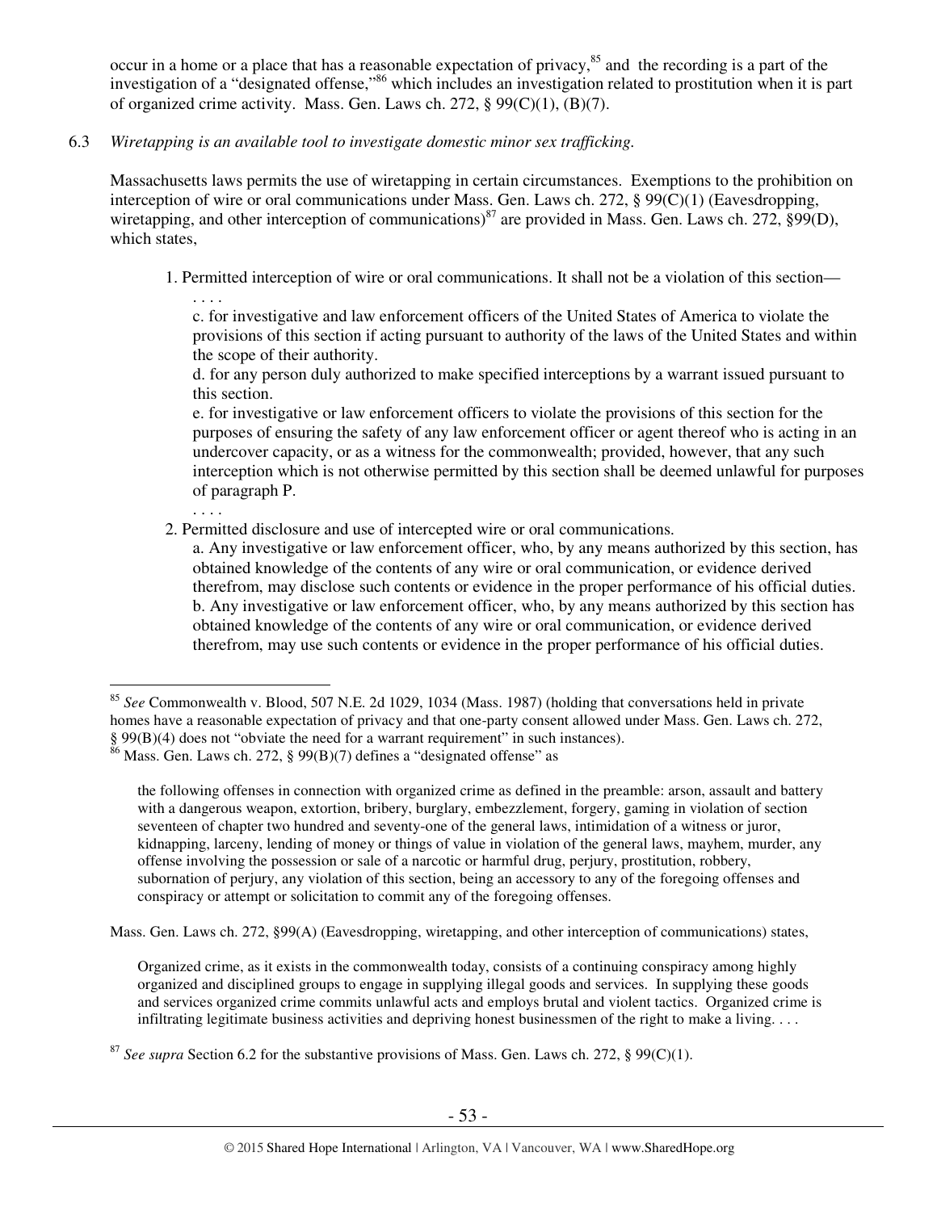occur in a home or a place that has a reasonable expectation of privacy,[85] and the recording is a part of the investigation of a "designated offense,"[86] which includes an investigation related to prostitution when it is part of organized crime activity. Mass. Gen. Laws ch. 272, § 99(C)(1), (B)(7).

6.3 *Wiretapping is an available tool to investigate domestic minor sex trafficking.*

Massachusetts laws permits the use of wiretapping in certain circumstances. Exemptions to the prohibition on interception of wire or oral communications under Mass. Gen. Laws ch. 272, § 99(C)(1) (Eavesdropping, wiretapping, and other interception of communications)[87] are provided in Mass. Gen. Laws ch. 272, §99(D), which states,

> 1. Permitted interception of wire or oral communications. It shall not be a violation of this section—
>
> . . . .
>
> c. for investigative and law enforcement officers of the United States of America to violate the provisions of this section if acting pursuant to authority of the laws of the United States and within the scope of their authority.
>
> d. for any person duly authorized to make specified interceptions by a warrant issued pursuant to this section.
>
> e. for investigative or law enforcement officers to violate the provisions of this section for the purposes of ensuring the safety of any law enforcement officer or agent thereof who is acting in an undercover capacity, or as a witness for the commonwealth; provided, however, that any such interception which is not otherwise permitted by this section shall be deemed unlawful for purposes of paragraph P.
>
> . . . .
>
> 2. Permitted disclosure and use of intercepted wire or oral communications.
>
> a. Any investigative or law enforcement officer, who, by any means authorized by this section, has obtained knowledge of the contents of any wire or oral communication, or evidence derived therefrom, may disclose such contents or evidence in the proper performance of his official duties.
>
> b. Any investigative or law enforcement officer, who, by any means authorized by this section has obtained knowledge of the contents of any wire or oral communication, or evidence derived therefrom, may use such contents or evidence in the proper performance of his official duties.

---

[85] *See* Commonwealth v. Blood, 507 N.E. 2d 1029, 1034 (Mass. 1987) (holding that conversations held in private homes have a reasonable expectation of privacy and that one-party consent allowed under Mass. Gen. Laws ch. 272, § 99(B)(4) does not "obviate the need for a warrant requirement" in such instances).

[86] Mass. Gen. Laws ch. 272, § 99(B)(7) defines a "designated offense" as

> the following offenses in connection with organized crime as defined in the preamble: arson, assault and battery with a dangerous weapon, extortion, bribery, burglary, embezzlement, forgery, gaming in violation of section seventeen of chapter two hundred and seventy-one of the general laws, intimidation of a witness or juror, kidnapping, larceny, lending of money or things of value in violation of the general laws, mayhem, murder, any offense involving the possession or sale of a narcotic or harmful drug, perjury, prostitution, robbery, subornation of perjury, any violation of this section, being an accessory to any of the foregoing offenses and conspiracy or attempt or solicitation to commit any of the foregoing offenses.

Mass. Gen. Laws ch. 272, §99(A) (Eavesdropping, wiretapping, and other interception of communications) states,

> Organized crime, as it exists in the commonwealth today, consists of a continuing conspiracy among highly organized and disciplined groups to engage in supplying illegal goods and services. In supplying these goods and services organized crime commits unlawful acts and employs brutal and violent tactics. Organized crime is infiltrating legitimate business activities and depriving honest businessmen of the right to make a living. . . .

[87] *See supra* Section 6.2 for the substantive provisions of Mass. Gen. Laws ch. 272, § 99(C)(1).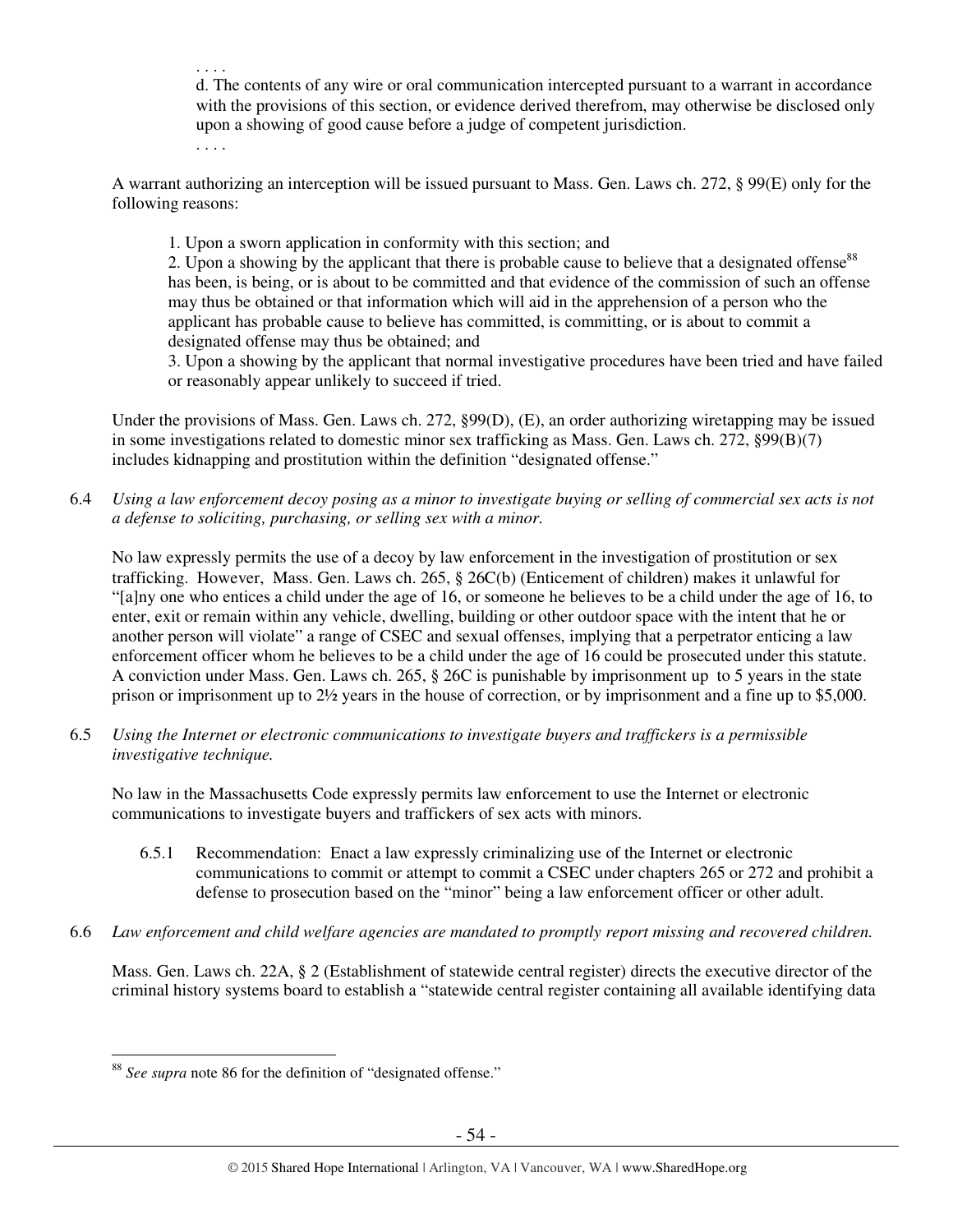. . . .

d. The contents of any wire or oral communication intercepted pursuant to a warrant in accordance with the provisions of this section, or evidence derived therefrom, may otherwise be disclosed only upon a showing of good cause before a judge of competent jurisdiction.

. . . .

A warrant authorizing an interception will be issued pursuant to Mass. Gen. Laws ch. 272, § 99(E) only for the following reasons:

1. Upon a sworn application in conformity with this section; and
2. Upon a showing by the applicant that there is probable cause to believe that a designated offense[88] has been, is being, or is about to be committed and that evidence of the commission of such an offense may thus be obtained or that information which will aid in the apprehension of a person who the applicant has probable cause to believe has committed, is committing, or is about to commit a designated offense may thus be obtained; and
3. Upon a showing by the applicant that normal investigative procedures have been tried and have failed or reasonably appear unlikely to succeed if tried.

Under the provisions of Mass. Gen. Laws ch. 272, §99(D), (E), an order authorizing wiretapping may be issued in some investigations related to domestic minor sex trafficking as Mass. Gen. Laws ch. 272, §99(B)(7) includes kidnapping and prostitution within the definition "designated offense."

6.4 *Using a law enforcement decoy posing as a minor to investigate buying or selling of commercial sex acts is not a defense to soliciting, purchasing, or selling sex with a minor.*

No law expressly permits the use of a decoy by law enforcement in the investigation of prostitution or sex trafficking. However, Mass. Gen. Laws ch. 265, § 26C(b) (Enticement of children) makes it unlawful for "[a]ny one who entices a child under the age of 16, or someone he believes to be a child under the age of 16, to enter, exit or remain within any vehicle, dwelling, building or other outdoor space with the intent that he or another person will violate" a range of CSEC and sexual offenses, implying that a perpetrator enticing a law enforcement officer whom he believes to be a child under the age of 16 could be prosecuted under this statute. A conviction under Mass. Gen. Laws ch. 265, § 26C is punishable by imprisonment up to 5 years in the state prison or imprisonment up to 2½ years in the house of correction, or by imprisonment and a fine up to $5,000.

6.5 *Using the Internet or electronic communications to investigate buyers and traffickers is a permissible investigative technique.*

No law in the Massachusetts Code expressly permits law enforcement to use the Internet or electronic communications to investigate buyers and traffickers of sex acts with minors.

6.5.1 Recommendation: Enact a law expressly criminalizing use of the Internet or electronic communications to commit or attempt to commit a CSEC under chapters 265 or 272 and prohibit a defense to prosecution based on the "minor" being a law enforcement officer or other adult.

6.6 *Law enforcement and child welfare agencies are mandated to promptly report missing and recovered children.*

Mass. Gen. Laws ch. 22A, § 2 (Establishment of statewide central register) directs the executive director of the criminal history systems board to establish a "statewide central register containing all available identifying data

---

[88] *See supra* note 86 for the definition of "designated offense."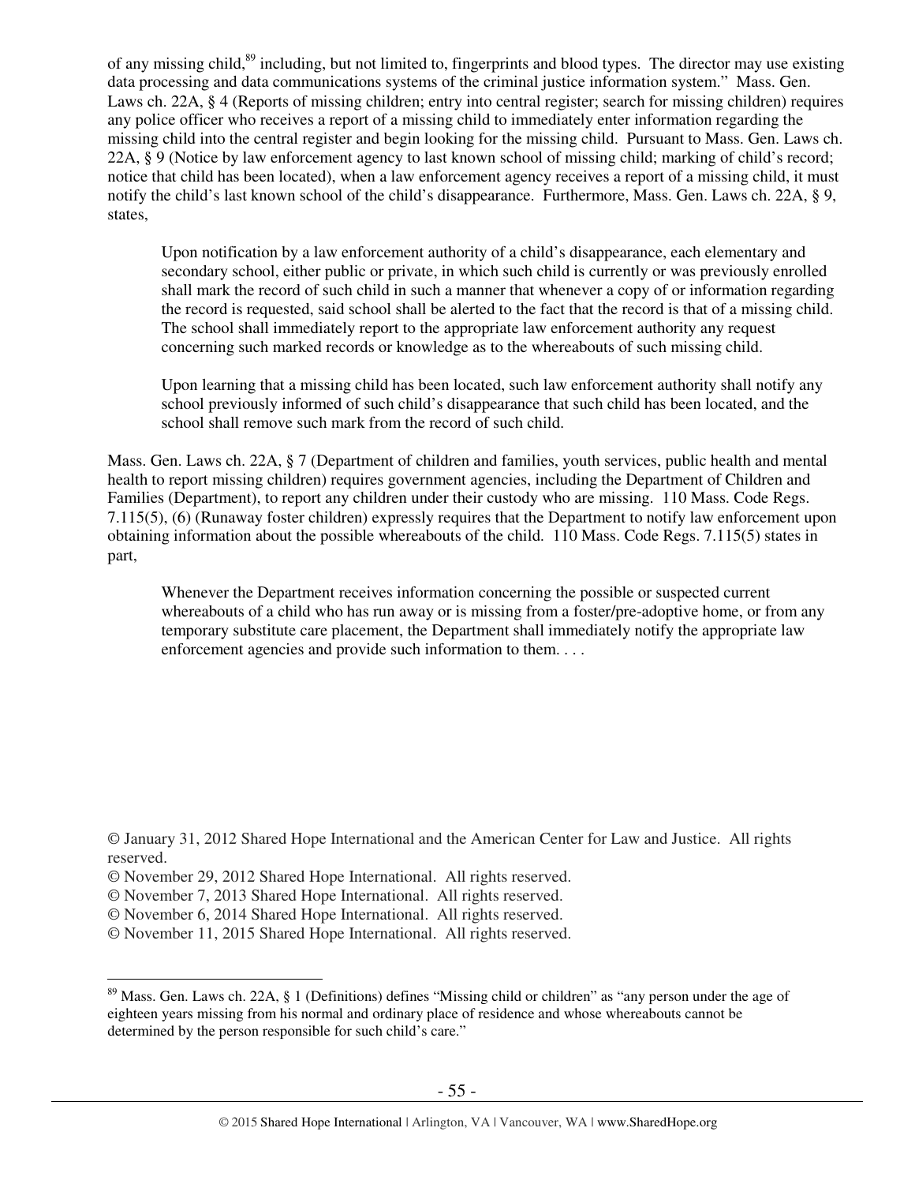of any missing child,[89] including, but not limited to, fingerprints and blood types. The director may use existing data processing and data communications systems of the criminal justice information system." Mass. Gen. Laws ch. 22A, § 4 (Reports of missing children; entry into central register; search for missing children) requires any police officer who receives a report of a missing child to immediately enter information regarding the missing child into the central register and begin looking for the missing child. Pursuant to Mass. Gen. Laws ch. 22A, § 9 (Notice by law enforcement agency to last known school of missing child; marking of child's record; notice that child has been located), when a law enforcement agency receives a report of a missing child, it must notify the child's last known school of the child's disappearance. Furthermore, Mass. Gen. Laws ch. 22A, § 9, states,

> Upon notification by a law enforcement authority of a child's disappearance, each elementary and secondary school, either public or private, in which such child is currently or was previously enrolled shall mark the record of such child in such a manner that whenever a copy of or information regarding the record is requested, said school shall be alerted to the fact that the record is that of a missing child. The school shall immediately report to the appropriate law enforcement authority any request concerning such marked records or knowledge as to the whereabouts of such missing child.
>
> Upon learning that a missing child has been located, such law enforcement authority shall notify any school previously informed of such child's disappearance that such child has been located, and the school shall remove such mark from the record of such child.

Mass. Gen. Laws ch. 22A, § 7 (Department of children and families, youth services, public health and mental health to report missing children) requires government agencies, including the Department of Children and Families (Department), to report any children under their custody who are missing. 110 Mass. Code Regs. 7.115(5), (6) (Runaway foster children) expressly requires that the Department to notify law enforcement upon obtaining information about the possible whereabouts of the child. 110 Mass. Code Regs. 7.115(5) states in part,

> Whenever the Department receives information concerning the possible or suspected current whereabouts of a child who has run away or is missing from a foster/pre-adoptive home, or from any temporary substitute care placement, the Department shall immediately notify the appropriate law enforcement agencies and provide such information to them. . . .

© January 31, 2012 Shared Hope International and the American Center for Law and Justice. All rights reserved.
© November 29, 2012 Shared Hope International. All rights reserved.
© November 7, 2013 Shared Hope International. All rights reserved.
© November 6, 2014 Shared Hope International. All rights reserved.
© November 11, 2015 Shared Hope International. All rights reserved.

---

[89] Mass. Gen. Laws ch. 22A, § 1 (Definitions) defines "Missing child or children" as "any person under the age of eighteen years missing from his normal and ordinary place of residence and whose whereabouts cannot be determined by the person responsible for such child's care."